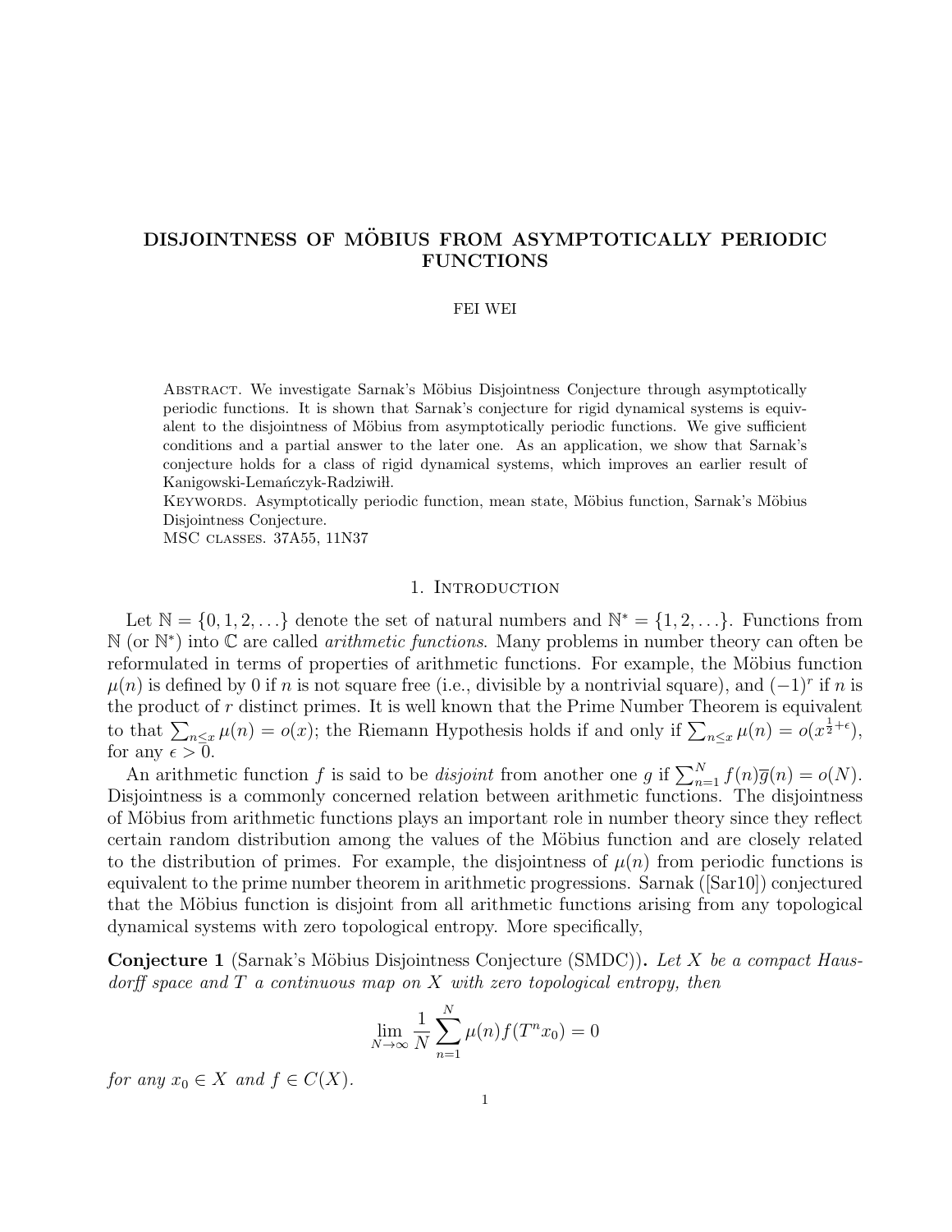# DISJOINTNESS OF MÖBIUS FROM ASYMPTOTICALLY PERIODIC FUNCTIONS

FEI WEI

Abstract. We investigate Sarnak's Möbius Disjointness Conjecture through asymptotically periodic functions. It is shown that Sarnak's conjecture for rigid dynamical systems is equivalent to the disjointness of Möbius from asymptotically periodic functions. We give sufficient conditions and a partial answer to the later one. As an application, we show that Sarnak's conjecture holds for a class of rigid dynamical systems, which improves an earlier result of Kanigowski-Lemańczyk-Radziwiłł.

Keywords. Asymptotically periodic function, mean state, Möbius function, Sarnak's Möbius Disjointness Conjecture.

MSC classes. 37A55, 11N37

## 1. Introduction

Let $\mathbb{N} = \{0, 1, 2, \ldots\}$ denote the set of natural numbers and $\mathbb{N}^* = \{1, 2, \ldots\}$. Functions from $\mathbb{N}$ (or $\mathbb{N}^*$) into $\mathbb{C}$ are called *arithmetic functions*. Many problems in number theory can often be reformulated in terms of properties of arithmetic functions. For example, the Möbius function $\mu(n)$ is defined by 0 if $n$ is not square free (i.e., divisible by a nontrivial square), and $(-1)^r$ if $n$ is the product of $r$ distinct primes. It is well known that the Prime Number Theorem is equivalent to that $\sum_{n\leq x} \mu(n) = o(x)$; the Riemann Hypothesis holds if and only if $\sum_{n\leq x} \mu(n) = o(x^{\frac{1}{2}+\epsilon})$, for any $\epsilon > 0$.

An arithmetic function $f$ is said to be *disjoint* from another one $g$ if $\sum_{n=1}^{N} f(n)\overline{g}(n) = o(N)$. Disjointness is a commonly concerned relation between arithmetic functions. The disjointness of Möbius from arithmetic functions plays an important role in number theory since they reflect certain random distribution among the values of the Möbius function and are closely related to the distribution of primes. For example, the disjointness of $\mu(n)$ from periodic functions is equivalent to the prime number theorem in arithmetic progressions. Sarnak ([Sar10]) conjectured that the Möbius function is disjoint from all arithmetic functions arising from any topological dynamical systems with zero topological entropy. More specifically,

**Conjecture 1** (Sarnak's Möbius Disjointness Conjecture (SMDC))**.** *Let $X$ be a compact Hausdorff space and $T$ a continuous map on $X$ with zero topological entropy, then*

$$\lim_{N\to\infty} \frac{1}{N} \sum_{n=1}^{N} \mu(n) f(T^n x_0) = 0$$

*for any $x_0 \in X$ and $f \in C(X)$.*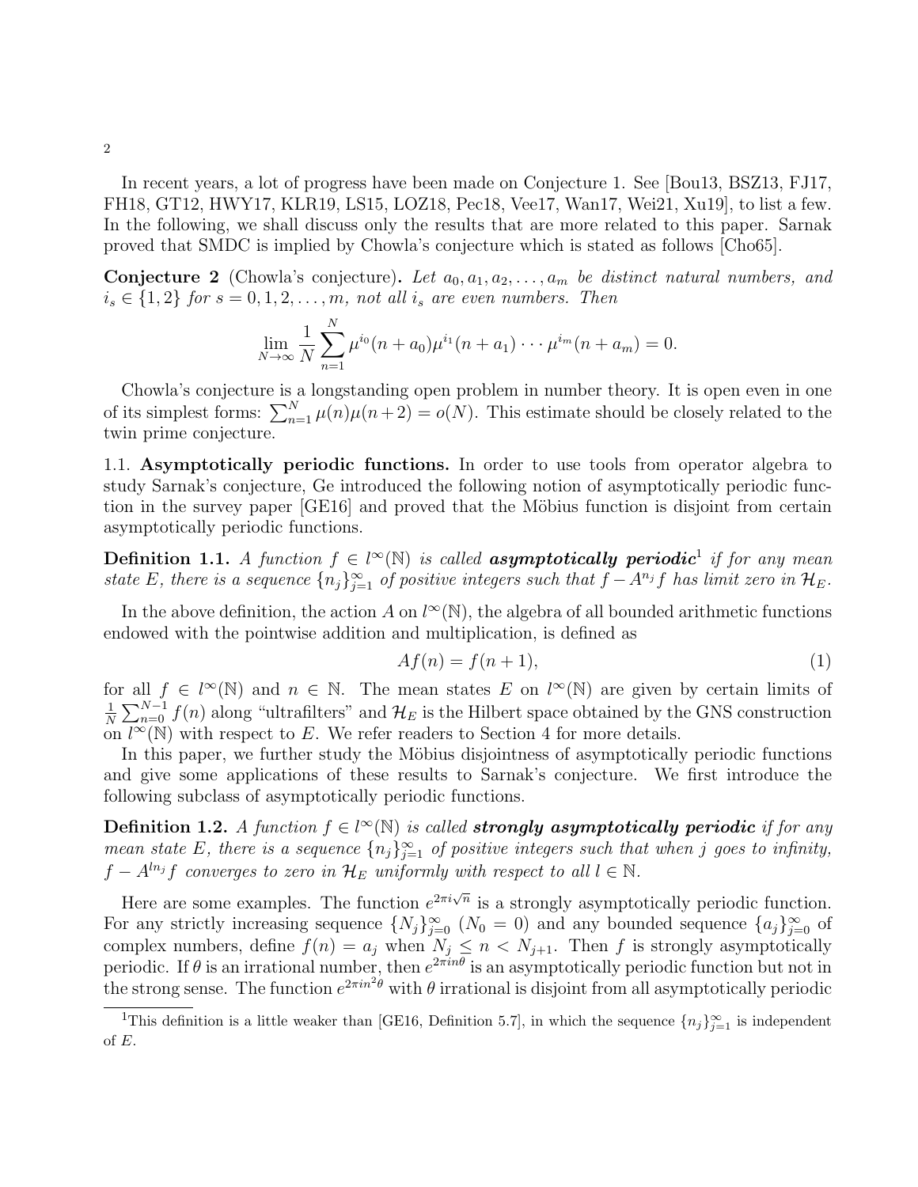In recent years, a lot of progress have been made on Conjecture 1. See [Bou13, BSZ13, FJ17, FH18, GT12, HWY17, KLR19, LS15, LOZ18, Pec18, Vee17, Wan17, Wei21, Xu19], to list a few. In the following, we shall discuss only the results that are more related to this paper. Sarnak proved that SMDC is implied by Chowla's conjecture which is stated as follows [Cho65].

**Conjecture 2** (Chowla's conjecture)**.** *Let $a_0, a_1, a_2, \ldots, a_m$ be distinct natural numbers, and $i_s \in \{1, 2\}$ for $s = 0, 1, 2, \ldots, m$, not all $i_s$ are even numbers. Then*

$$\lim_{N\to\infty} \frac{1}{N} \sum_{n=1}^{N} \mu^{i_0}(n + a_0)\mu^{i_1}(n + a_1) \cdots \mu^{i_m}(n + a_m) = 0.$$

Chowla's conjecture is a longstanding open problem in number theory. It is open even in one of its simplest forms: $\sum_{n=1}^{N} \mu(n)\mu(n+2) = o(N)$. This estimate should be closely related to the twin prime conjecture.

1.1. **Asymptotically periodic functions.** In order to use tools from operator algebra to study Sarnak's conjecture, Ge introduced the following notion of asymptotically periodic function in the survey paper [GE16] and proved that the Möbius function is disjoint from certain asymptotically periodic functions.

**Definition 1.1.** *A function $f \in l^\infty(\mathbb{N})$ is called **asymptotically periodic**[1] if for any mean state $E$, there is a sequence $\{n_j\}_{j=1}^{\infty}$ of positive integers such that $f - A^{n_j} f$ has limit zero in $\mathcal{H}_E$.*

In the above definition, the action $A$ on $l^\infty(\mathbb{N})$, the algebra of all bounded arithmetic functions endowed with the pointwise addition and multiplication, is defined as

$$Af(n) = f(n + 1), \tag{1}$$

for all $f \in l^\infty(\mathbb{N})$ and $n \in \mathbb{N}$. The mean states $E$ on $l^\infty(\mathbb{N})$ are given by certain limits of $\frac{1}{N}\sum_{n=0}^{N-1} f(n)$ along "ultrafilters" and $\mathcal{H}_E$ is the Hilbert space obtained by the GNS construction on $l^\infty(\mathbb{N})$ with respect to $E$. We refer readers to Section 4 for more details.

In this paper, we further study the Möbius disjointness of asymptotically periodic functions and give some applications of these results to Sarnak's conjecture. We first introduce the following subclass of asymptotically periodic functions.

**Definition 1.2.** *A function $f \in l^\infty(\mathbb{N})$ is called **strongly asymptotically periodic** if for any mean state $E$, there is a sequence $\{n_j\}_{j=1}^{\infty}$ of positive integers such that when $j$ goes to infinity, $f - A^{ln_j} f$ converges to zero in $\mathcal{H}_E$ uniformly with respect to all $l \in \mathbb{N}$.*

Here are some examples. The function $e^{2\pi i\sqrt{n}}$ is a strongly asymptotically periodic function. For any strictly increasing sequence $\{N_j\}_{j=0}^{\infty}$ ($N_0 = 0$) and any bounded sequence $\{a_j\}_{j=0}^{\infty}$ of complex numbers, define $f(n) = a_j$ when $N_j \le n < N_{j+1}$. Then $f$ is strongly asymptotically periodic. If $\theta$ is an irrational number, then $e^{2\pi i n\theta}$ is an asymptotically periodic function but not in the strong sense. The function $e^{2\pi i n^2\theta}$ with $\theta$ irrational is disjoint from all asymptotically periodic

[1] This definition is a little weaker than [GE16, Definition 5.7], in which the sequence $\{n_j\}_{j=1}^{\infty}$ is independent of $E$.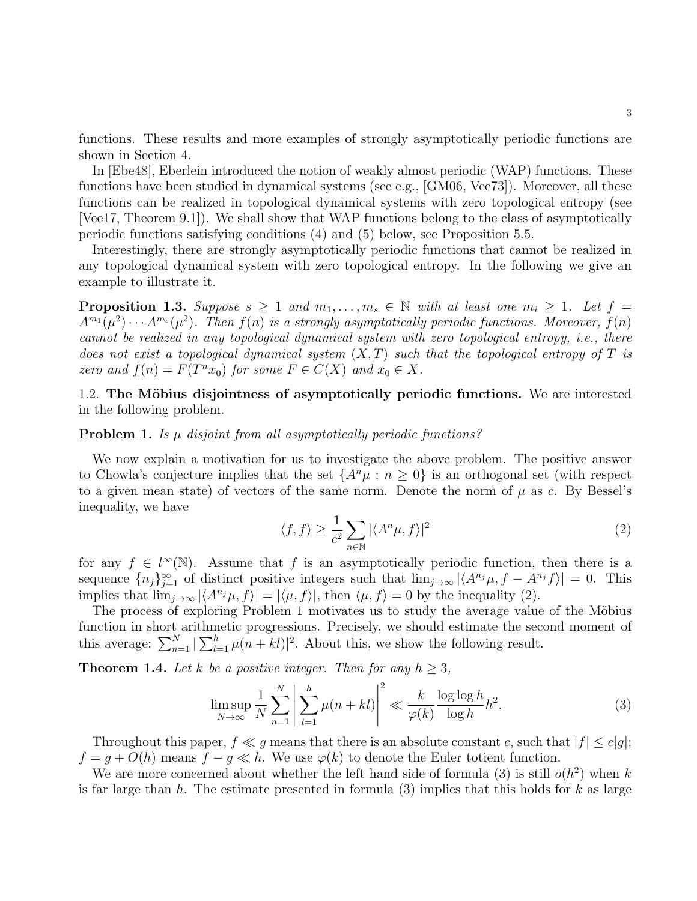functions. These results and more examples of strongly asymptotically periodic functions are shown in Section 4.

In [Ebe48], Eberlein introduced the notion of weakly almost periodic (WAP) functions. These functions have been studied in dynamical systems (see e.g., [GM06, Vee73]). Moreover, all these functions can be realized in topological dynamical systems with zero topological entropy (see [Vee17, Theorem 9.1]). We shall show that WAP functions belong to the class of asymptotically periodic functions satisfying conditions (4) and (5) below, see Proposition 5.5.

Interestingly, there are strongly asymptotically periodic functions that cannot be realized in any topological dynamical system with zero topological entropy. In the following we give an example to illustrate it.

**Proposition 1.3.** *Suppose $s \geq 1$ and $m_1, \ldots, m_s \in \mathbb{N}$ with at least one $m_i \geq 1$. Let $f = A^{m_1}(\mu^2) \cdots A^{m_s}(\mu^2)$. Then $f(n)$ is a strongly asymptotically periodic functions. Moreover, $f(n)$ cannot be realized in any topological dynamical system with zero topological entropy, i.e., there does not exist a topological dynamical system $(X, T)$ such that the topological entropy of $T$ is zero and $f(n) = F(T^n x_0)$ for some $F \in C(X)$ and $x_0 \in X$.*

### 1.2. The Möbius disjointness of asymptotically periodic functions.

We are interested in the following problem.

**Problem 1.** *Is $\mu$ disjoint from all asymptotically periodic functions?*

We now explain a motivation for us to investigate the above problem. The positive answer to Chowla's conjecture implies that the set $\{A^n\mu : n \geq 0\}$ is an orthogonal set (with respect to a given mean state) of vectors of the same norm. Denote the norm of $\mu$ as $c$. By Bessel's inequality, we have

$$\langle f, f \rangle \geq \frac{1}{c^2} \sum_{n \in \mathbb{N}} |\langle A^n \mu, f \rangle|^2 \tag{2}$$

for any $f \in l^\infty(\mathbb{N})$. Assume that $f$ is an asymptotically periodic function, then there is a sequence $\{n_j\}_{j=1}^\infty$ of distinct positive integers such that $\lim_{j\to\infty} |\langle A^{n_j}\mu, f - A^{n_j} f \rangle| = 0$. This implies that $\lim_{j\to\infty} |\langle A^{n_j}\mu, f\rangle| = |\langle \mu, f \rangle|$, then $\langle \mu, f \rangle = 0$ by the inequality (2).

The process of exploring Problem 1 motivates us to study the average value of the Möbius function in short arithmetic progressions. Precisely, we should estimate the second moment of this average: $\sum_{n=1}^N |\sum_{l=1}^h \mu(n + kl)|^2$. About this, we show the following result.

**Theorem 1.4.** *Let $k$ be a positive integer. Then for any $h \geq 3$,*

$$\limsup_{N\to\infty} \frac{1}{N} \sum_{n=1}^N \left| \sum_{l=1}^h \mu(n + kl) \right|^2 \ll \frac{k}{\varphi(k)} \frac{\log\log h}{\log h} h^2. \tag{3}$$

Throughout this paper, $f \ll g$ means that there is an absolute constant $c$, such that $|f| \leq c|g|$; $f = g + O(h)$ means $f - g \ll h$. We use $\varphi(k)$ to denote the Euler totient function.

We are more concerned about whether the left hand side of formula (3) is still $o(h^2)$ when $k$ is far large than $h$. The estimate presented in formula (3) implies that this holds for $k$ as large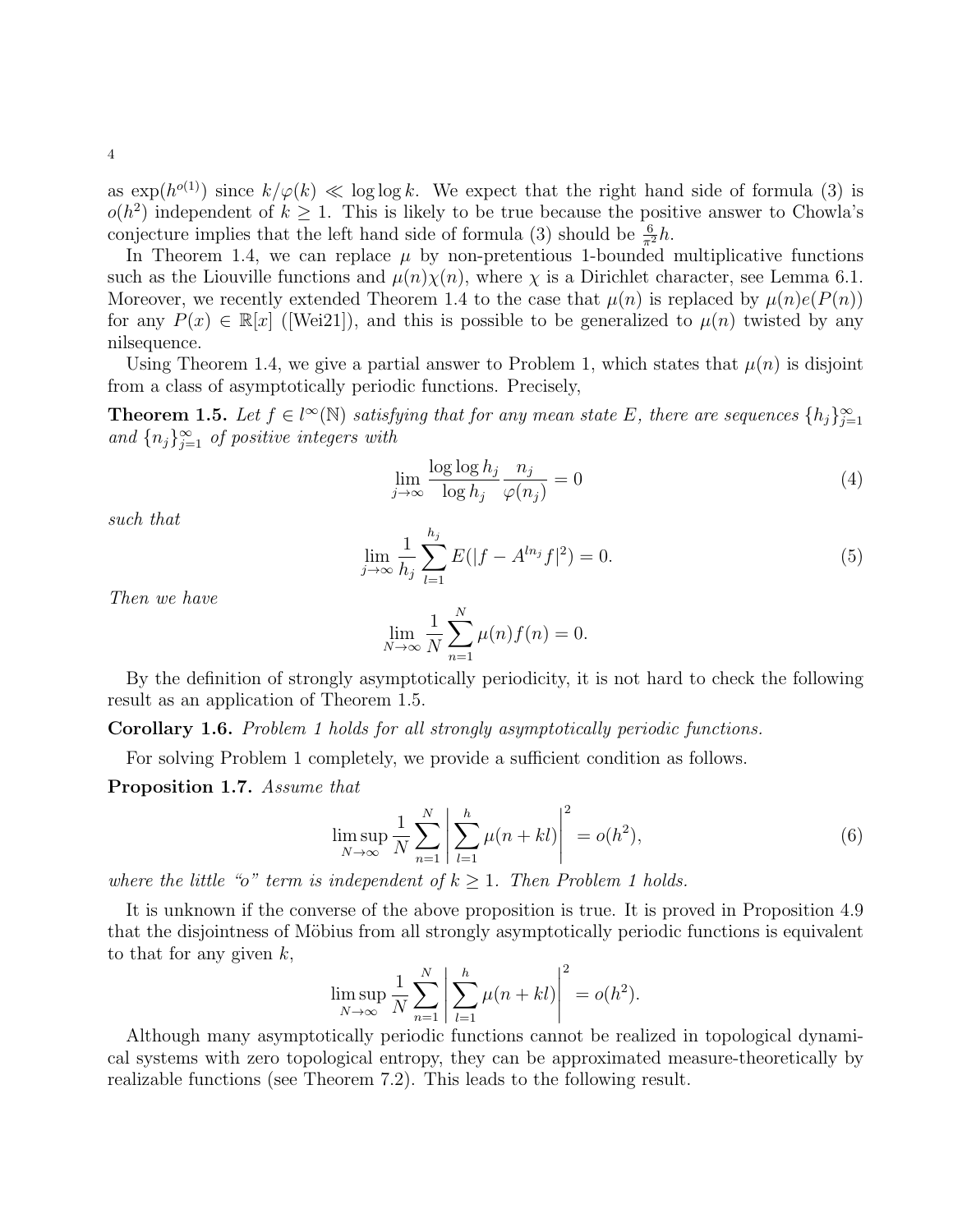as $\exp(h^{o(1)})$ since $k/\varphi(k) \ll \log\log k$. We expect that the right hand side of formula (3) is $o(h^2)$ independent of $k \geq 1$. This is likely to be true because the positive answer to Chowla's conjecture implies that the left hand side of formula (3) should be $\frac{6}{\pi^2}h$.

In Theorem 1.4, we can replace $\mu$ by non-pretentious 1-bounded multiplicative functions such as the Liouville functions and $\mu(n)\chi(n)$, where $\chi$ is a Dirichlet character, see Lemma 6.1. Moreover, we recently extended Theorem 1.4 to the case that $\mu(n)$ is replaced by $\mu(n)e(P(n))$ for any $P(x) \in \mathbb{R}[x]$ ([Wei21]), and this is possible to be generalized to $\mu(n)$ twisted by any nilsequence.

Using Theorem 1.4, we give a partial answer to Problem 1, which states that $\mu(n)$ is disjoint from a class of asymptotically periodic functions. Precisely,

**Theorem 1.5.** *Let $f \in l^\infty(\mathbb{N})$ satisfying that for any mean state $E$, there are sequences $\{h_j\}_{j=1}^\infty$ and $\{n_j\}_{j=1}^\infty$ of positive integers with*

$$\lim_{j\to\infty} \frac{\log\log h_j}{\log h_j} \frac{n_j}{\varphi(n_j)} = 0 \tag{4}$$

*such that*

$$\lim_{j\to\infty} \frac{1}{h_j} \sum_{l=1}^{h_j} E(|f - A^{ln_j} f|^2) = 0. \tag{5}$$

*Then we have*

$$\lim_{N\to\infty} \frac{1}{N} \sum_{n=1}^{N} \mu(n) f(n) = 0.$$

By the definition of strongly asymptotically periodicity, it is not hard to check the following result as an application of Theorem 1.5.

**Corollary 1.6.** *Problem 1 holds for all strongly asymptotically periodic functions.*

For solving Problem 1 completely, we provide a sufficient condition as follows.

**Proposition 1.7.** *Assume that*

$$\limsup_{N\to\infty} \frac{1}{N} \sum_{n=1}^{N} \left| \sum_{l=1}^{h} \mu(n+kl) \right|^2 = o(h^2), \tag{6}$$

*where the little "o" term is independent of $k \geq 1$. Then Problem 1 holds.*

It is unknown if the converse of the above proposition is true. It is proved in Proposition 4.9 that the disjointness of Möbius from all strongly asymptotically periodic functions is equivalent to that for any given $k$,

$$\limsup_{N\to\infty} \frac{1}{N} \sum_{n=1}^{N} \left| \sum_{l=1}^{h} \mu(n+kl) \right|^2 = o(h^2).$$

Although many asymptotically periodic functions cannot be realized in topological dynamical systems with zero topological entropy, they can be approximated measure-theoretically by realizable functions (see Theorem 7.2). This leads to the following result.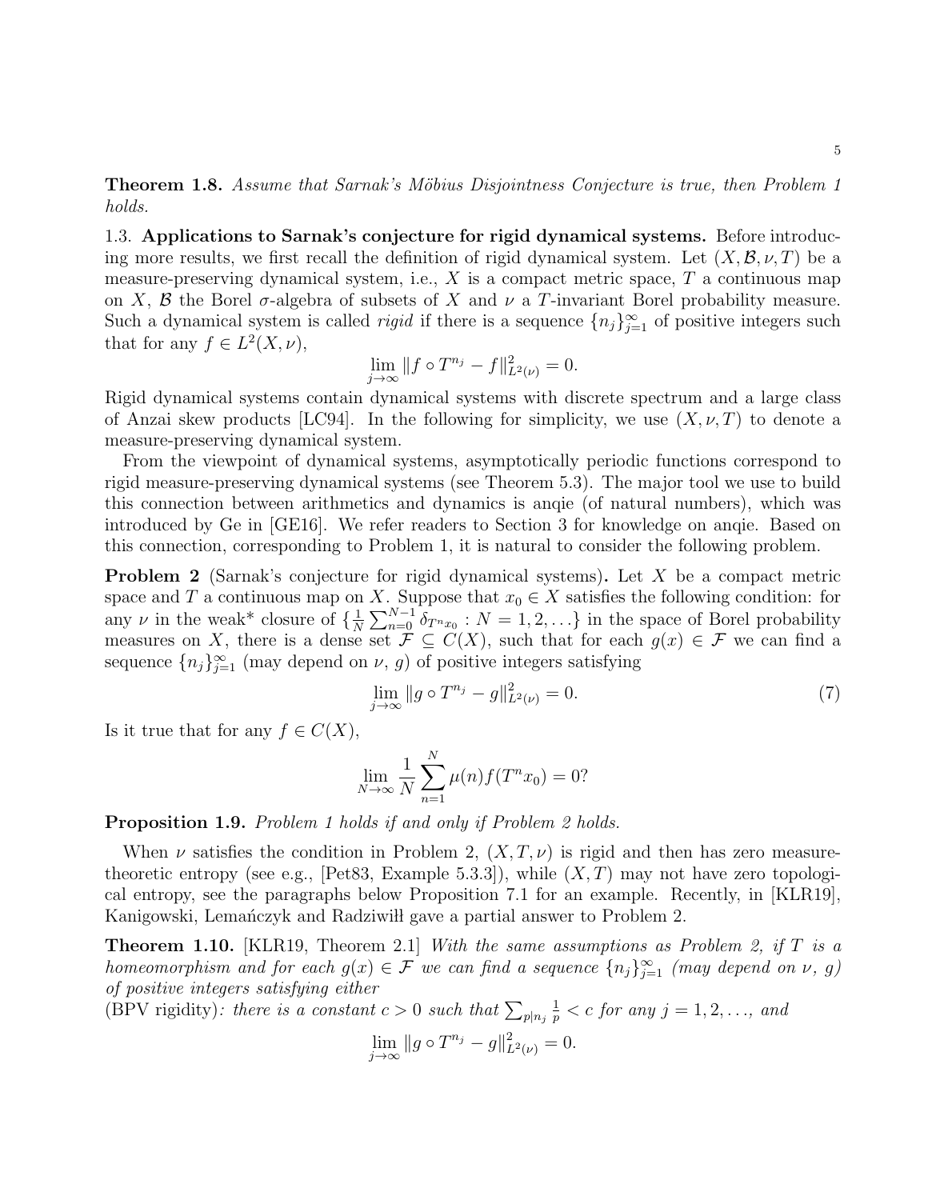**Theorem 1.8.** *Assume that Sarnak's Möbius Disjointness Conjecture is true, then Problem 1 holds.*

1.3. **Applications to Sarnak's conjecture for rigid dynamical systems.** Before introducing more results, we first recall the definition of rigid dynamical system. Let $(X, \mathcal{B}, \nu, T)$ be a measure-preserving dynamical system, i.e., $X$ is a compact metric space, $T$ a continuous map on $X$, $\mathcal{B}$ the Borel $\sigma$-algebra of subsets of $X$ and $\nu$ a $T$-invariant Borel probability measure. Such a dynamical system is called *rigid* if there is a sequence $\{n_j\}_{j=1}^{\infty}$ of positive integers such that for any $f \in L^2(X, \nu)$,

$$\lim_{j \to \infty} \|f \circ T^{n_j} - f\|_{L^2(\nu)}^2 = 0.$$

Rigid dynamical systems contain dynamical systems with discrete spectrum and a large class of Anzai skew products [LC94]. In the following for simplicity, we use $(X, \nu, T)$ to denote a measure-preserving dynamical system.

From the viewpoint of dynamical systems, asymptotically periodic functions correspond to rigid measure-preserving dynamical systems (see Theorem 5.3). The major tool we use to build this connection between arithmetics and dynamics is anqie (of natural numbers), which was introduced by Ge in [GE16]. We refer readers to Section 3 for knowledge on anqie. Based on this connection, corresponding to Problem 1, it is natural to consider the following problem.

**Problem 2** (Sarnak's conjecture for rigid dynamical systems)**.** Let $X$ be a compact metric space and $T$ a continuous map on $X$. Suppose that $x_0 \in X$ satisfies the following condition: for any $\nu$ in the weak* closure of $\{\frac{1}{N}\sum_{n=0}^{N-1} \delta_{T^n x_0} : N = 1, 2, \ldots\}$ in the space of Borel probability measures on $X$, there is a dense set $\mathcal{F} \subseteq C(X)$, such that for each $g(x) \in \mathcal{F}$ we can find a sequence $\{n_j\}_{j=1}^{\infty}$ (may depend on $\nu$, $g$) of positive integers satisfying

$$\lim_{j \to \infty} \|g \circ T^{n_j} - g\|_{L^2(\nu)}^2 = 0. \tag{7}$$

Is it true that for any $f \in C(X)$,

$$\lim_{N \to \infty} \frac{1}{N} \sum_{n=1}^{N} \mu(n) f(T^n x_0) = 0?$$

**Proposition 1.9.** *Problem 1 holds if and only if Problem 2 holds.*

When $\nu$ satisfies the condition in Problem 2, $(X, T, \nu)$ is rigid and then has zero measure-theoretic entropy (see e.g., [Pet83, Example 5.3.3]), while $(X, T)$ may not have zero topological entropy, see the paragraphs below Proposition 7.1 for an example. Recently, in [KLR19], Kanigowski, Lemańczyk and Radziwiłł gave a partial answer to Problem 2.

**Theorem 1.10.** [KLR19, Theorem 2.1] *With the same assumptions as Problem 2, if $T$ is a homeomorphism and for each $g(x) \in \mathcal{F}$ we can find a sequence $\{n_j\}_{j=1}^{\infty}$ (may depend on $\nu$, $g$) of positive integers satisfying either*

(BPV rigidity)*: there is a constant $c > 0$ such that $\sum_{p|n_j} \frac{1}{p} < c$ for any $j = 1, 2, \ldots$, and*

$$\lim_{j \to \infty} \|g \circ T^{n_j} - g\|_{L^2(\nu)}^2 = 0.$$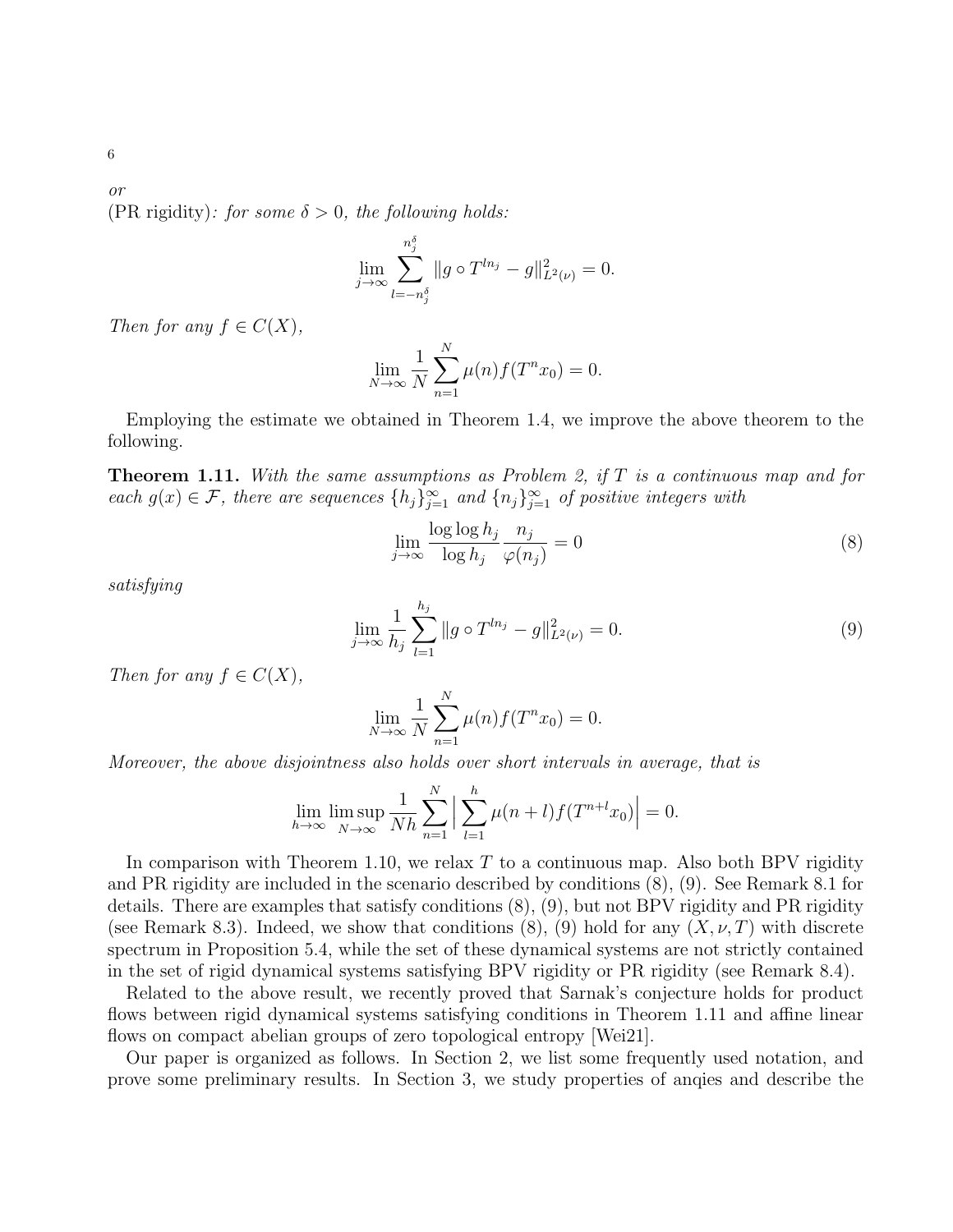*or*
(PR rigidity)*: for some $\delta > 0$, the following holds:*

$$\lim_{j\to\infty} \sum_{l=-n_j^\delta}^{n_j^\delta} \|g \circ T^{ln_j} - g\|_{L^2(\nu)}^2 = 0.$$

*Then for any $f \in C(X)$,*

$$\lim_{N\to\infty} \frac{1}{N} \sum_{n=1}^{N} \mu(n) f(T^n x_0) = 0.$$

Employing the estimate we obtained in Theorem 1.4, we improve the above theorem to the following.

**Theorem 1.11.** *With the same assumptions as Problem 2, if $T$ is a continuous map and for each $g(x) \in \mathcal{F}$, there are sequences $\{h_j\}_{j=1}^\infty$ and $\{n_j\}_{j=1}^\infty$ of positive integers with*

$$\lim_{j\to\infty} \frac{\log\log h_j}{\log h_j} \frac{n_j}{\varphi(n_j)} = 0 \tag{8}$$

*satisfying*

$$\lim_{j\to\infty} \frac{1}{h_j} \sum_{l=1}^{h_j} \|g \circ T^{ln_j} - g\|_{L^2(\nu)}^2 = 0. \tag{9}$$

*Then for any $f \in C(X)$,*

$$\lim_{N\to\infty} \frac{1}{N} \sum_{n=1}^{N} \mu(n) f(T^n x_0) = 0.$$

*Moreover, the above disjointness also holds over short intervals in average, that is*

$$\lim_{h\to\infty} \limsup_{N\to\infty} \frac{1}{Nh} \sum_{n=1}^{N} \Big| \sum_{l=1}^{h} \mu(n+l) f(T^{n+l} x_0) \Big| = 0.$$

In comparison with Theorem 1.10, we relax $T$ to a continuous map. Also both BPV rigidity and PR rigidity are included in the scenario described by conditions (8), (9). See Remark 8.1 for details. There are examples that satisfy conditions (8), (9), but not BPV rigidity and PR rigidity (see Remark 8.3). Indeed, we show that conditions (8), (9) hold for any $(X, \nu, T)$ with discrete spectrum in Proposition 5.4, while the set of these dynamical systems are not strictly contained in the set of rigid dynamical systems satisfying BPV rigidity or PR rigidity (see Remark 8.4).

Related to the above result, we recently proved that Sarnak's conjecture holds for product flows between rigid dynamical systems satisfying conditions in Theorem 1.11 and affine linear flows on compact abelian groups of zero topological entropy [Wei21].

Our paper is organized as follows. In Section 2, we list some frequently used notation, and prove some preliminary results. In Section 3, we study properties of anqies and describe the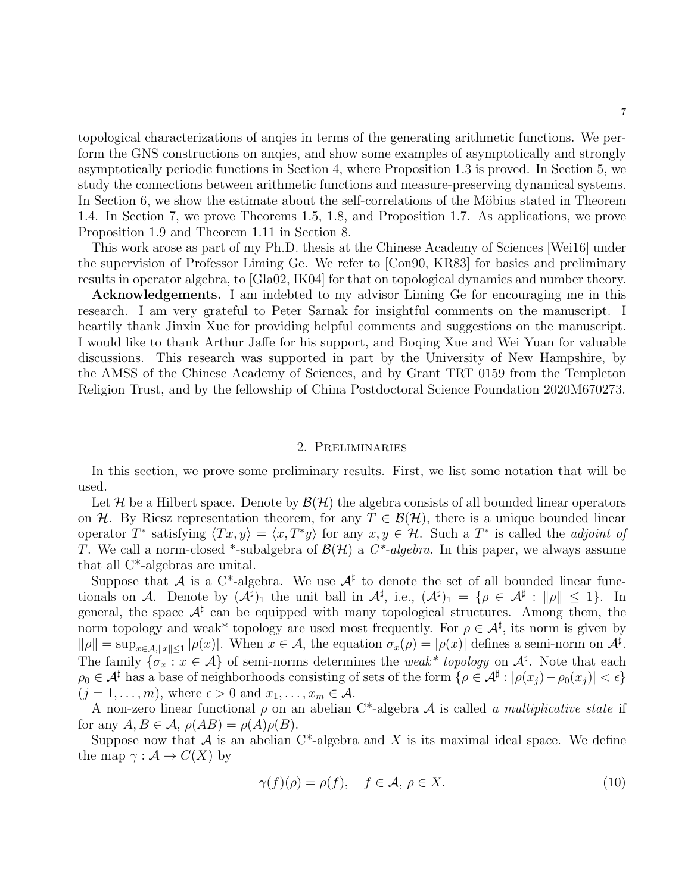topological characterizations of anqies in terms of the generating arithmetic functions. We perform the GNS constructions on anqies, and show some examples of asymptotically and strongly asymptotically periodic functions in Section 4, where Proposition 1.3 is proved. In Section 5, we study the connections between arithmetic functions and measure-preserving dynamical systems. In Section 6, we show the estimate about the self-correlations of the Möbius stated in Theorem 1.4. In Section 7, we prove Theorems 1.5, 1.8, and Proposition 1.7. As applications, we prove Proposition 1.9 and Theorem 1.11 in Section 8.

This work arose as part of my Ph.D. thesis at the Chinese Academy of Sciences [Wei16] under the supervision of Professor Liming Ge. We refer to [Con90, KR83] for basics and preliminary results in operator algebra, to [Gla02, IK04] for that on topological dynamics and number theory.

**Acknowledgements.** I am indebted to my advisor Liming Ge for encouraging me in this research. I am very grateful to Peter Sarnak for insightful comments on the manuscript. I heartily thank Jinxin Xue for providing helpful comments and suggestions on the manuscript. I would like to thank Arthur Jaffe for his support, and Boqing Xue and Wei Yuan for valuable discussions. This research was supported in part by the University of New Hampshire, by the AMSS of the Chinese Academy of Sciences, and by Grant TRT 0159 from the Templeton Religion Trust, and by the fellowship of China Postdoctoral Science Foundation 2020M670273.

## 2. Preliminaries

In this section, we prove some preliminary results. First, we list some notation that will be used.

Let $\mathcal{H}$ be a Hilbert space. Denote by $\mathcal{B}(\mathcal{H})$ the algebra consists of all bounded linear operators on $\mathcal{H}$. By Riesz representation theorem, for any $T \in \mathcal{B}(\mathcal{H})$, there is a unique bounded linear operator $T^*$ satisfying $\langle Tx, y\rangle = \langle x, T^*y\rangle$ for any $x, y \in \mathcal{H}$. Such a $T^*$ is called the *adjoint of* $T$. We call a norm-closed *-subalgebra of $\mathcal{B}(\mathcal{H})$ a *C\*-algebra*. In this paper, we always assume that all C*-algebras are unital.

Suppose that $\mathcal{A}$ is a C*-algebra. We use $\mathcal{A}^\sharp$ to denote the set of all bounded linear functionals on $\mathcal{A}$. Denote by $(\mathcal{A}^\sharp)_1$ the unit ball in $\mathcal{A}^\sharp$, i.e., $(\mathcal{A}^\sharp)_1 = \{\rho \in \mathcal{A}^\sharp : \|\rho\| \le 1\}$. In general, the space $\mathcal{A}^\sharp$ can be equipped with many topological structures. Among them, the norm topology and weak* topology are used most frequently. For $\rho \in \mathcal{A}^\sharp$, its norm is given by $\|\rho\| = \sup_{x\in\mathcal{A}, \|x\|\le 1} |\rho(x)|$. When $x \in \mathcal{A}$, the equation $\sigma_x(\rho) = |\rho(x)|$ defines a semi-norm on $\mathcal{A}^\sharp$. The family $\{\sigma_x : x \in \mathcal{A}\}$ of semi-norms determines the *weak\* topology* on $\mathcal{A}^\sharp$. Note that each $\rho_0 \in \mathcal{A}^\sharp$ has a base of neighborhoods consisting of sets of the form $\{\rho \in \mathcal{A}^\sharp : |\rho(x_j) - \rho_0(x_j)| < \epsilon\}$ $(j = 1, \dots, m)$, where $\epsilon > 0$ and $x_1, \dots, x_m \in \mathcal{A}$.

A non-zero linear functional $\rho$ on an abelian C*-algebra $\mathcal{A}$ is called *a multiplicative state* if for any $A, B \in \mathcal{A}$, $\rho(AB) = \rho(A)\rho(B)$.

Suppose now that $\mathcal{A}$ is an abelian C*-algebra and $X$ is its maximal ideal space. We define the map $\gamma : \mathcal{A} \to C(X)$ by

$$\gamma(f)(\rho) = \rho(f), \quad f \in \mathcal{A}, \ \rho \in X. \tag{10}$$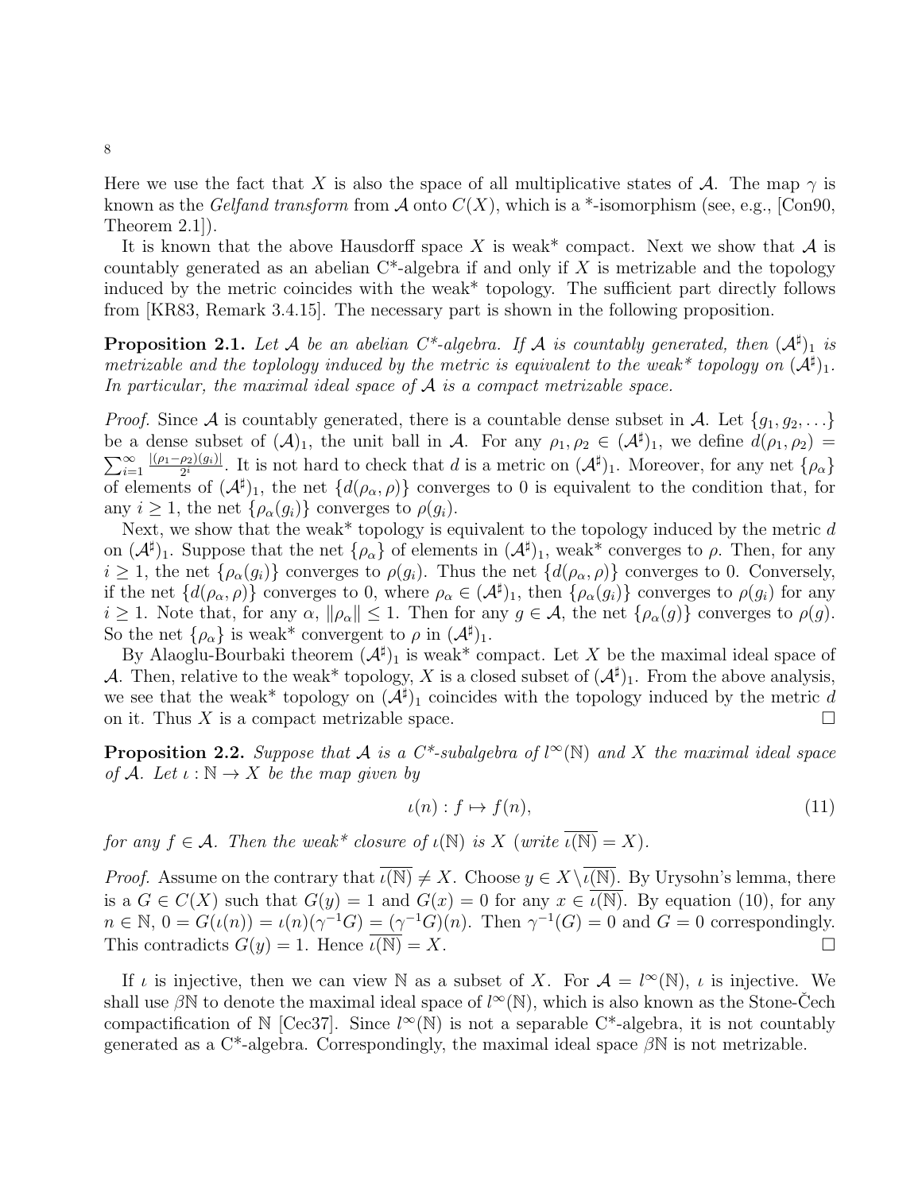Here we use the fact that $X$ is also the space of all multiplicative states of $\mathcal{A}$. The map $\gamma$ is known as the *Gelfand transform* from $\mathcal{A}$ onto $C(X)$, which is a *-isomorphism (see, e.g., [Con90, Theorem 2.1]).

It is known that the above Hausdorff space $X$ is weak* compact. Next we show that $\mathcal{A}$ is countably generated as an abelian C*-algebra if and only if $X$ is metrizable and the topology induced by the metric coincides with the weak* topology. The sufficient part directly follows from [KR83, Remark 3.4.15]. The necessary part is shown in the following proposition.

**Proposition 2.1.** *Let $\mathcal{A}$ be an abelian C*-algebra. If $\mathcal{A}$ is countably generated, then $(\mathcal{A}^\sharp)_1$ is metrizable and the toplology induced by the metric is equivalent to the weak* topology on $(\mathcal{A}^\sharp)_1$. In particular, the maximal ideal space of $\mathcal{A}$ is a compact metrizable space.*

*Proof.* Since $\mathcal{A}$ is countably generated, there is a countable dense subset in $\mathcal{A}$. Let $\{g_1, g_2, \ldots\}$ be a dense subset of $(\mathcal{A})_1$, the unit ball in $\mathcal{A}$. For any $\rho_1, \rho_2 \in (\mathcal{A}^\sharp)_1$, we define $d(\rho_1, \rho_2) = \sum_{i=1}^\infty \frac{|(\rho_1 - \rho_2)(g_i)|}{2^i}$. It is not hard to check that $d$ is a metric on $(\mathcal{A}^\sharp)_1$. Moreover, for any net $\{\rho_\alpha\}$ of elements of $(\mathcal{A}^\sharp)_1$, the net $\{d(\rho_\alpha, \rho)\}$ converges to 0 is equivalent to the condition that, for any $i \geq 1$, the net $\{\rho_\alpha(g_i)\}$ converges to $\rho(g_i)$.

Next, we show that the weak* topology is equivalent to the topology induced by the metric $d$ on $(\mathcal{A}^\sharp)_1$. Suppose that the net $\{\rho_\alpha\}$ of elements in $(\mathcal{A}^\sharp)_1$, weak* converges to $\rho$. Then, for any $i \geq 1$, the net $\{\rho_\alpha(g_i)\}$ converges to $\rho(g_i)$. Thus the net $\{d(\rho_\alpha, \rho)\}$ converges to 0. Conversely, if the net $\{d(\rho_\alpha, \rho)\}$ converges to 0, where $\rho_\alpha \in (\mathcal{A}^\sharp)_1$, then $\{\rho_\alpha(g_i)\}$ converges to $\rho(g_i)$ for any $i \geq 1$. Note that, for any $\alpha$, $\|\rho_\alpha\| \leq 1$. Then for any $g \in \mathcal{A}$, the net $\{\rho_\alpha(g)\}$ converges to $\rho(g)$. So the net $\{\rho_\alpha\}$ is weak* convergent to $\rho$ in $(\mathcal{A}^\sharp)_1$.

By Alaoglu-Bourbaki theorem $(\mathcal{A}^\sharp)_1$ is weak* compact. Let $X$ be the maximal ideal space of $\mathcal{A}$. Then, relative to the weak* topology, $X$ is a closed subset of $(\mathcal{A}^\sharp)_1$. From the above analysis, we see that the weak* topology on $(\mathcal{A}^\sharp)_1$ coincides with the topology induced by the metric $d$ on it. Thus $X$ is a compact metrizable space. $\square$

**Proposition 2.2.** *Suppose that $\mathcal{A}$ is a C*-subalgebra of $l^\infty(\mathbb{N})$ and $X$ the maximal ideal space of $\mathcal{A}$. Let $\iota : \mathbb{N} \to X$ be the map given by*

$$\iota(n) : f \mapsto f(n), \tag{11}$$

*for any $f \in \mathcal{A}$. Then the weak* closure of $\iota(\mathbb{N})$ is $X$ (write $\overline{\iota(\mathbb{N})} = X$).*

*Proof.* Assume on the contrary that $\overline{\iota(\mathbb{N})} \neq X$. Choose $y \in X \setminus \overline{\iota(\mathbb{N})}$. By Urysohn's lemma, there is a $G \in C(X)$ such that $G(y) = 1$ and $G(x) = 0$ for any $x \in \overline{\iota(\mathbb{N})}$. By equation (10), for any $n \in \mathbb{N}$, $0 = G(\iota(n)) = \iota(n)(\gamma^{-1}G) = (\gamma^{-1}G)(n)$. Then $\gamma^{-1}(G) = 0$ and $G = 0$ correspondingly. This contradicts $G(y) = 1$. Hence $\overline{\iota(\mathbb{N})} = X$. $\square$

If $\iota$ is injective, then we can view $\mathbb{N}$ as a subset of $X$. For $\mathcal{A} = l^\infty(\mathbb{N})$, $\iota$ is injective. We shall use $\beta\mathbb{N}$ to denote the maximal ideal space of $l^\infty(\mathbb{N})$, which is also known as the Stone-Čech compactification of $\mathbb{N}$ [Cec37]. Since $l^\infty(\mathbb{N})$ is not a separable C*-algebra, it is not countably generated as a C*-algebra. Correspondingly, the maximal ideal space $\beta\mathbb{N}$ is not metrizable.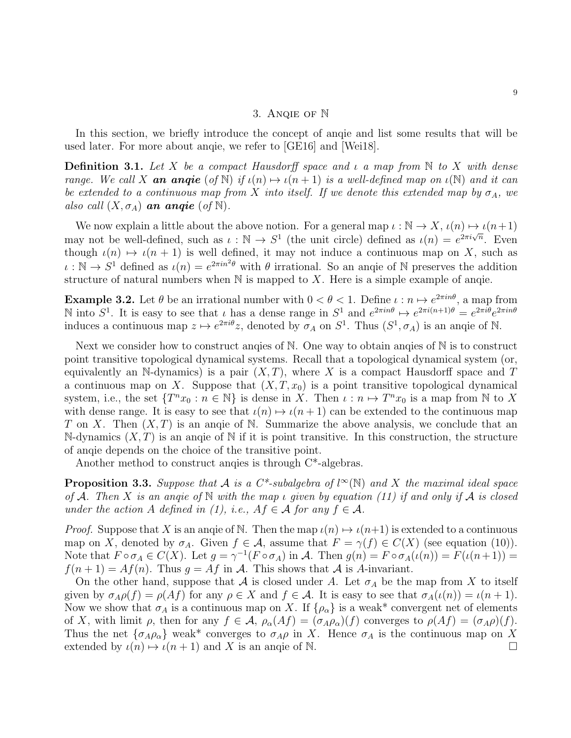## 3. Anqie of $\mathbb{N}$

In this section, we briefly introduce the concept of anqie and list some results that will be used later. For more about anqie, we refer to [GE16] and [Wei18].

**Definition 3.1.** *Let $X$ be a compact Hausdorff space and $\iota$ a map from $\mathbb{N}$ to $X$ with dense range. We call $X$* ***an anqie*** *(of $\mathbb{N}$) if $\iota(n) \mapsto \iota(n+1)$ is a well-defined map on $\iota(\mathbb{N})$ and it can be extended to a continuous map from $X$ into itself. If we denote this extended map by $\sigma_A$, we also call $(X, \sigma_A)$* ***an anqie*** *(of $\mathbb{N}$).*

We now explain a little about the above notion. For a general map $\iota : \mathbb{N} \to X$, $\iota(n) \mapsto \iota(n+1)$ may not be well-defined, such as $\iota : \mathbb{N} \to S^1$ (the unit circle) defined as $\iota(n) = e^{2\pi i\sqrt{n}}$. Even though $\iota(n) \mapsto \iota(n+1)$ is well defined, it may not induce a continuous map on $X$, such as $\iota : \mathbb{N} \to S^1$ defined as $\iota(n) = e^{2\pi i n^2\theta}$ with $\theta$ irrational. So an anqie of $\mathbb{N}$ preserves the addition structure of natural numbers when $\mathbb{N}$ is mapped to $X$. Here is a simple example of anqie.

**Example 3.2.** Let $\theta$ be an irrational number with $0 < \theta < 1$. Define $\iota : n \mapsto e^{2\pi i n\theta}$, a map from $\mathbb{N}$ into $S^1$. It is easy to see that $\iota$ has a dense range in $S^1$ and $e^{2\pi i n\theta} \mapsto e^{2\pi i(n+1)\theta} = e^{2\pi i\theta}e^{2\pi i n\theta}$ induces a continuous map $z \mapsto e^{2\pi i\theta}z$, denoted by $\sigma_A$ on $S^1$. Thus $(S^1, \sigma_A)$ is an anqie of $\mathbb{N}$.

Next we consider how to construct anqies of $\mathbb{N}$. One way to obtain anqies of $\mathbb{N}$ is to construct point transitive topological dynamical systems. Recall that a topological dynamical system (or, equivalently an $\mathbb{N}$-dynamics) is a pair $(X, T)$, where $X$ is a compact Hausdorff space and $T$ a continuous map on $X$. Suppose that $(X, T, x_0)$ is a point transitive topological dynamical system, i.e., the set $\{T^n x_0 : n \in \mathbb{N}\}$ is dense in $X$. Then $\iota : n \mapsto T^n x_0$ is a map from $\mathbb{N}$ to $X$ with dense range. It is easy to see that $\iota(n) \mapsto \iota(n+1)$ can be extended to the continuous map $T$ on $X$. Then $(X, T)$ is an anqie of $\mathbb{N}$. Summarize the above analysis, we conclude that an $\mathbb{N}$-dynamics $(X, T)$ is an anqie of $\mathbb{N}$ if it is point transitive. In this construction, the structure of anqie depends on the choice of the transitive point.

Another method to construct anqies is through C\*-algebras.

**Proposition 3.3.** *Suppose that $\mathcal{A}$ is a C\*-subalgebra of $l^\infty(\mathbb{N})$ and $X$ the maximal ideal space of $\mathcal{A}$. Then $X$ is an anqie of $\mathbb{N}$ with the map $\iota$ given by equation (11) if and only if $\mathcal{A}$ is closed under the action $A$ defined in (1), i.e., $Af \in \mathcal{A}$ for any $f \in \mathcal{A}$.*

*Proof.* Suppose that $X$ is an anqie of $\mathbb{N}$. Then the map $\iota(n) \mapsto \iota(n+1)$ is extended to a continuous map on $X$, denoted by $\sigma_A$. Given $f \in \mathcal{A}$, assume that $F = \gamma(f) \in C(X)$ (see equation (10)). Note that $F \circ \sigma_A \in C(X)$. Let $g = \gamma^{-1}(F \circ \sigma_A)$ in $\mathcal{A}$. Then $g(n) = F \circ \sigma_A(\iota(n)) = F(\iota(n+1)) = f(n+1) = Af(n)$. Thus $g = Af$ in $\mathcal{A}$. This shows that $\mathcal{A}$ is $A$-invariant.

On the other hand, suppose that $\mathcal{A}$ is closed under $A$. Let $\sigma_A$ be the map from $X$ to itself given by $\sigma_A\rho(f) = \rho(Af)$ for any $\rho \in X$ and $f \in \mathcal{A}$. It is easy to see that $\sigma_A(\iota(n)) = \iota(n+1)$. Now we show that $\sigma_A$ is a continuous map on $X$. If $\{\rho_\alpha\}$ is a weak\* convergent net of elements of $X$, with limit $\rho$, then for any $f \in \mathcal{A}$, $\rho_\alpha(Af) = (\sigma_A\rho_\alpha)(f)$ converges to $\rho(Af) = (\sigma_A\rho)(f)$. Thus the net $\{\sigma_A\rho_\alpha\}$ weak\* converges to $\sigma_A\rho$ in $X$. Hence $\sigma_A$ is the continuous map on $X$ extended by $\iota(n) \mapsto \iota(n+1)$ and $X$ is an anqie of $\mathbb{N}$. $\square$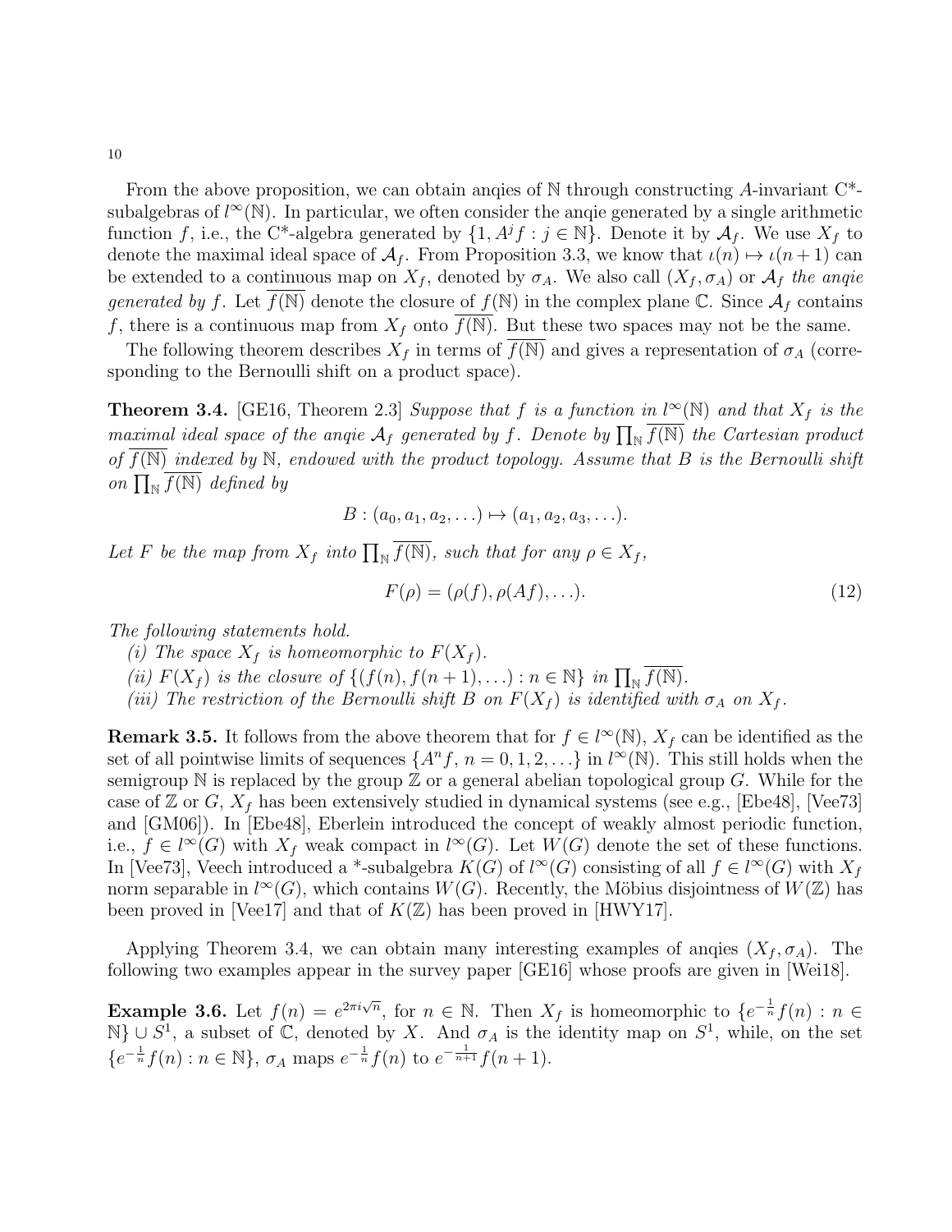From the above proposition, we can obtain anqies of $\mathbb{N}$ through constructing $A$-invariant C*-subalgebras of $l^\infty(\mathbb{N})$. In particular, we often consider the anqie generated by a single arithmetic function $f$, i.e., the C*-algebra generated by $\{1, A^j f : j \in \mathbb{N}\}$. Denote it by $\mathcal{A}_f$. We use $X_f$ to denote the maximal ideal space of $\mathcal{A}_f$. From Proposition 3.3, we know that $\iota(n) \mapsto \iota(n+1)$ can be extended to a continuous map on $X_f$, denoted by $\sigma_A$. We also call $(X_f, \sigma_A)$ or $\mathcal{A}_f$ *the anqie generated by* $f$. Let $\overline{f(\mathbb{N})}$ denote the closure of $f(\mathbb{N})$ in the complex plane $\mathbb{C}$. Since $\mathcal{A}_f$ contains $f$, there is a continuous map from $X_f$ onto $\overline{f(\mathbb{N})}$. But these two spaces may not be the same.

The following theorem describes $X_f$ in terms of $\overline{f(\mathbb{N})}$ and gives a representation of $\sigma_A$ (corresponding to the Bernoulli shift on a product space).

**Theorem 3.4.** [GE16, Theorem 2.3] *Suppose that $f$ is a function in $l^\infty(\mathbb{N})$ and that $X_f$ is the maximal ideal space of the anqie $\mathcal{A}_f$ generated by $f$. Denote by $\prod_{\mathbb{N}} \overline{f(\mathbb{N})}$ the Cartesian product of $\overline{f(\mathbb{N})}$ indexed by $\mathbb{N}$, endowed with the product topology. Assume that $B$ is the Bernoulli shift on $\prod_{\mathbb{N}} \overline{f(\mathbb{N})}$ defined by*

$$B : (a_0, a_1, a_2, \ldots) \mapsto (a_1, a_2, a_3, \ldots).$$

*Let $F$ be the map from $X_f$ into $\prod_{\mathbb{N}} \overline{f(\mathbb{N})}$, such that for any $\rho \in X_f$,*

$$F(\rho) = (\rho(f), \rho(Af), \ldots). \tag{12}$$

*The following statements hold.*

*(i) The space $X_f$ is homeomorphic to $F(X_f)$.*

*(ii) $F(X_f)$ is the closure of $\{(f(n), f(n+1), \ldots) : n \in \mathbb{N}\}$ in $\prod_{\mathbb{N}} \overline{f(\mathbb{N})}$.*

*(iii) The restriction of the Bernoulli shift $B$ on $F(X_f)$ is identified with $\sigma_A$ on $X_f$.*

**Remark 3.5.** It follows from the above theorem that for $f \in l^\infty(\mathbb{N})$, $X_f$ can be identified as the set of all pointwise limits of sequences $\{A^n f, n = 0, 1, 2, \ldots\}$ in $l^\infty(\mathbb{N})$. This still holds when the semigroup $\mathbb{N}$ is replaced by the group $\mathbb{Z}$ or a general abelian topological group $G$. While for the case of $\mathbb{Z}$ or $G$, $X_f$ has been extensively studied in dynamical systems (see e.g., [Ebe48], [Vee73] and [GM06]). In [Ebe48], Eberlein introduced the concept of weakly almost periodic function, i.e., $f \in l^\infty(G)$ with $X_f$ weak compact in $l^\infty(G)$. Let $W(G)$ denote the set of these functions. In [Vee73], Veech introduced a *-subalgebra $K(G)$ of $l^\infty(G)$ consisting of all $f \in l^\infty(G)$ with $X_f$ norm separable in $l^\infty(G)$, which contains $W(G)$. Recently, the Möbius disjointness of $W(\mathbb{Z})$ has been proved in [Vee17] and that of $K(\mathbb{Z})$ has been proved in [HWY17].

Applying Theorem 3.4, we can obtain many interesting examples of anqies $(X_f, \sigma_A)$. The following two examples appear in the survey paper [GE16] whose proofs are given in [Wei18].

**Example 3.6.** Let $f(n) = e^{2\pi i \sqrt{n}}$, for $n \in \mathbb{N}$. Then $X_f$ is homeomorphic to $\{e^{-\frac{1}{n}} f(n) : n \in \mathbb{N}\} \cup S^1$, a subset of $\mathbb{C}$, denoted by $X$. And $\sigma_A$ is the identity map on $S^1$, while, on the set $\{e^{-\frac{1}{n}} f(n) : n \in \mathbb{N}\}$, $\sigma_A$ maps $e^{-\frac{1}{n}} f(n)$ to $e^{-\frac{1}{n+1}} f(n+1)$.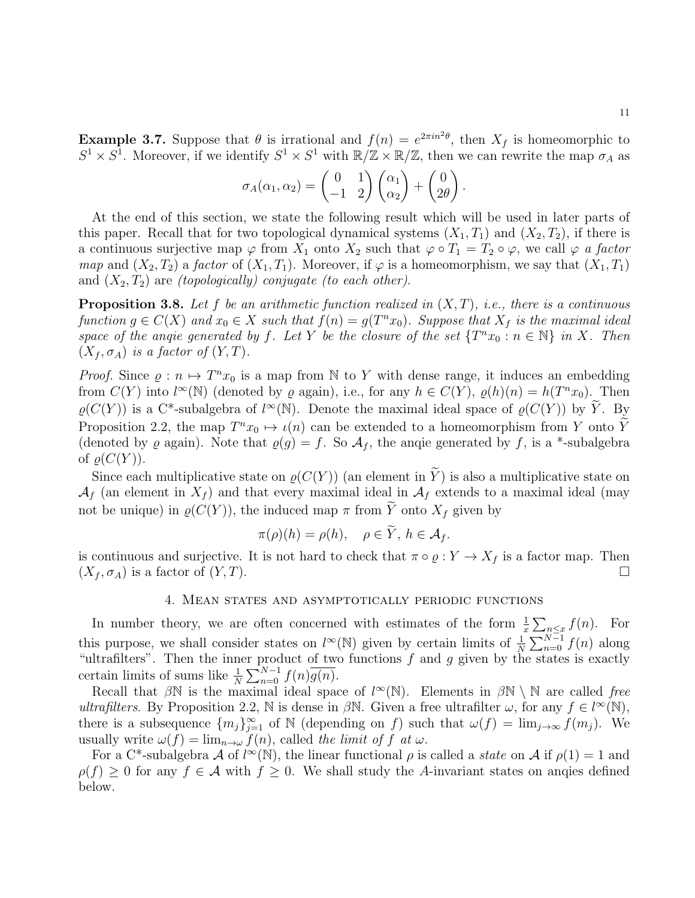**Example 3.7.** Suppose that $\theta$ is irrational and $f(n) = e^{2\pi i n^2 \theta}$, then $X_f$ is homeomorphic to $S^1 \times S^1$. Moreover, if we identify $S^1 \times S^1$ with $\mathbb{R}/\mathbb{Z} \times \mathbb{R}/\mathbb{Z}$, then we can rewrite the map $\sigma_A$ as

$$\sigma_A(\alpha_1, \alpha_2) = \begin{pmatrix} 0 & 1 \\ -1 & 2 \end{pmatrix} \begin{pmatrix} \alpha_1 \\ \alpha_2 \end{pmatrix} + \begin{pmatrix} 0 \\ 2\theta \end{pmatrix}.$$

At the end of this section, we state the following result which will be used in later parts of this paper. Recall that for two topological dynamical systems $(X_1, T_1)$ and $(X_2, T_2)$, if there is a continuous surjective map $\varphi$ from $X_1$ onto $X_2$ such that $\varphi \circ T_1 = T_2 \circ \varphi$, we call $\varphi$ *a factor map* and $(X_2, T_2)$ a *factor* of $(X_1, T_1)$. Moreover, if $\varphi$ is a homeomorphism, we say that $(X_1, T_1)$ and $(X_2, T_2)$ are *(topologically) conjugate (to each other)*.

**Proposition 3.8.** *Let $f$ be an arithmetic function realized in $(X, T)$, i.e., there is a continuous function $g \in C(X)$ and $x_0 \in X$ such that $f(n) = g(T^n x_0)$. Suppose that $X_f$ is the maximal ideal space of the anqie generated by $f$. Let $Y$ be the closure of the set $\{T^n x_0 : n \in \mathbb{N}\}$ in $X$. Then $(X_f, \sigma_A)$ is a factor of $(Y, T)$.*

*Proof.* Since $\varrho : n \mapsto T^n x_0$ is a map from $\mathbb{N}$ to $Y$ with dense range, it induces an embedding from $C(Y)$ into $l^\infty(\mathbb{N})$ (denoted by $\varrho$ again), i.e., for any $h \in C(Y)$, $\varrho(h)(n) = h(T^n x_0)$. Then $\varrho(C(Y))$ is a C\*-subalgebra of $l^\infty(\mathbb{N})$. Denote the maximal ideal space of $\varrho(C(Y))$ by $\widetilde{Y}$. By Proposition 2.2, the map $T^n x_0 \mapsto \iota(n)$ can be extended to a homeomorphism from $Y$ onto $\widetilde{Y}$ (denoted by $\varrho$ again). Note that $\varrho(g) = f$. So $\mathcal{A}_f$, the anqie generated by $f$, is a \*-subalgebra of $\varrho(C(Y))$.

Since each multiplicative state on $\varrho(C(Y))$ (an element in $\widetilde{Y}$) is also a multiplicative state on $\mathcal{A}_f$ (an element in $X_f$) and that every maximal ideal in $\mathcal{A}_f$ extends to a maximal ideal (may not be unique) in $\varrho(C(Y))$, the induced map $\pi$ from $\widetilde{Y}$ onto $X_f$ given by

$$\pi(\rho)(h) = \rho(h), \quad \rho \in \widetilde{Y},\ h \in \mathcal{A}_f.$$

is continuous and surjective. It is not hard to check that $\pi \circ \varrho : Y \to X_f$ is a factor map. Then $(X_f, \sigma_A)$ is a factor of $(Y, T)$. $\square$

## 4. Mean states and asymptotically periodic functions

In number theory, we are often concerned with estimates of the form $\frac{1}{x}\sum_{n \le x} f(n)$. For this purpose, we shall consider states on $l^\infty(\mathbb{N})$ given by certain limits of $\frac{1}{N}\sum_{n=0}^{N-1} f(n)$ along "ultrafilters". Then the inner product of two functions $f$ and $g$ given by the states is exactly certain limits of sums like $\frac{1}{N}\sum_{n=0}^{N-1} f(n)\overline{g(n)}$.

Recall that $\beta\mathbb{N}$ is the maximal ideal space of $l^\infty(\mathbb{N})$. Elements in $\beta\mathbb{N} \setminus \mathbb{N}$ are called *free ultrafilters*. By Proposition 2.2, $\mathbb{N}$ is dense in $\beta\mathbb{N}$. Given a free ultrafilter $\omega$, for any $f \in l^\infty(\mathbb{N})$, there is a subsequence $\{m_j\}_{j=1}^\infty$ of $\mathbb{N}$ (depending on $f$) such that $\omega(f) = \lim_{j\to\infty} f(m_j)$. We usually write $\omega(f) = \lim_{n\to\omega} f(n)$, called *the limit of $f$ at $\omega$*.

For a C\*-subalgebra $\mathcal{A}$ of $l^\infty(\mathbb{N})$, the linear functional $\rho$ is called a *state* on $\mathcal{A}$ if $\rho(1) = 1$ and $\rho(f) \ge 0$ for any $f \in \mathcal{A}$ with $f \ge 0$. We shall study the $A$-invariant states on anqies defined below.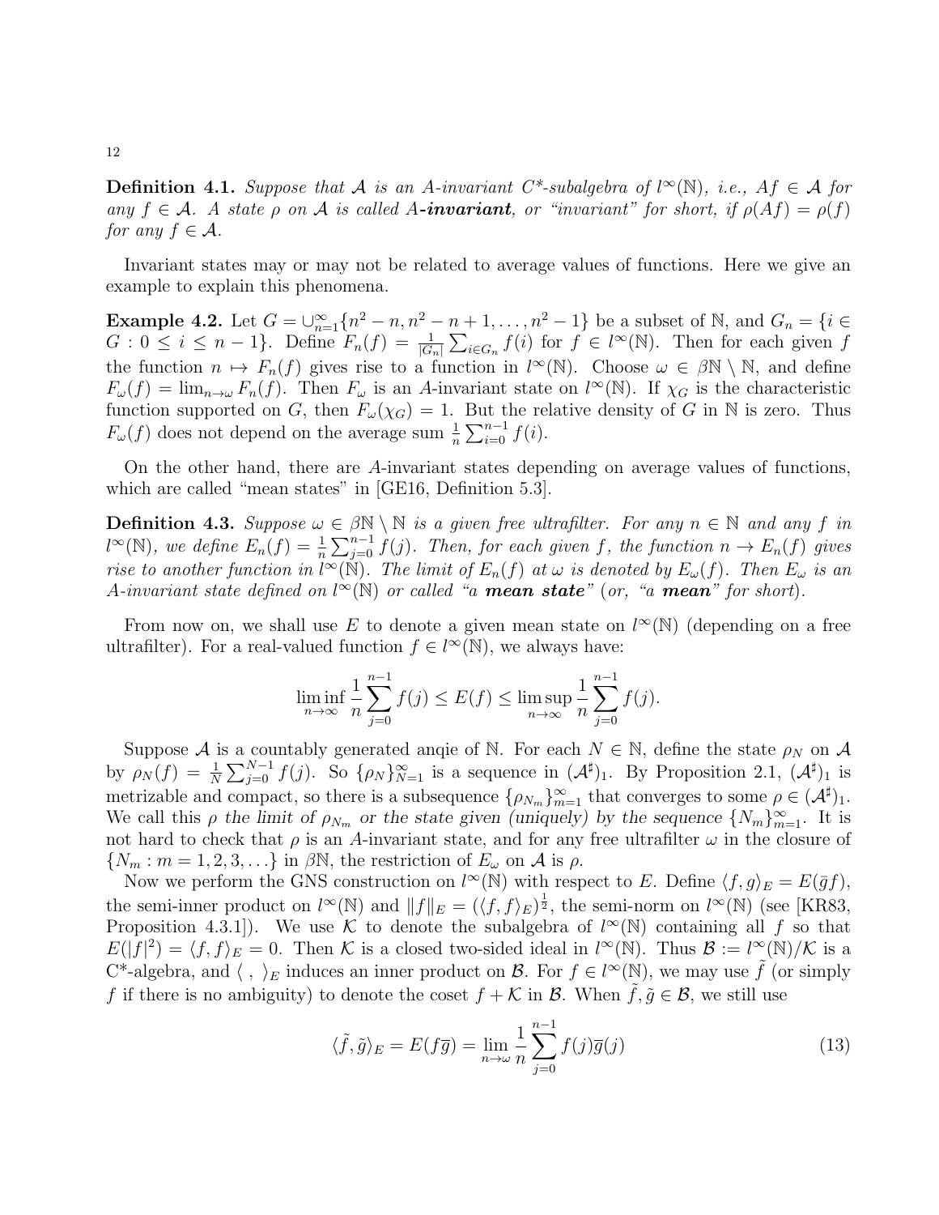**Definition 4.1.** *Suppose that $\mathcal{A}$ is an A-invariant C\*-subalgebra of $l^\infty(\mathbb{N})$, i.e., $Af \in \mathcal{A}$ for any $f \in \mathcal{A}$. A state $\rho$ on $\mathcal{A}$ is called A-**invariant**, or "invariant" for short, if $\rho(Af) = \rho(f)$ for any $f \in \mathcal{A}$.*

Invariant states may or may not be related to average values of functions. Here we give an example to explain this phenomena.

**Example 4.2.** Let $G = \cup_{n=1}^\infty \{n^2 - n, n^2 - n + 1, \ldots, n^2 - 1\}$ be a subset of $\mathbb{N}$, and $G_n = \{i \in G : 0 \leq i \leq n-1\}$. Define $F_n(f) = \frac{1}{|G_n|}\sum_{i \in G_n} f(i)$ for $f \in l^\infty(\mathbb{N})$. Then for each given $f$ the function $n \mapsto F_n(f)$ gives rise to a function in $l^\infty(\mathbb{N})$. Choose $\omega \in \beta\mathbb{N} \setminus \mathbb{N}$, and define $F_\omega(f) = \lim_{n\to\omega} F_n(f)$. Then $F_\omega$ is an $A$-invariant state on $l^\infty(\mathbb{N})$. If $\chi_G$ is the characteristic function supported on $G$, then $F_\omega(\chi_G) = 1$. But the relative density of $G$ in $\mathbb{N}$ is zero. Thus $F_\omega(f)$ does not depend on the average sum $\frac{1}{n}\sum_{i=0}^{n-1} f(i)$.

On the other hand, there are $A$-invariant states depending on average values of functions, which are called "mean states" in [GE16, Definition 5.3].

**Definition 4.3.** *Suppose $\omega \in \beta\mathbb{N} \setminus \mathbb{N}$ is a given free ultrafilter. For any $n \in \mathbb{N}$ and any $f$ in $l^\infty(\mathbb{N})$, we define $E_n(f) = \frac{1}{n}\sum_{j=0}^{n-1} f(j)$. Then, for each given $f$, the function $n \to E_n(f)$ gives rise to another function in $l^\infty(\mathbb{N})$. The limit of $E_n(f)$ at $\omega$ is denoted by $E_\omega(f)$. Then $E_\omega$ is an A-invariant state defined on $l^\infty(\mathbb{N})$ or called "a* ***mean state****" (or, "a* ***mean****" for short).*

From now on, we shall use $E$ to denote a given mean state on $l^\infty(\mathbb{N})$ (depending on a free ultrafilter). For a real-valued function $f \in l^\infty(\mathbb{N})$, we always have:

$$\liminf_{n\to\infty} \frac{1}{n}\sum_{j=0}^{n-1} f(j) \leq E(f) \leq \limsup_{n\to\infty} \frac{1}{n}\sum_{j=0}^{n-1} f(j).$$

Suppose $\mathcal{A}$ is a countably generated anqie of $\mathbb{N}$. For each $N \in \mathbb{N}$, define the state $\rho_N$ on $\mathcal{A}$ by $\rho_N(f) = \frac{1}{N}\sum_{j=0}^{N-1} f(j)$. So $\{\rho_N\}_{N=1}^\infty$ is a sequence in $(\mathcal{A}^\sharp)_1$. By Proposition 2.1, $(\mathcal{A}^\sharp)_1$ is metrizable and compact, so there is a subsequence $\{\rho_{N_m}\}_{m=1}^\infty$ that converges to some $\rho \in (\mathcal{A}^\sharp)_1$. We call this $\rho$ *the limit of $\rho_{N_m}$ or the state given (uniquely) by the sequence $\{N_m\}_{m=1}^\infty$*. It is not hard to check that $\rho$ is an $A$-invariant state, and for any free ultrafilter $\omega$ in the closure of $\{N_m : m = 1, 2, 3, \ldots\}$ in $\beta\mathbb{N}$, the restriction of $E_\omega$ on $\mathcal{A}$ is $\rho$.

Now we perform the GNS construction on $l^\infty(\mathbb{N})$ with respect to $E$. Define $\langle f, g\rangle_E = E(\bar{g}f)$, the semi-inner product on $l^\infty(\mathbb{N})$ and $\|f\|_E = (\langle f, f\rangle_E)^{\frac{1}{2}}$, the semi-norm on $l^\infty(\mathbb{N})$ (see [KR83, Proposition 4.3.1]). We use $\mathcal{K}$ to denote the subalgebra of $l^\infty(\mathbb{N})$ containing all $f$ so that $E(|f|^2) = \langle f, f\rangle_E = 0$. Then $\mathcal{K}$ is a closed two-sided ideal in $l^\infty(\mathbb{N})$. Thus $\mathcal{B} := l^\infty(\mathbb{N})/\mathcal{K}$ is a C\*-algebra, and $\langle\ ,\ \rangle_E$ induces an inner product on $\mathcal{B}$. For $f \in l^\infty(\mathbb{N})$, we may use $\tilde{f}$ (or simply $f$ if there is no ambiguity) to denote the coset $f + \mathcal{K}$ in $\mathcal{B}$. When $\tilde{f}, \tilde{g} \in \mathcal{B}$, we still use

$$\langle \tilde{f}, \tilde{g}\rangle_E = E(f\overline{g}) = \lim_{n\to\omega} \frac{1}{n}\sum_{j=0}^{n-1} f(j)\overline{g}(j) \tag{13}$$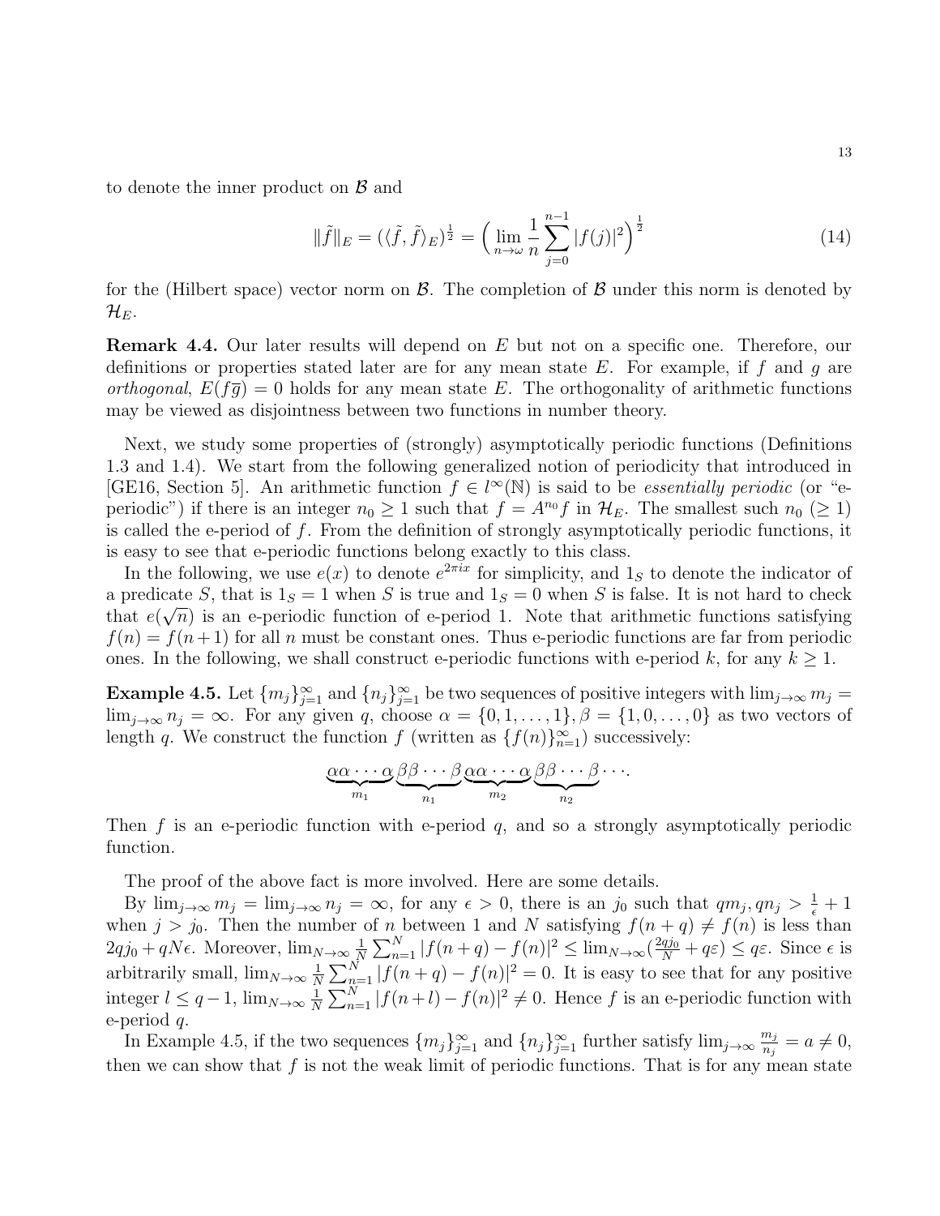to denote the inner product on $\mathcal{B}$ and

$$\|\tilde{f}\|_E = (\langle \tilde{f}, \tilde{f} \rangle_E)^{\frac{1}{2}} = \Big( \lim_{n \to \omega} \frac{1}{n} \sum_{j=0}^{n-1} |f(j)|^2 \Big)^{\frac{1}{2}} \tag{14}$$

for the (Hilbert space) vector norm on $\mathcal{B}$. The completion of $\mathcal{B}$ under this norm is denoted by $\mathcal{H}_E$.

**Remark 4.4.** Our later results will depend on $E$ but not on a specific one. Therefore, our definitions or properties stated later are for any mean state $E$. For example, if $f$ and $g$ are *orthogonal*, $E(f\overline{g}) = 0$ holds for any mean state $E$. The orthogonality of arithmetic functions may be viewed as disjointness between two functions in number theory.

Next, we study some properties of (strongly) asymptotically periodic functions (Definitions 1.3 and 1.4). We start from the following generalized notion of periodicity that introduced in [GE16, Section 5]. An arithmetic function $f \in l^\infty(\mathbb{N})$ is said to be *essentially periodic* (or "e-periodic") if there is an integer $n_0 \geq 1$ such that $f = A^{n_0} f$ in $\mathcal{H}_E$. The smallest such $n_0$ ($\geq 1$) is called the e-period of $f$. From the definition of strongly asymptotically periodic functions, it is easy to see that e-periodic functions belong exactly to this class.

In the following, we use $e(x)$ to denote $e^{2\pi i x}$ for simplicity, and $1_S$ to denote the indicator of a predicate $S$, that is $1_S = 1$ when $S$ is true and $1_S = 0$ when $S$ is false. It is not hard to check that $e(\sqrt{n})$ is an e-periodic function of e-period 1. Note that arithmetic functions satisfying $f(n) = f(n+1)$ for all $n$ must be constant ones. Thus e-periodic functions are far from periodic ones. In the following, we shall construct e-periodic functions with e-period $k$, for any $k \geq 1$.

**Example 4.5.** Let $\{m_j\}_{j=1}^\infty$ and $\{n_j\}_{j=1}^\infty$ be two sequences of positive integers with $\lim_{j\to\infty} m_j = \lim_{j\to\infty} n_j = \infty$. For any given $q$, choose $\alpha = \{0, 1, \ldots, 1\}, \beta = \{1, 0, \ldots, 0\}$ as two vectors of length $q$. We construct the function $f$ (written as $\{f(n)\}_{n=1}^\infty$) successively:

$$\underbrace{\alpha\alpha\cdots\alpha}_{m_1}\underbrace{\beta\beta\cdots\beta}_{n_1}\underbrace{\alpha\alpha\cdots\alpha}_{m_2}\underbrace{\beta\beta\cdots\beta}_{n_2}\cdots.$$

Then $f$ is an e-periodic function with e-period $q$, and so a strongly asymptotically periodic function.

The proof of the above fact is more involved. Here are some details.

By $\lim_{j\to\infty} m_j = \lim_{j\to\infty} n_j = \infty$, for any $\epsilon > 0$, there is an $j_0$ such that $qm_j, qn_j > \frac{1}{\epsilon} + 1$ when $j > j_0$. Then the number of $n$ between 1 and $N$ satisfying $f(n+q) \neq f(n)$ is less than $2qj_0 + qN\epsilon$. Moreover, $\lim_{N\to\infty} \frac{1}{N}\sum_{n=1}^N |f(n+q) - f(n)|^2 \leq \lim_{N\to\infty}(\frac{2qj_0}{N} + q\varepsilon) \leq q\varepsilon$. Since $\epsilon$ is arbitrarily small, $\lim_{N\to\infty} \frac{1}{N}\sum_{n=1}^N |f(n+q) - f(n)|^2 = 0$. It is easy to see that for any positive integer $l \leq q-1$, $\lim_{N\to\infty} \frac{1}{N}\sum_{n=1}^N |f(n+l) - f(n)|^2 \neq 0$. Hence $f$ is an e-periodic function with e-period $q$.

In Example 4.5, if the two sequences $\{m_j\}_{j=1}^\infty$ and $\{n_j\}_{j=1}^\infty$ further satisfy $\lim_{j\to\infty} \frac{m_j}{n_j} = a \neq 0$, then we can show that $f$ is not the weak limit of periodic functions. That is for any mean state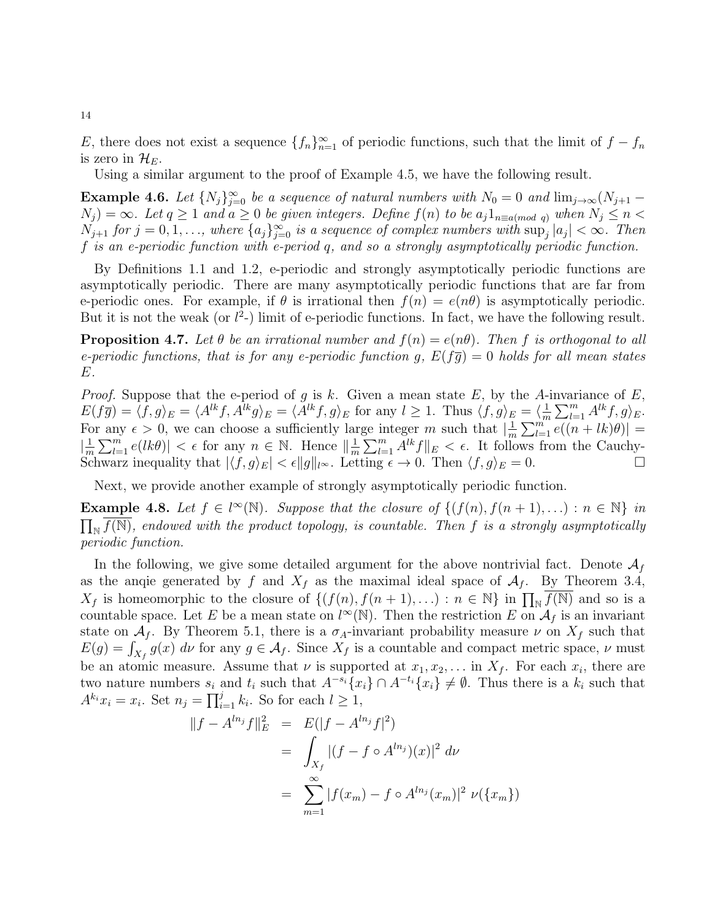$E$, there does not exist a sequence $\{f_n\}_{n=1}^{\infty}$ of periodic functions, such that the limit of $f - f_n$ is zero in $\mathcal{H}_E$.

Using a similar argument to the proof of Example 4.5, we have the following result.

**Example 4.6.** *Let $\{N_j\}_{j=0}^{\infty}$ be a sequence of natural numbers with $N_0 = 0$ and $\lim_{j\to\infty}(N_{j+1} - N_j) = \infty$. Let $q \geq 1$ and $a \geq 0$ be given integers. Define $f(n)$ to be $a_j 1_{n\equiv a (mod\ q)}$ when $N_j \leq n < N_{j+1}$ for $j = 0, 1, \ldots$, where $\{a_j\}_{j=0}^{\infty}$ is a sequence of complex numbers with $\sup_j |a_j| < \infty$. Then $f$ is an e-periodic function with e-period $q$, and so a strongly asymptotically periodic function.*

By Definitions 1.1 and 1.2, e-periodic and strongly asymptotically periodic functions are asymptotically periodic. There are many asymptotically periodic functions that are far from e-periodic ones. For example, if $\theta$ is irrational then $f(n) = e(n\theta)$ is asymptotically periodic. But it is not the weak (or $l^2$-) limit of e-periodic functions. In fact, we have the following result.

**Proposition 4.7.** *Let $\theta$ be an irrational number and $f(n) = e(n\theta)$. Then $f$ is orthogonal to all e-periodic functions, that is for any e-periodic function $g$, $E(f\overline{g}) = 0$ holds for all mean states $E$.*

*Proof.* Suppose that the e-period of $g$ is $k$. Given a mean state $E$, by the $A$-invariance of $E$, $E(f\overline{g}) = \langle f, g\rangle_E = \langle A^{lk}f, A^{lk}g\rangle_E = \langle A^{lk}f, g\rangle_E$ for any $l \geq 1$. Thus $\langle f, g\rangle_E = \langle \frac{1}{m}\sum_{l=1}^{m} A^{lk}f, g\rangle_E$. For any $\epsilon > 0$, we can choose a sufficiently large integer $m$ such that $|\frac{1}{m}\sum_{l=1}^{m} e((n+lk)\theta)| = |\frac{1}{m}\sum_{l=1}^{m} e(lk\theta)| < \epsilon$ for any $n \in \mathbb{N}$. Hence $\|\frac{1}{m}\sum_{l=1}^{m} A^{lk}f\|_E < \epsilon$. It follows from the Cauchy-Schwarz inequality that $|\langle f, g\rangle_E| < \epsilon\|g\|_{l^\infty}$. Letting $\epsilon \to 0$. Then $\langle f, g\rangle_E = 0$. $\square$

Next, we provide another example of strongly asymptotically periodic function.

**Example 4.8.** *Let $f \in l^\infty(\mathbb{N})$. Suppose that the closure of $\{(f(n), f(n+1), \ldots) : n \in \mathbb{N}\}$ in $\prod_{\mathbb{N}} \overline{f(\mathbb{N})}$, endowed with the product topology, is countable. Then $f$ is a strongly asymptotically periodic function.*

In the following, we give some detailed argument for the above nontrivial fact. Denote $\mathcal{A}_f$ as the anqie generated by $f$ and $X_f$ as the maximal ideal space of $\mathcal{A}_f$. By Theorem 3.4, $X_f$ is homeomorphic to the closure of $\{(f(n), f(n+1), \ldots) : n \in \mathbb{N}\}$ in $\prod_{\mathbb{N}} \overline{f(\mathbb{N})}$ and so is a countable space. Let $E$ be a mean state on $l^\infty(\mathbb{N})$. Then the restriction $E$ on $\mathcal{A}_f$ is an invariant state on $\mathcal{A}_f$. By Theorem 5.1, there is a $\sigma_A$-invariant probability measure $\nu$ on $X_f$ such that $E(g) = \int_{X_f} g(x)\, d\nu$ for any $g \in \mathcal{A}_f$. Since $X_f$ is a countable and compact metric space, $\nu$ must be an atomic measure. Assume that $\nu$ is supported at $x_1, x_2, \ldots$ in $X_f$. For each $x_i$, there are two nature numbers $s_i$ and $t_i$ such that $A^{-s_i}\{x_i\} \cap A^{-t_i}\{x_i\} \neq \emptyset$. Thus there is a $k_i$ such that $A^{k_i}x_i = x_i$. Set $n_j = \prod_{i=1}^{j} k_i$. So for each $l \geq 1$,

$$
\begin{aligned}
\|f - A^{ln_j}f\|_E^2 &= E(|f - A^{ln_j}f|^2) \\
&= \int_{X_f} |(f - f \circ A^{ln_j})(x)|^2\, d\nu \\
&= \sum_{m=1}^{\infty} |f(x_m) - f \circ A^{ln_j}(x_m)|^2\, \nu(\{x_m\})
\end{aligned}
$$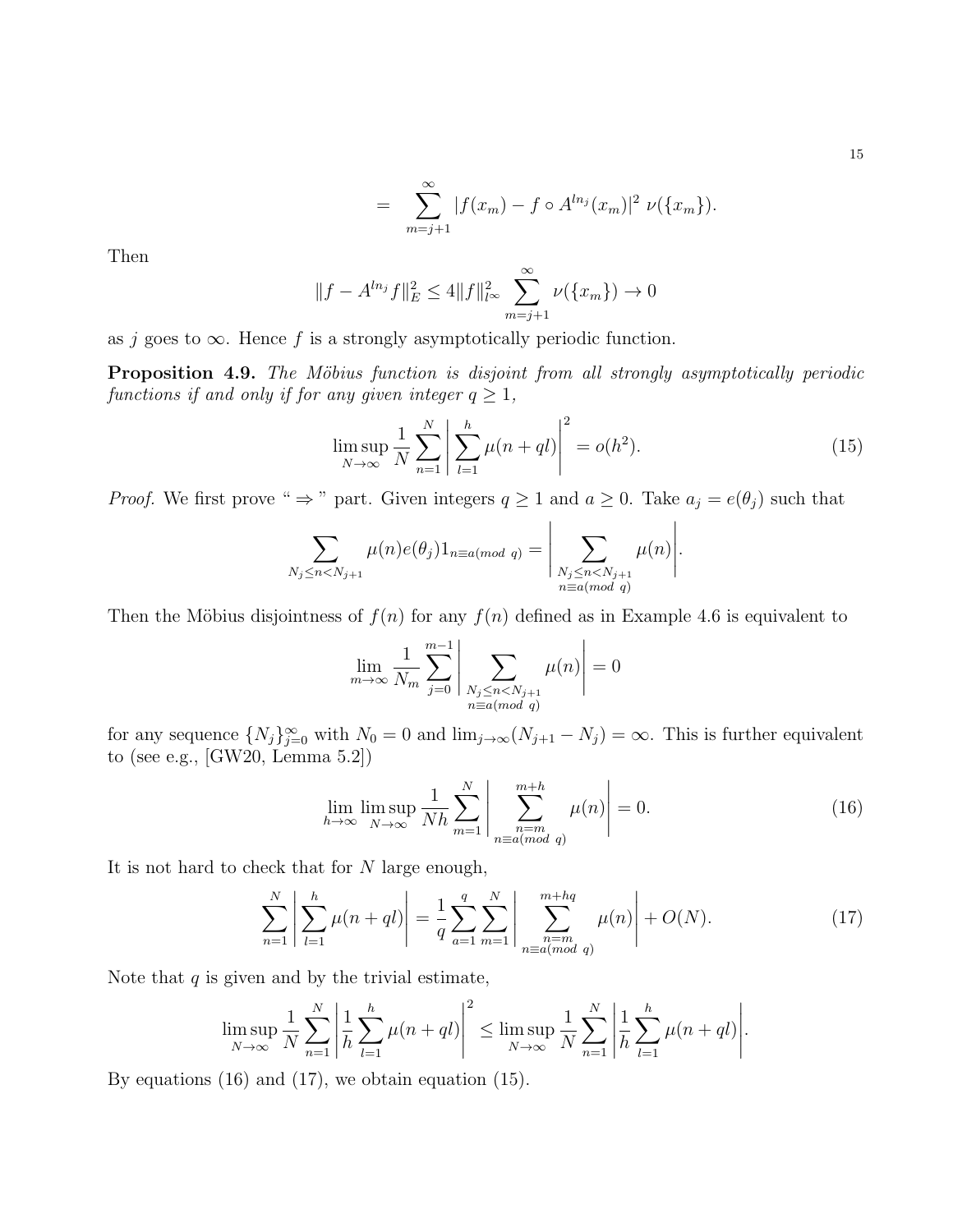$$= \sum_{m=j+1}^{\infty} |f(x_m) - f \circ A^{ln_j}(x_m)|^2 \ \nu(\{x_m\}).$$

Then

$$\|f - A^{ln_j} f\|_E^2 \leq 4\|f\|_{l^\infty}^2 \sum_{m=j+1}^{\infty} \nu(\{x_m\}) \to 0$$

as $j$ goes to $\infty$. Hence $f$ is a strongly asymptotically periodic function.

**Proposition 4.9.** *The Möbius function is disjoint from all strongly asymptotically periodic functions if and only if for any given integer $q \geq 1$,*

$$\limsup_{N\to\infty} \frac{1}{N} \sum_{n=1}^{N} \left| \sum_{l=1}^{h} \mu(n+ql) \right|^2 = o(h^2). \tag{15}$$

*Proof.* We first prove " $\Rightarrow$ " part. Given integers $q \geq 1$ and $a \geq 0$. Take $a_j = e(\theta_j)$ such that

$$\sum_{N_j \leq n < N_{j+1}} \mu(n) e(\theta_j) 1_{n \equiv a (mod\ q)} = \left| \sum_{\substack{N_j \leq n < N_{j+1} \\ n \equiv a (mod\ q)}} \mu(n) \right|.$$

Then the Möbius disjointness of $f(n)$ for any $f(n)$ defined as in Example 4.6 is equivalent to

$$\lim_{m\to\infty} \frac{1}{N_m} \sum_{j=0}^{m-1} \left| \sum_{\substack{N_j \leq n < N_{j+1} \\ n \equiv a (mod\ q)}} \mu(n) \right| = 0$$

for any sequence $\{N_j\}_{j=0}^{\infty}$ with $N_0 = 0$ and $\lim_{j\to\infty}(N_{j+1} - N_j) = \infty$. This is further equivalent to (see e.g., [GW20, Lemma 5.2])

$$\lim_{h\to\infty} \limsup_{N\to\infty} \frac{1}{Nh} \sum_{m=1}^{N} \left| \sum_{\substack{n=m \\ n \equiv a (mod\ q)}}^{m+h} \mu(n) \right| = 0. \tag{16}$$

It is not hard to check that for $N$ large enough,

$$\sum_{n=1}^{N} \left| \sum_{l=1}^{h} \mu(n+ql) \right| = \frac{1}{q} \sum_{a=1}^{q} \sum_{m=1}^{N} \left| \sum_{\substack{n=m \\ n \equiv a (mod\ q)}}^{m+hq} \mu(n) \right| + O(N). \tag{17}$$

Note that $q$ is given and by the trivial estimate,

$$\limsup_{N\to\infty} \frac{1}{N} \sum_{n=1}^{N} \left| \frac{1}{h} \sum_{l=1}^{h} \mu(n+ql) \right|^2 \leq \limsup_{N\to\infty} \frac{1}{N} \sum_{n=1}^{N} \left| \frac{1}{h} \sum_{l=1}^{h} \mu(n+ql) \right|.$$

By equations (16) and (17), we obtain equation (15).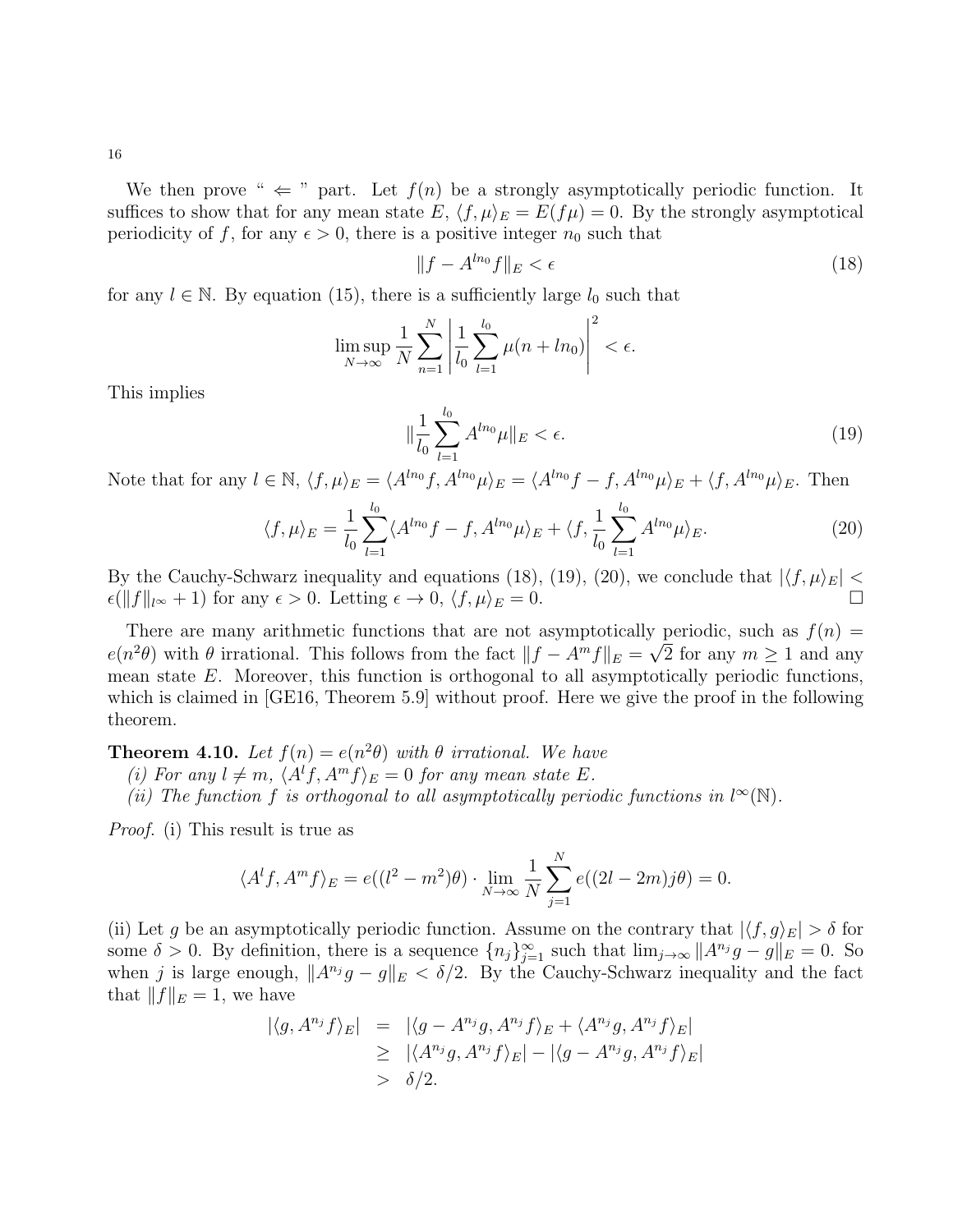We then prove " $\Leftarrow$ " part. Let $f(n)$ be a strongly asymptotically periodic function. It suffices to show that for any mean state $E$, $\langle f, \mu\rangle_E = E(f\mu) = 0$. By the strongly asymptotical periodicity of $f$, for any $\epsilon > 0$, there is a positive integer $n_0$ such that

$$\|f - A^{ln_0} f\|_E < \epsilon \tag{18}$$

for any $l \in \mathbb{N}$. By equation (15), there is a sufficiently large $l_0$ such that

$$\limsup_{N\to\infty} \frac{1}{N} \sum_{n=1}^{N} \left| \frac{1}{l_0} \sum_{l=1}^{l_0} \mu(n + ln_0) \right|^2 < \epsilon.$$

This implies

$$\|\frac{1}{l_0} \sum_{l=1}^{l_0} A^{ln_0} \mu\|_E < \epsilon. \tag{19}$$

Note that for any $l \in \mathbb{N}$, $\langle f, \mu\rangle_E = \langle A^{ln_0} f, A^{ln_0}\mu\rangle_E = \langle A^{ln_0} f - f, A^{ln_0}\mu\rangle_E + \langle f, A^{ln_0}\mu\rangle_E$. Then

$$\langle f, \mu\rangle_E = \frac{1}{l_0} \sum_{l=1}^{l_0} \langle A^{ln_0} f - f, A^{ln_0}\mu\rangle_E + \langle f, \frac{1}{l_0} \sum_{l=1}^{l_0} A^{ln_0}\mu\rangle_E. \tag{20}$$

By the Cauchy-Schwarz inequality and equations (18), (19), (20), we conclude that $|\langle f, \mu\rangle_E| < \epsilon(\|f\|_{l^\infty} + 1)$ for any $\epsilon > 0$. Letting $\epsilon \to 0$, $\langle f, \mu\rangle_E = 0$. $\square$

There are many arithmetic functions that are not asymptotically periodic, such as $f(n) = e(n^2\theta)$ with $\theta$ irrational. This follows from the fact $\|f - A^m f\|_E = \sqrt{2}$ for any $m \geq 1$ and any mean state $E$. Moreover, this function is orthogonal to all asymptotically periodic functions, which is claimed in [GE16, Theorem 5.9] without proof. Here we give the proof in the following theorem.

**Theorem 4.10.** *Let $f(n) = e(n^2\theta)$ with $\theta$ irrational. We have*
*(i) For any $l \neq m$, $\langle A^l f, A^m f\rangle_E = 0$ for any mean state $E$.*
*(ii) The function $f$ is orthogonal to all asymptotically periodic functions in $l^\infty(\mathbb{N})$.*

*Proof.* (i) This result is true as

$$\langle A^l f, A^m f\rangle_E = e((l^2 - m^2)\theta) \cdot \lim_{N\to\infty} \frac{1}{N} \sum_{j=1}^{N} e((2l - 2m)j\theta) = 0.$$

(ii) Let $g$ be an asymptotically periodic function. Assume on the contrary that $|\langle f, g\rangle_E| > \delta$ for some $\delta > 0$. By definition, there is a sequence $\{n_j\}_{j=1}^\infty$ such that $\lim_{j\to\infty} \|A^{n_j} g - g\|_E = 0$. So when $j$ is large enough, $\|A^{n_j} g - g\|_E < \delta/2$. By the Cauchy-Schwarz inequality and the fact that $\|f\|_E = 1$, we have

$$\begin{aligned} |\langle g, A^{n_j} f\rangle_E| &= |\langle g - A^{n_j} g, A^{n_j} f\rangle_E + \langle A^{n_j} g, A^{n_j} f\rangle_E| \\ &\geq |\langle A^{n_j} g, A^{n_j} f\rangle_E| - |\langle g - A^{n_j} g, A^{n_j} f\rangle_E| \\ &> \delta/2. \end{aligned}$$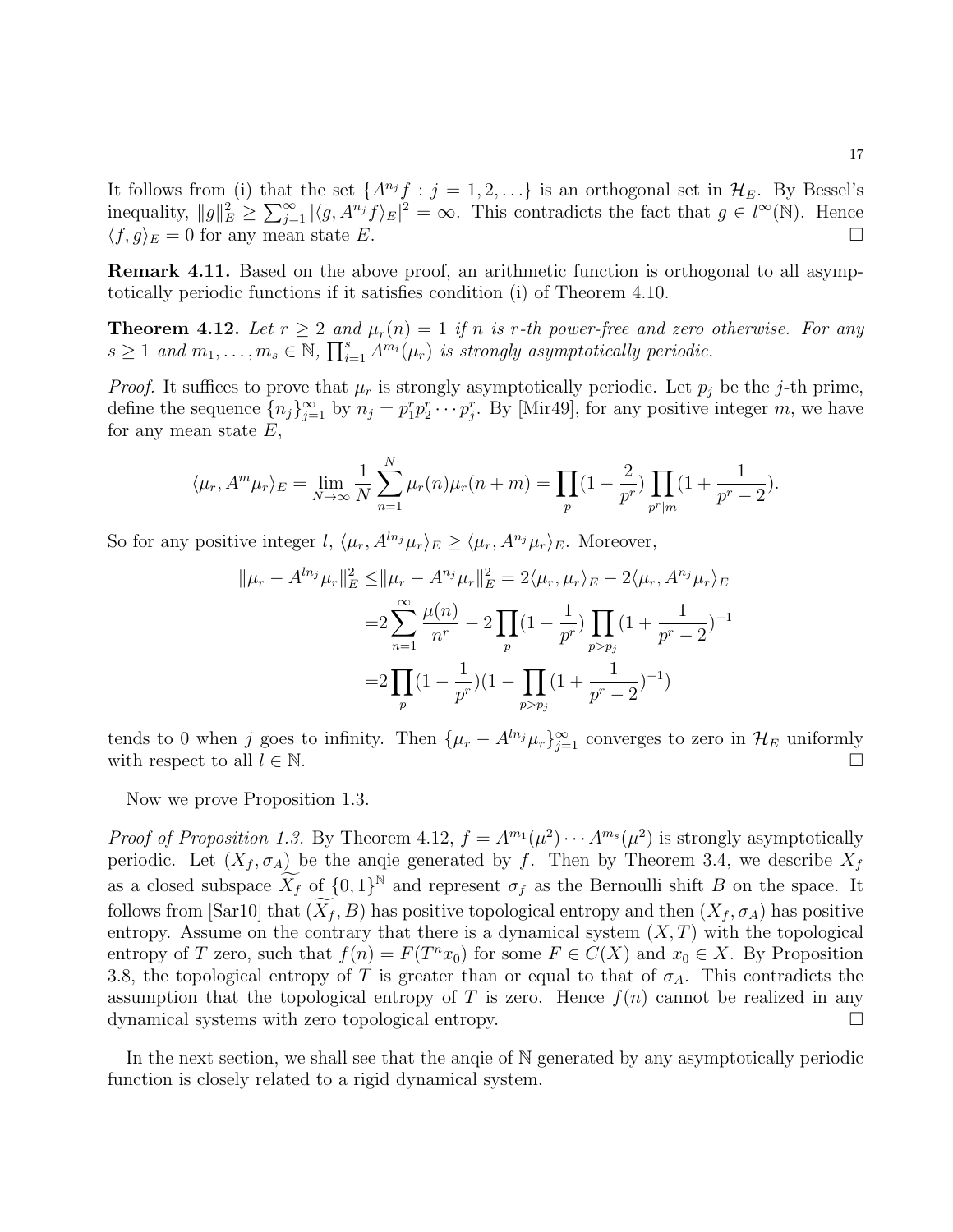It follows from (i) that the set $\{A^{n_j} f : j = 1, 2, \ldots\}$ is an orthogonal set in $\mathcal{H}_E$. By Bessel's inequality, $\|g\|_E^2 \geq \sum_{j=1}^{\infty} |\langle g, A^{n_j} f\rangle_E|^2 = \infty$. This contradicts the fact that $g \in l^\infty(\mathbb{N})$. Hence $\langle f, g\rangle_E = 0$ for any mean state $E$. $\square$

**Remark 4.11.** Based on the above proof, an arithmetic function is orthogonal to all asymptotically periodic functions if it satisfies condition (i) of Theorem 4.10.

**Theorem 4.12.** *Let $r \geq 2$ and $\mu_r(n) = 1$ if $n$ is $r$-th power-free and zero otherwise. For any $s \geq 1$ and $m_1, \ldots, m_s \in \mathbb{N}$, $\prod_{i=1}^{s} A^{m_i}(\mu_r)$ is strongly asymptotically periodic.*

*Proof.* It suffices to prove that $\mu_r$ is strongly asymptotically periodic. Let $p_j$ be the $j$-th prime, define the sequence $\{n_j\}_{j=1}^{\infty}$ by $n_j = p_1^r p_2^r \cdots p_j^r$. By [Mir49], for any positive integer $m$, we have for any mean state $E$,

$$\langle \mu_r, A^m \mu_r\rangle_E = \lim_{N\to\infty} \frac{1}{N} \sum_{n=1}^{N} \mu_r(n)\mu_r(n+m) = \prod_p (1 - \frac{2}{p^r}) \prod_{p^r | m} (1 + \frac{1}{p^r - 2}).$$

So for any positive integer $l$, $\langle \mu_r, A^{l n_j} \mu_r\rangle_E \geq \langle \mu_r, A^{n_j} \mu_r\rangle_E$. Moreover,

$$\begin{aligned}
\|\mu_r - A^{l n_j}\mu_r\|_E^2 \leq& \|\mu_r - A^{n_j}\mu_r\|_E^2 = 2\langle \mu_r, \mu_r\rangle_E - 2\langle \mu_r, A^{n_j}\mu_r\rangle_E \\
=& 2\sum_{n=1}^{\infty} \frac{\mu(n)}{n^r} - 2\prod_p (1 - \frac{1}{p^r}) \prod_{p > p_j} (1 + \frac{1}{p^r - 2})^{-1} \\
=& 2\prod_p (1 - \frac{1}{p^r})(1 - \prod_{p > p_j} (1 + \frac{1}{p^r - 2})^{-1})
\end{aligned}$$

tends to 0 when $j$ goes to infinity. Then $\{\mu_r - A^{l n_j}\mu_r\}_{j=1}^{\infty}$ converges to zero in $\mathcal{H}_E$ uniformly with respect to all $l \in \mathbb{N}$. $\square$

Now we prove Proposition 1.3.

*Proof of Proposition 1.3.* By Theorem 4.12, $f = A^{m_1}(\mu^2) \cdots A^{m_s}(\mu^2)$ is strongly asymptotically periodic. Let $(X_f, \sigma_A)$ be the anqie generated by $f$. Then by Theorem 3.4, we describe $X_f$ as a closed subspace $\widetilde{X_f}$ of $\{0,1\}^{\mathbb{N}}$ and represent $\sigma_f$ as the Bernoulli shift $B$ on the space. It follows from [Sar10] that $(\widetilde{X_f}, B)$ has positive topological entropy and then $(X_f, \sigma_A)$ has positive entropy. Assume on the contrary that there is a dynamical system $(X, T)$ with the topological entropy of $T$ zero, such that $f(n) = F(T^n x_0)$ for some $F \in C(X)$ and $x_0 \in X$. By Proposition 3.8, the topological entropy of $T$ is greater than or equal to that of $\sigma_A$. This contradicts the assumption that the topological entropy of $T$ is zero. Hence $f(n)$ cannot be realized in any dynamical systems with zero topological entropy. $\square$

In the next section, we shall see that the anqie of $\mathbb{N}$ generated by any asymptotically periodic function is closely related to a rigid dynamical system.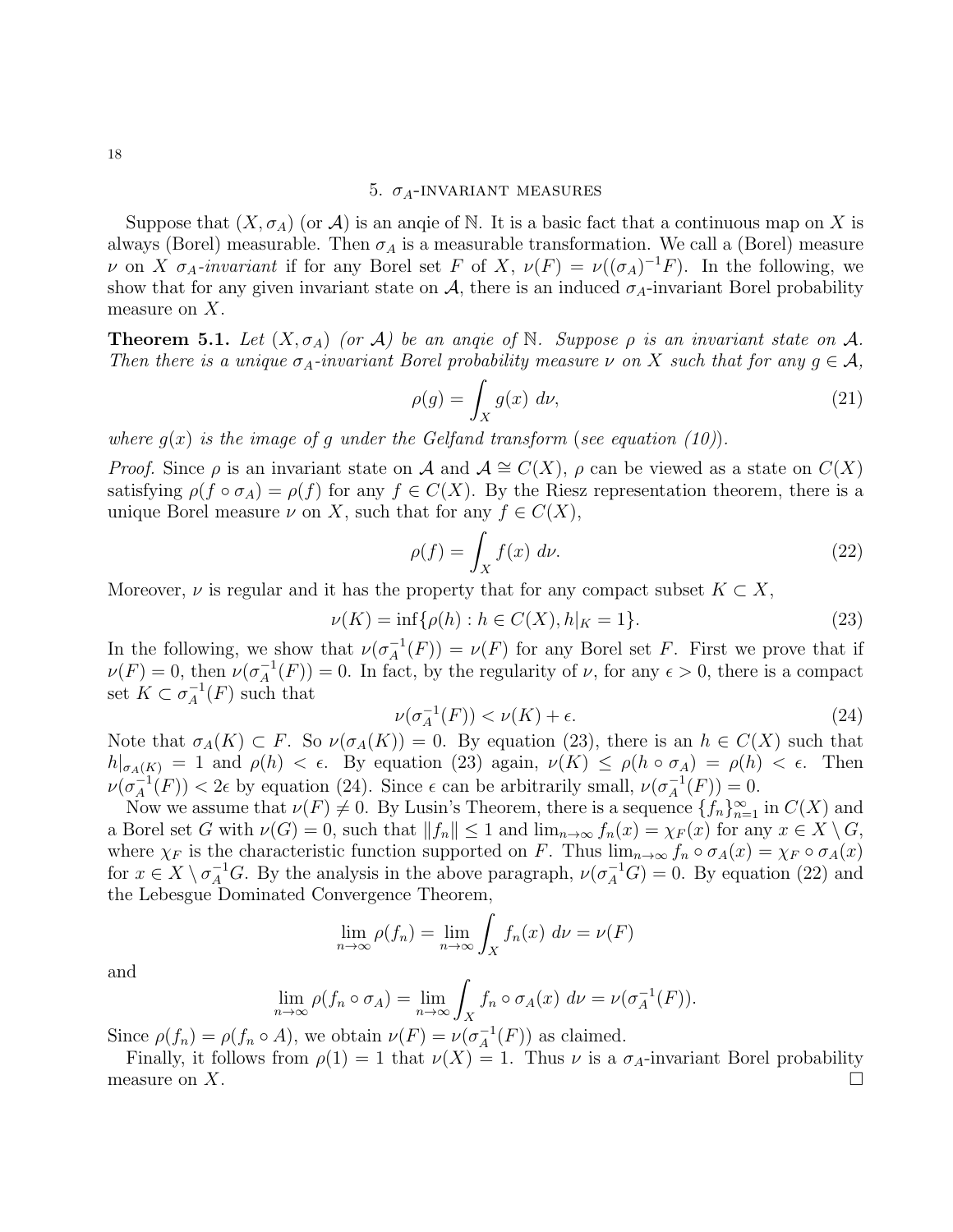## 5. $\sigma_A$-invariant measures

Suppose that $(X, \sigma_A)$ (or $\mathcal{A}$) is an anqie of $\mathbb{N}$. It is a basic fact that a continuous map on $X$ is always (Borel) measurable. Then $\sigma_A$ is a measurable transformation. We call a (Borel) measure $\nu$ on $X$ *$\sigma_A$-invariant* if for any Borel set $F$ of $X$, $\nu(F) = \nu((\sigma_A)^{-1}F)$. In the following, we show that for any given invariant state on $\mathcal{A}$, there is an induced $\sigma_A$-invariant Borel probability measure on $X$.

**Theorem 5.1.** *Let $(X, \sigma_A)$ (or $\mathcal{A}$) be an anqie of $\mathbb{N}$. Suppose $\rho$ is an invariant state on $\mathcal{A}$. Then there is a unique $\sigma_A$-invariant Borel probability measure $\nu$ on $X$ such that for any $g \in \mathcal{A}$,*

$$\rho(g) = \int_X g(x)\ d\nu, \tag{21}$$

*where $g(x)$ is the image of $g$ under the Gelfand transform (see equation (10)).*

*Proof.* Since $\rho$ is an invariant state on $\mathcal{A}$ and $\mathcal{A} \cong C(X)$, $\rho$ can be viewed as a state on $C(X)$ satisfying $\rho(f \circ \sigma_A) = \rho(f)$ for any $f \in C(X)$. By the Riesz representation theorem, there is a unique Borel measure $\nu$ on $X$, such that for any $f \in C(X)$,

$$\rho(f) = \int_X f(x)\ d\nu. \tag{22}$$

Moreover, $\nu$ is regular and it has the property that for any compact subset $K \subset X$,

$$\nu(K) = \inf\{\rho(h) : h \in C(X), h|_K = 1\}. \tag{23}$$

In the following, we show that $\nu(\sigma_A^{-1}(F)) = \nu(F)$ for any Borel set $F$. First we prove that if $\nu(F) = 0$, then $\nu(\sigma_A^{-1}(F)) = 0$. In fact, by the regularity of $\nu$, for any $\epsilon > 0$, there is a compact set $K \subset \sigma_A^{-1}(F)$ such that

$$\nu(\sigma_A^{-1}(F)) < \nu(K) + \epsilon. \tag{24}$$

Note that $\sigma_A(K) \subset F$. So $\nu(\sigma_A(K)) = 0$. By equation (23), there is an $h \in C(X)$ such that $h|_{\sigma_A(K)} = 1$ and $\rho(h) < \epsilon$. By equation (23) again, $\nu(K) \le \rho(h \circ \sigma_A) = \rho(h) < \epsilon$. Then $\nu(\sigma_A^{-1}(F)) < 2\epsilon$ by equation (24). Since $\epsilon$ can be arbitrarily small, $\nu(\sigma_A^{-1}(F)) = 0$.

Now we assume that $\nu(F) \neq 0$. By Lusin's Theorem, there is a sequence $\{f_n\}_{n=1}^{\infty}$ in $C(X)$ and a Borel set $G$ with $\nu(G) = 0$, such that $\|f_n\| \le 1$ and $\lim_{n\to\infty} f_n(x) = \chi_F(x)$ for any $x \in X \setminus G$, where $\chi_F$ is the characteristic function supported on $F$. Thus $\lim_{n\to\infty} f_n \circ \sigma_A(x) = \chi_F \circ \sigma_A(x)$ for $x \in X \setminus \sigma_A^{-1}G$. By the analysis in the above paragraph, $\nu(\sigma_A^{-1}G) = 0$. By equation (22) and the Lebesgue Dominated Convergence Theorem,

$$\lim_{n\to\infty} \rho(f_n) = \lim_{n\to\infty} \int_X f_n(x)\ d\nu = \nu(F)$$

and

$$\lim_{n\to\infty} \rho(f_n \circ \sigma_A) = \lim_{n\to\infty} \int_X f_n \circ \sigma_A(x)\ d\nu = \nu(\sigma_A^{-1}(F)).$$

Since $\rho(f_n) = \rho(f_n \circ A)$, we obtain $\nu(F) = \nu(\sigma_A^{-1}(F))$ as claimed.

Finally, it follows from $\rho(1) = 1$ that $\nu(X) = 1$. Thus $\nu$ is a $\sigma_A$-invariant Borel probability measure on $X$. $\square$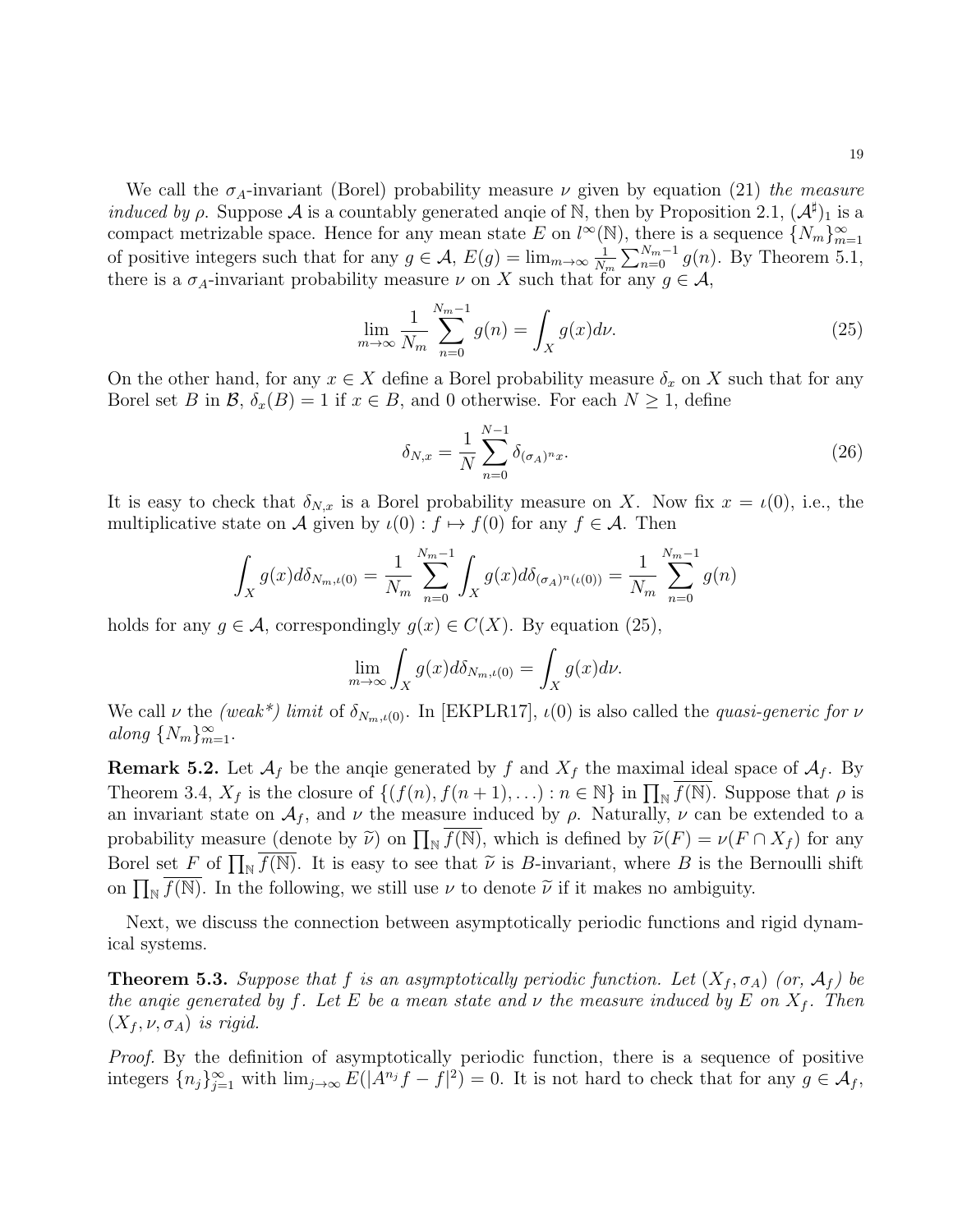We call the $\sigma_A$-invariant (Borel) probability measure $\nu$ given by equation (21) *the measure induced by* $\rho$. Suppose $\mathcal{A}$ is a countably generated anqie of $\mathbb{N}$, then by Proposition 2.1, $(\mathcal{A}^\sharp)_1$ is a compact metrizable space. Hence for any mean state $E$ on $l^\infty(\mathbb{N})$, there is a sequence $\{N_m\}_{m=1}^\infty$ of positive integers such that for any $g \in \mathcal{A}$, $E(g) = \lim_{m\to\infty} \frac{1}{N_m}\sum_{n=0}^{N_m-1} g(n)$. By Theorem 5.1, there is a $\sigma_A$-invariant probability measure $\nu$ on $X$ such that for any $g \in \mathcal{A}$,

$$\lim_{m\to\infty} \frac{1}{N_m}\sum_{n=0}^{N_m-1} g(n) = \int_X g(x)d\nu. \tag{25}$$

On the other hand, for any $x \in X$ define a Borel probability measure $\delta_x$ on $X$ such that for any Borel set $B$ in $\mathcal{B}$, $\delta_x(B) = 1$ if $x \in B$, and 0 otherwise. For each $N \geq 1$, define

$$\delta_{N,x} = \frac{1}{N}\sum_{n=0}^{N-1} \delta_{(\sigma_A)^n x}. \tag{26}$$

It is easy to check that $\delta_{N,x}$ is a Borel probability measure on $X$. Now fix $x = \iota(0)$, i.e., the multiplicative state on $\mathcal{A}$ given by $\iota(0) : f \mapsto f(0)$ for any $f \in \mathcal{A}$. Then

$$\int_X g(x)d\delta_{N_m,\iota(0)} = \frac{1}{N_m}\sum_{n=0}^{N_m-1}\int_X g(x)d\delta_{(\sigma_A)^n(\iota(0))} = \frac{1}{N_m}\sum_{n=0}^{N_m-1} g(n)$$

holds for any $g \in \mathcal{A}$, correspondingly $g(x) \in C(X)$. By equation (25),

$$\lim_{m\to\infty}\int_X g(x)d\delta_{N_m,\iota(0)} = \int_X g(x)d\nu.$$

We call $\nu$ the *(weak\*) limit* of $\delta_{N_m,\iota(0)}$. In [EKPLR17], $\iota(0)$ is also called the *quasi-generic for* $\nu$ *along* $\{N_m\}_{m=1}^\infty$.

**Remark 5.2.** Let $\mathcal{A}_f$ be the anqie generated by $f$ and $X_f$ the maximal ideal space of $\mathcal{A}_f$. By Theorem 3.4, $X_f$ is the closure of $\{(f(n), f(n+1), \ldots) : n \in \mathbb{N}\}$ in $\prod_{\mathbb{N}} \overline{f(\mathbb{N})}$. Suppose that $\rho$ is an invariant state on $\mathcal{A}_f$, and $\nu$ the measure induced by $\rho$. Naturally, $\nu$ can be extended to a probability measure (denote by $\widetilde{\nu}$) on $\prod_{\mathbb{N}} \overline{f(\mathbb{N})}$, which is defined by $\widetilde{\nu}(F) = \nu(F \cap X_f)$ for any Borel set $F$ of $\prod_{\mathbb{N}} \overline{f(\mathbb{N})}$. It is easy to see that $\widetilde{\nu}$ is $B$-invariant, where $B$ is the Bernoulli shift on $\prod_{\mathbb{N}} \overline{f(\mathbb{N})}$. In the following, we still use $\nu$ to denote $\widetilde{\nu}$ if it makes no ambiguity.

Next, we discuss the connection between asymptotically periodic functions and rigid dynamical systems.

**Theorem 5.3.** *Suppose that $f$ is an asymptotically periodic function. Let $(X_f, \sigma_A)$ (or, $\mathcal{A}_f$) be the anqie generated by $f$. Let $E$ be a mean state and $\nu$ the measure induced by $E$ on $X_f$. Then $(X_f, \nu, \sigma_A)$ is rigid.*

*Proof.* By the definition of asymptotically periodic function, there is a sequence of positive integers $\{n_j\}_{j=1}^\infty$ with $\lim_{j\to\infty} E(|A^{n_j} f - f|^2) = 0$. It is not hard to check that for any $g \in \mathcal{A}_f$,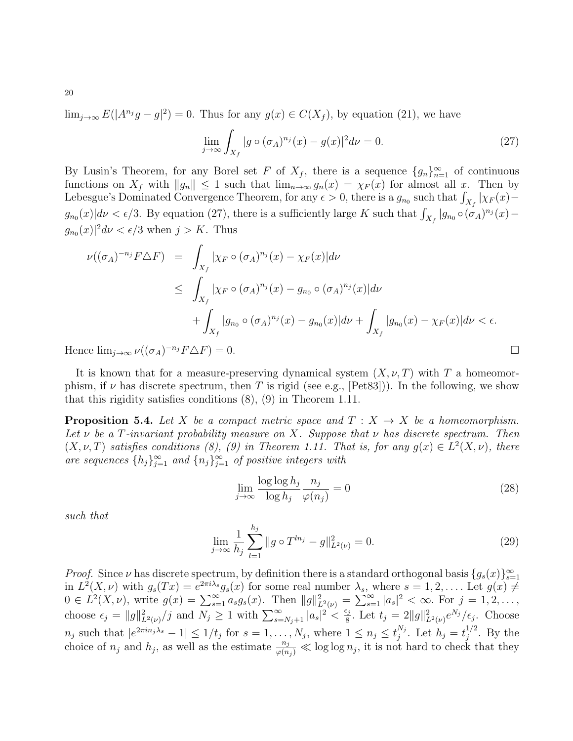$\lim_{j\to\infty} E(|A^{n_j} g - g|^2) = 0$. Thus for any $g(x) \in C(X_f)$, by equation (21), we have

$$\lim_{j\to\infty} \int_{X_f} |g \circ (\sigma_A)^{n_j}(x) - g(x)|^2 d\nu = 0. \tag{27}$$

By Lusin's Theorem, for any Borel set $F$ of $X_f$, there is a sequence $\{g_n\}_{n=1}^{\infty}$ of continuous functions on $X_f$ with $\|g_n\| \le 1$ such that $\lim_{n\to\infty} g_n(x) = \chi_F(x)$ for almost all $x$. Then by Lebesgue's Dominated Convergence Theorem, for any $\epsilon > 0$, there is a $g_{n_0}$ such that $\int_{X_f} |\chi_F(x) - g_{n_0}(x)| d\nu < \epsilon/3$. By equation (27), there is a sufficiently large $K$ such that $\int_{X_f} |g_{n_0} \circ (\sigma_A)^{n_j}(x) - g_{n_0}(x)|^2 d\nu < \epsilon/3$ when $j > K$. Thus

$$\begin{aligned}
\nu((\sigma_A)^{-n_j} F \triangle F) &= \int_{X_f} |\chi_F \circ (\sigma_A)^{n_j}(x) - \chi_F(x)| d\nu \\
&\le \int_{X_f} |\chi_F \circ (\sigma_A)^{n_j}(x) - g_{n_0} \circ (\sigma_A)^{n_j}(x)| d\nu \\
&\quad + \int_{X_f} |g_{n_0} \circ (\sigma_A)^{n_j}(x) - g_{n_0}(x)| d\nu + \int_{X_f} |g_{n_0}(x) - \chi_F(x)| d\nu < \epsilon.
\end{aligned}$$

Hence $\lim_{j\to\infty} \nu((\sigma_A)^{-n_j} F \triangle F) = 0$. □

It is known that for a measure-preserving dynamical system $(X, \nu, T)$ with $T$ a homeomorphism, if $\nu$ has discrete spectrum, then $T$ is rigid (see e.g., [Pet83])). In the following, we show that this rigidity satisfies conditions (8), (9) in Theorem 1.11.

**Proposition 5.4.** *Let $X$ be a compact metric space and $T : X \to X$ be a homeomorphism. Let $\nu$ be a $T$-invariant probability measure on $X$. Suppose that $\nu$ has discrete spectrum. Then $(X, \nu, T)$ satisfies conditions (8), (9) in Theorem 1.11. That is, for any $g(x) \in L^2(X, \nu)$, there are sequences $\{h_j\}_{j=1}^{\infty}$ and $\{n_j\}_{j=1}^{\infty}$ of positive integers with*

$$\lim_{j\to\infty} \frac{\log\log h_j}{\log h_j} \frac{n_j}{\varphi(n_j)} = 0 \tag{28}$$

*such that*

$$\lim_{j\to\infty} \frac{1}{h_j} \sum_{l=1}^{h_j} \|g \circ T^{l n_j} - g\|_{L^2(\nu)}^2 = 0. \tag{29}$$

*Proof.* Since $\nu$ has discrete spectrum, by definition there is a standard orthogonal basis $\{g_s(x)\}_{s=1}^{\infty}$ in $L^2(X, \nu)$ with $g_s(Tx) = e^{2\pi i \lambda_s} g_s(x)$ for some real number $\lambda_s$, where $s = 1, 2, \dots$. Let $g(x) \neq 0 \in L^2(X, \nu)$, write $g(x) = \sum_{s=1}^{\infty} a_s g_s(x)$. Then $\|g\|_{L^2(\nu)}^2 = \sum_{s=1}^{\infty} |a_s|^2 < \infty$. For $j = 1, 2, \dots$, choose $\epsilon_j = \|g\|_{L^2(\nu)}^2 / j$ and $N_j \ge 1$ with $\sum_{s=N_j+1}^{\infty} |a_s|^2 < \frac{\epsilon_j}{8}$. Let $t_j = 2\|g\|_{L^2(\nu)}^2 e^{N_j} / \epsilon_j$. Choose $n_j$ such that $|e^{2\pi i n_j \lambda_s} - 1| \le 1/t_j$ for $s = 1, \dots, N_j$, where $1 \le n_j \le t_j^{N_j}$. Let $h_j = t_j^{1/2}$. By the choice of $n_j$ and $h_j$, as well as the estimate $\frac{n_j}{\varphi(n_j)} \ll \log\log n_j$, it is not hard to check that they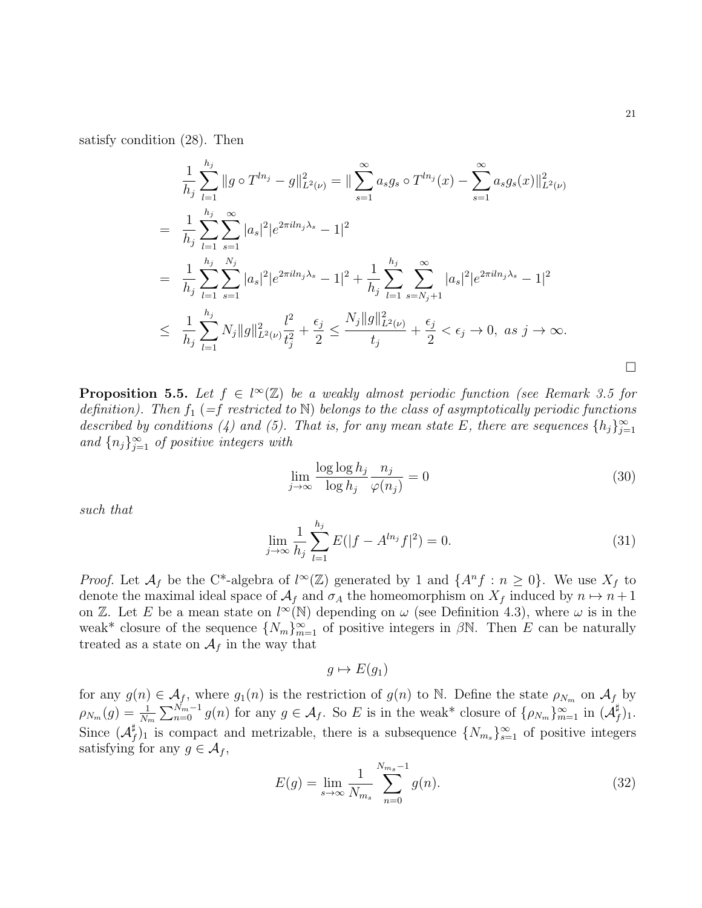satisfy condition (28). Then

$$
\begin{aligned}
& \frac{1}{h_j}\sum_{l=1}^{h_j}\|g\circ T^{ln_j}-g\|^2_{L^2(\nu)} = \|\sum_{s=1}^{\infty}a_s g_s\circ T^{ln_j}(x)-\sum_{s=1}^{\infty}a_s g_s(x)\|^2_{L^2(\nu)} \\
= \;& \frac{1}{h_j}\sum_{l=1}^{h_j}\sum_{s=1}^{\infty}|a_s|^2|e^{2\pi i l n_j\lambda_s}-1|^2 \\
= \;& \frac{1}{h_j}\sum_{l=1}^{h_j}\sum_{s=1}^{N_j}|a_s|^2|e^{2\pi i l n_j\lambda_s}-1|^2+\frac{1}{h_j}\sum_{l=1}^{h_j}\sum_{s=N_j+1}^{\infty}|a_s|^2|e^{2\pi i l n_j\lambda_s}-1|^2 \\
\leq \;& \frac{1}{h_j}\sum_{l=1}^{h_j}N_j\|g\|^2_{L^2(\nu)}\frac{l^2}{t_j^2}+\frac{\epsilon_j}{2}\leq \frac{N_j\|g\|^2_{L^2(\nu)}}{t_j}+\frac{\epsilon_j}{2}<\epsilon_j\to 0,\ as\ j\to\infty.
\end{aligned}
$$

□

**Proposition 5.5.** *Let $f\in l^{\infty}(\mathbb{Z})$ be a weakly almost periodic function (see Remark 3.5 for definition). Then $f_1$ (=$f$ restricted to $\mathbb{N}$) belongs to the class of asymptotically periodic functions described by conditions (4) and (5). That is, for any mean state $E$, there are sequences $\{h_j\}_{j=1}^{\infty}$ and $\{n_j\}_{j=1}^{\infty}$ of positive integers with*

$$
\lim_{j\to\infty}\frac{\log\log h_j}{\log h_j}\frac{n_j}{\varphi(n_j)}=0 \tag{30}
$$

*such that*

$$
\lim_{j\to\infty}\frac{1}{h_j}\sum_{l=1}^{h_j}E(|f-A^{ln_j}f|^2)=0. \tag{31}
$$

*Proof.* Let $\mathcal{A}_f$ be the C*-algebra of $l^{\infty}(\mathbb{Z})$ generated by 1 and $\{A^n f : n\geq 0\}$. We use $X_f$ to denote the maximal ideal space of $\mathcal{A}_f$ and $\sigma_A$ the homeomorphism on $X_f$ induced by $n\mapsto n+1$ on $\mathbb{Z}$. Let $E$ be a mean state on $l^{\infty}(\mathbb{N})$ depending on $\omega$ (see Definition 4.3), where $\omega$ is in the weak* closure of the sequence $\{N_m\}_{m=1}^{\infty}$ of positive integers in $\beta\mathbb{N}$. Then $E$ can be naturally treated as a state on $\mathcal{A}_f$ in the way that

$$
g\mapsto E(g_1)
$$

for any $g(n)\in\mathcal{A}_f$, where $g_1(n)$ is the restriction of $g(n)$ to $\mathbb{N}$. Define the state $\rho_{N_m}$ on $\mathcal{A}_f$ by $\rho_{N_m}(g)=\frac{1}{N_m}\sum_{n=0}^{N_m-1}g(n)$ for any $g\in\mathcal{A}_f$. So $E$ is in the weak* closure of $\{\rho_{N_m}\}_{m=1}^{\infty}$ in $(\mathcal{A}_f^{\sharp})_1$. Since $(\mathcal{A}_f^{\sharp})_1$ is compact and metrizable, there is a subsequence $\{N_{m_s}\}_{s=1}^{\infty}$ of positive integers satisfying for any $g\in\mathcal{A}_f$,

$$
E(g)=\lim_{s\to\infty}\frac{1}{N_{m_s}}\sum_{n=0}^{N_{m_s}-1}g(n). \tag{32}
$$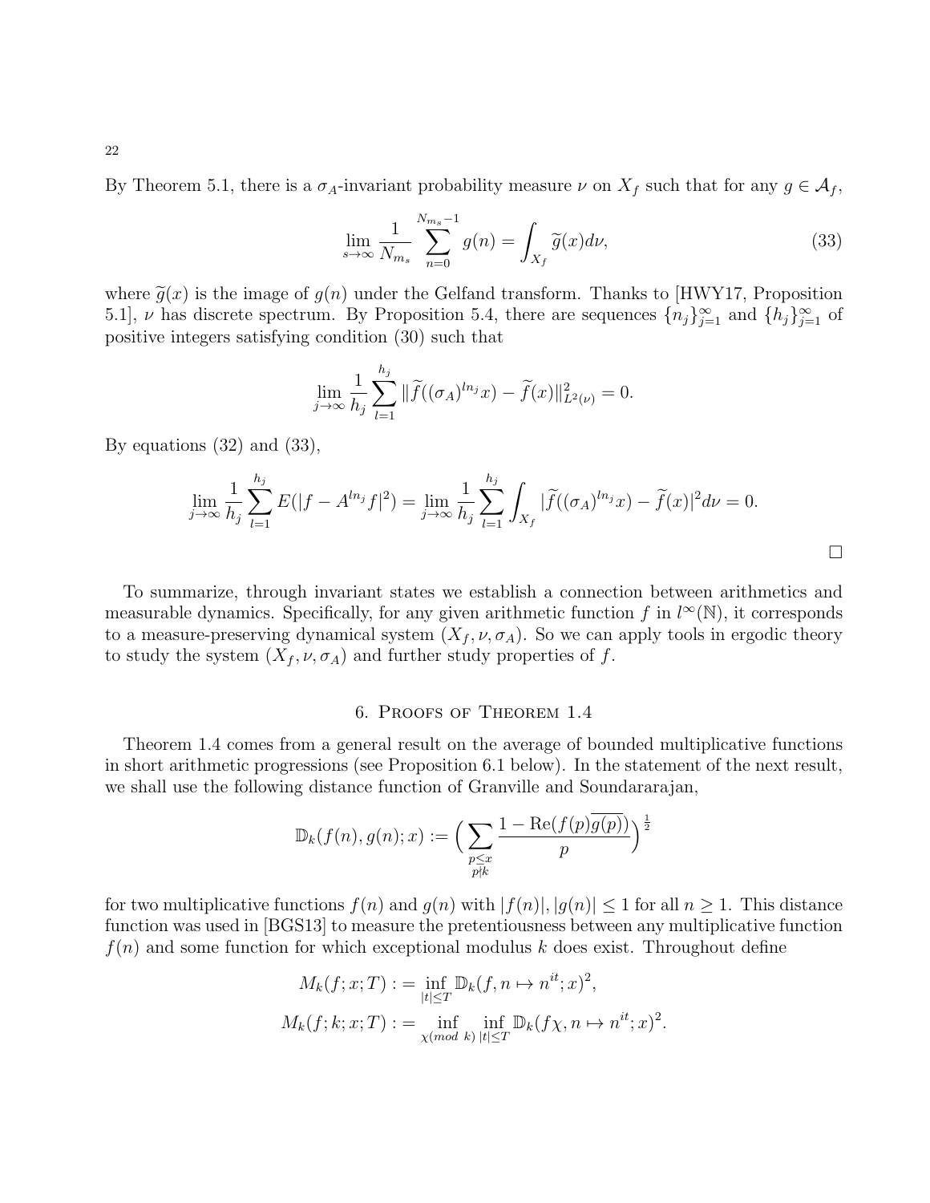By Theorem 5.1, there is a $\sigma_A$-invariant probability measure $\nu$ on $X_f$ such that for any $g \in \mathcal{A}_f$,

$$\lim_{s\to\infty} \frac{1}{N_{m_s}} \sum_{n=0}^{N_{m_s}-1} g(n) = \int_{X_f} \widetilde{g}(x) d\nu, \tag{33}$$

where $\widetilde{g}(x)$ is the image of $g(n)$ under the Gelfand transform. Thanks to [HWY17, Proposition 5.1], $\nu$ has discrete spectrum. By Proposition 5.4, there are sequences $\{n_j\}_{j=1}^{\infty}$ and $\{h_j\}_{j=1}^{\infty}$ of positive integers satisfying condition (30) such that

$$\lim_{j\to\infty} \frac{1}{h_j} \sum_{l=1}^{h_j} \|\widetilde{f}((\sigma_A)^{ln_j} x) - \widetilde{f}(x)\|_{L^2(\nu)}^2 = 0.$$

By equations (32) and (33),

$$\lim_{j\to\infty} \frac{1}{h_j} \sum_{l=1}^{h_j} E(|f - A^{ln_j} f|^2) = \lim_{j\to\infty} \frac{1}{h_j} \sum_{l=1}^{h_j} \int_{X_f} |\widetilde{f}((\sigma_A)^{ln_j} x) - \widetilde{f}(x)|^2 d\nu = 0.$$

□

To summarize, through invariant states we establish a connection between arithmetics and measurable dynamics. Specifically, for any given arithmetic function $f$ in $l^\infty(\mathbb{N})$, it corresponds to a measure-preserving dynamical system $(X_f, \nu, \sigma_A)$. So we can apply tools in ergodic theory to study the system $(X_f, \nu, \sigma_A)$ and further study properties of $f$.

## 6. Proofs of Theorem 1.4

Theorem 1.4 comes from a general result on the average of bounded multiplicative functions in short arithmetic progressions (see Proposition 6.1 below). In the statement of the next result, we shall use the following distance function of Granville and Soundararajan,

$$\mathbb{D}_k(f(n), g(n); x) := \Big( \sum_{\substack{p \le x \\ p \nmid k}} \frac{1 - \mathrm{Re}(f(p)\overline{g(p)})}{p} \Big)^{\frac{1}{2}}$$

for two multiplicative functions $f(n)$ and $g(n)$ with $|f(n)|, |g(n)| \le 1$ for all $n \ge 1$. This distance function was used in [BGS13] to measure the pretentiousness between any multiplicative function $f(n)$ and some function for which exceptional modulus $k$ does exist. Throughout define

$$M_k(f; x; T) := \inf_{|t|\le T} \mathbb{D}_k(f, n \mapsto n^{it}; x)^2,$$

$$M_k(f; k; x; T) := \inf_{\chi (mod\ k)} \inf_{|t|\le T} \mathbb{D}_k(f\chi, n \mapsto n^{it}; x)^2.$$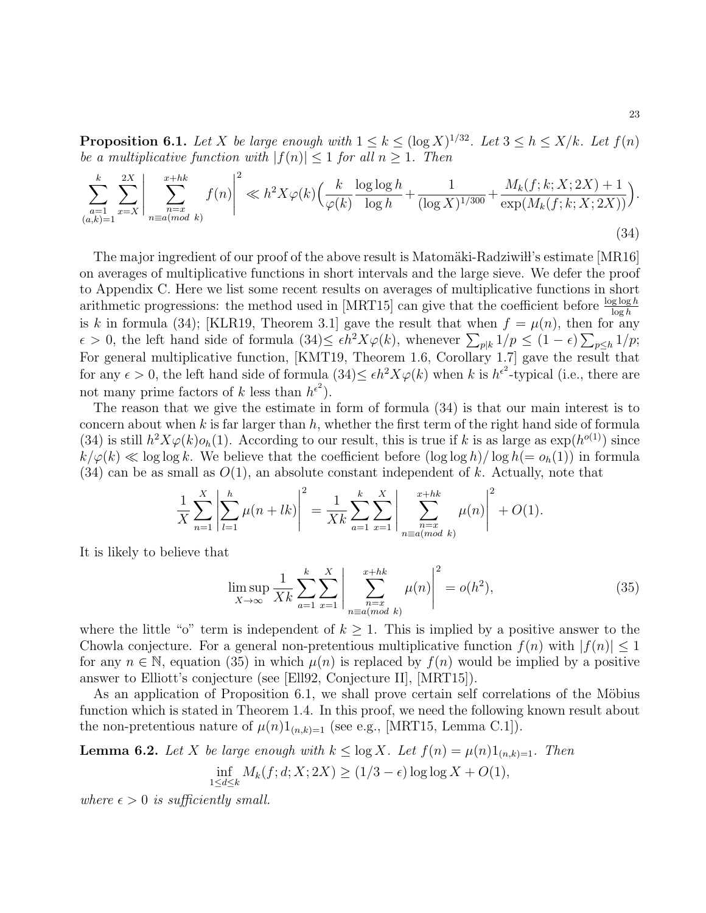**Proposition 6.1.** *Let $X$ be large enough with $1 \leq k \leq (\log X)^{1/32}$. Let $3 \leq h \leq X/k$. Let $f(n)$ be a multiplicative function with $|f(n)| \leq 1$ for all $n \geq 1$. Then*

$$\sum_{\substack{a=1\\(a,k)=1}}^{k} \sum_{x=X}^{2X} \Bigg| \sum_{\substack{n=x\\ n\equiv a (mod\ k)}}^{x+hk} f(n) \Bigg|^2 \ll h^2 X\varphi(k)\Big(\frac{k}{\varphi(k)}\frac{\log\log h}{\log h} + \frac{1}{(\log X)^{1/300}} + \frac{M_k(f;k;X;2X)+1}{\exp(M_k(f;k;X;2X))}\Big). \tag{34}$$

The major ingredient of our proof of the above result is Matomäki-Radziwiłł's estimate [MR16] on averages of multiplicative functions in short intervals and the large sieve. We defer the proof to Appendix C. Here we list some recent results on averages of multiplicative functions in short arithmetic progressions: the method used in [MRT15] can give that the coefficient before $\frac{\log\log h}{\log h}$ is $k$ in formula (34); [KLR19, Theorem 3.1] gave the result that when $f = \mu(n)$, then for any $\epsilon > 0$, the left hand side of formula (34)$\leq \epsilon h^2 X\varphi(k)$, whenever $\sum_{p|k} 1/p \leq (1-\epsilon)\sum_{p\leq h} 1/p$; For general multiplicative function, [KMT19, Theorem 1.6, Corollary 1.7] gave the result that for any $\epsilon > 0$, the left hand side of formula (34)$\leq \epsilon h^2 X\varphi(k)$ when $k$ is $h^{\epsilon^2}$-typical (i.e., there are not many prime factors of $k$ less than $h^{\epsilon^2}$).

The reason that we give the estimate in form of formula (34) is that our main interest is to concern about when $k$ is far larger than $h$, whether the first term of the right hand side of formula (34) is still $h^2X\varphi(k)o_h(1)$. According to our result, this is true if $k$ is as large as $\exp(h^{o(1)})$ since $k/\varphi(k) \ll \log\log k$. We believe that the coefficient before $(\log\log h)/\log h (= o_h(1))$ in formula (34) can be as small as $O(1)$, an absolute constant independent of $k$. Actually, note that

$$\frac{1}{X}\sum_{n=1}^{X}\Bigg|\sum_{l=1}^{h}\mu(n+lk)\Bigg|^2 = \frac{1}{Xk}\sum_{a=1}^{k}\sum_{x=1}^{X}\Bigg|\sum_{\substack{n=x\\ n\equiv a (mod\ k)}}^{x+hk}\mu(n)\Bigg|^2 + O(1).$$

It is likely to believe that

$$\limsup_{X\to\infty}\frac{1}{Xk}\sum_{a=1}^{k}\sum_{x=1}^{X}\Bigg|\sum_{\substack{n=x\\ n\equiv a (mod\ k)}}^{x+hk}\mu(n)\Bigg|^2 = o(h^2), \tag{35}$$

where the little "o" term is independent of $k \geq 1$. This is implied by a positive answer to the Chowla conjecture. For a general non-pretentious multiplicative function $f(n)$ with $|f(n)| \leq 1$ for any $n \in \mathbb{N}$, equation (35) in which $\mu(n)$ is replaced by $f(n)$ would be implied by a positive answer to Elliott's conjecture (see [Ell92, Conjecture II], [MRT15]).

As an application of Proposition 6.1, we shall prove certain self correlations of the Möbius function which is stated in Theorem 1.4. In this proof, we need the following known result about the non-pretentious nature of $\mu(n)1_{(n,k)=1}$ (see e.g., [MRT15, Lemma C.1]).

**Lemma 6.2.** *Let $X$ be large enough with $k \leq \log X$. Let $f(n) = \mu(n)1_{(n,k)=1}$. Then*

$$\inf_{1\leq d\leq k} M_k(f;d;X;2X) \geq (1/3-\epsilon)\log\log X + O(1),$$

*where $\epsilon > 0$ is sufficiently small.*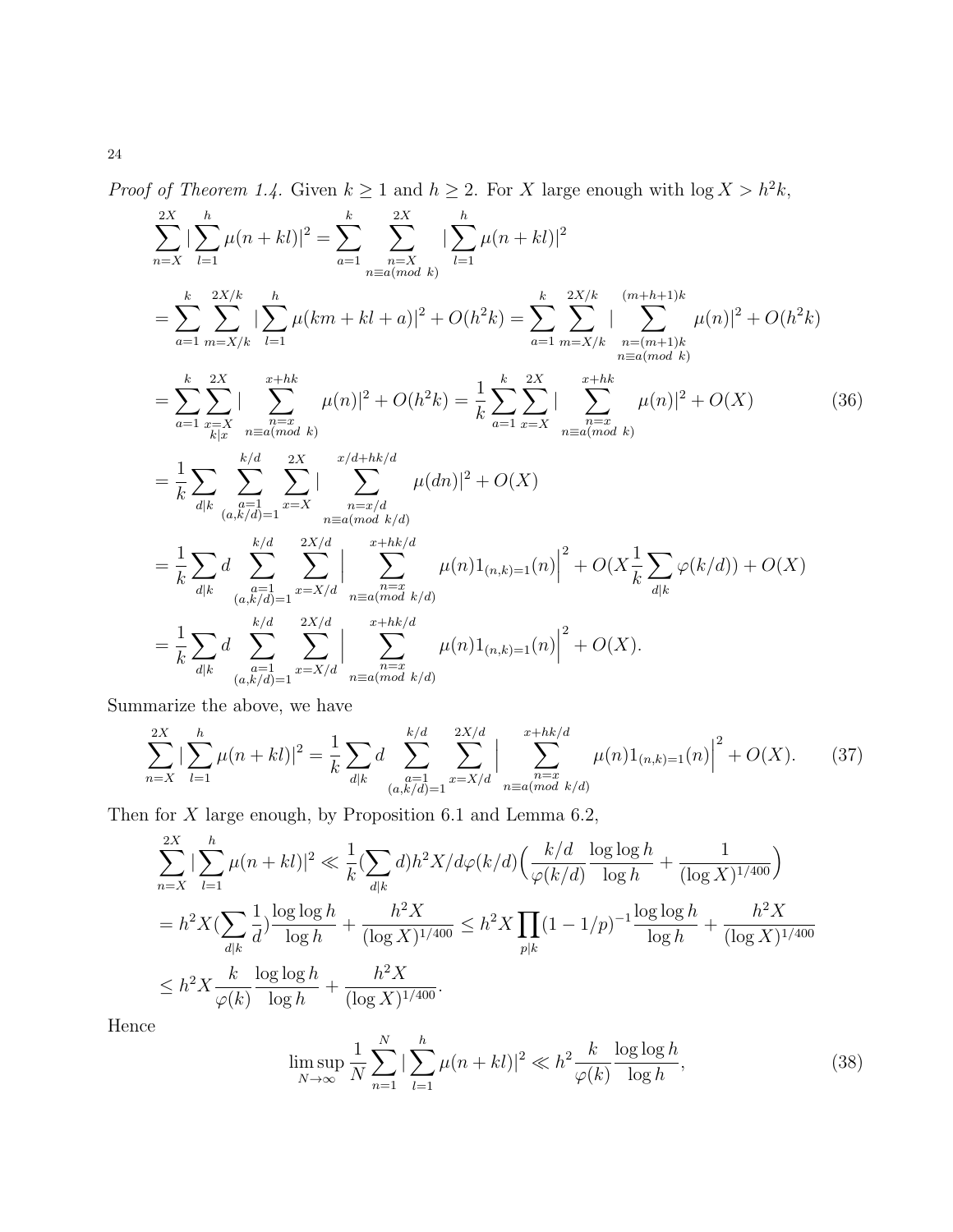*Proof of Theorem 1.4.* Given $k \geq 1$ and $h \geq 2$. For $X$ large enough with $\log X > h^2 k$,

$$
\begin{aligned}
&\sum_{n=X}^{2X} |\sum_{l=1}^{h} \mu(n+kl)|^2 = \sum_{a=1}^{k} \sum_{\substack{n=X \\ n \equiv a (mod\ k)}}^{2X} |\sum_{l=1}^{h} \mu(n+kl)|^2 \\
&= \sum_{a=1}^{k} \sum_{m=X/k}^{2X/k} |\sum_{l=1}^{h} \mu(km+kl+a)|^2 + O(h^2 k) = \sum_{a=1}^{k} \sum_{m=X/k}^{2X/k} |\sum_{\substack{n=(m+1)k \\ n \equiv a (mod\ k)}}^{(m+h+1)k} \mu(n)|^2 + O(h^2 k) \\
&= \sum_{a=1}^{k} \sum_{\substack{x=X \\ k|x}}^{2X} |\sum_{\substack{n=x \\ n \equiv a (mod\ k)}}^{x+hk} \mu(n)|^2 + O(h^2 k) = \frac{1}{k} \sum_{a=1}^{k} \sum_{x=X}^{2X} |\sum_{\substack{n=x \\ n \equiv a (mod\ k)}}^{x+hk} \mu(n)|^2 + O(X) \qquad (36) \\
&= \frac{1}{k} \sum_{d|k} \sum_{\substack{a=1 \\ (a,k/d)=1}}^{k/d} \sum_{x=X}^{2X} |\sum_{\substack{n=x/d \\ n \equiv a (mod\ k/d)}}^{x/d+hk/d} \mu(dn)|^2 + O(X) \\
&= \frac{1}{k} \sum_{d|k} d \sum_{\substack{a=1 \\ (a,k/d)=1}}^{k/d} \sum_{x=X/d}^{2X/d} \Big| \sum_{\substack{n=x \\ n \equiv a (mod\ k/d)}}^{x+hk/d} \mu(n) 1_{(n,k)=1}(n) \Big|^2 + O(X \frac{1}{k} \sum_{d|k} \varphi(k/d)) + O(X) \\
&= \frac{1}{k} \sum_{d|k} d \sum_{\substack{a=1 \\ (a,k/d)=1}}^{k/d} \sum_{x=X/d}^{2X/d} \Big| \sum_{\substack{n=x \\ n \equiv a (mod\ k/d)}}^{x+hk/d} \mu(n) 1_{(n,k)=1}(n) \Big|^2 + O(X).
\end{aligned}
$$

Summarize the above, we have

$$
\sum_{n=X}^{2X} |\sum_{l=1}^{h} \mu(n+kl)|^2 = \frac{1}{k} \sum_{d|k} d \sum_{\substack{a=1 \\ (a,k/d)=1}}^{k/d} \sum_{x=X/d}^{2X/d} \Big| \sum_{\substack{n=x \\ n \equiv a (mod\ k/d)}}^{x+hk/d} \mu(n) 1_{(n,k)=1}(n) \Big|^2 + O(X). \qquad (37)
$$

Then for $X$ large enough, by Proposition 6.1 and Lemma 6.2,

$$
\begin{aligned}
&\sum_{n=X}^{2X} |\sum_{l=1}^{h} \mu(n+kl)|^2 \ll \frac{1}{k} (\sum_{d|k} d) h^2 X/d \varphi(k/d) \Big( \frac{k/d}{\varphi(k/d)} \frac{\log\log h}{\log h} + \frac{1}{(\log X)^{1/400}} \Big) \\
&= h^2 X (\sum_{d|k} \frac{1}{d}) \frac{\log\log h}{\log h} + \frac{h^2 X}{(\log X)^{1/400}} \leq h^2 X \prod_{p|k} (1-1/p)^{-1} \frac{\log\log h}{\log h} + \frac{h^2 X}{(\log X)^{1/400}} \\
&\leq h^2 X \frac{k}{\varphi(k)} \frac{\log\log h}{\log h} + \frac{h^2 X}{(\log X)^{1/400}}.
\end{aligned}
$$

Hence

$$
\limsup_{N \to \infty} \frac{1}{N} \sum_{n=1}^{N} |\sum_{l=1}^{h} \mu(n+kl)|^2 \ll h^2 \frac{k}{\varphi(k)} \frac{\log\log h}{\log h}, \qquad (38)
$$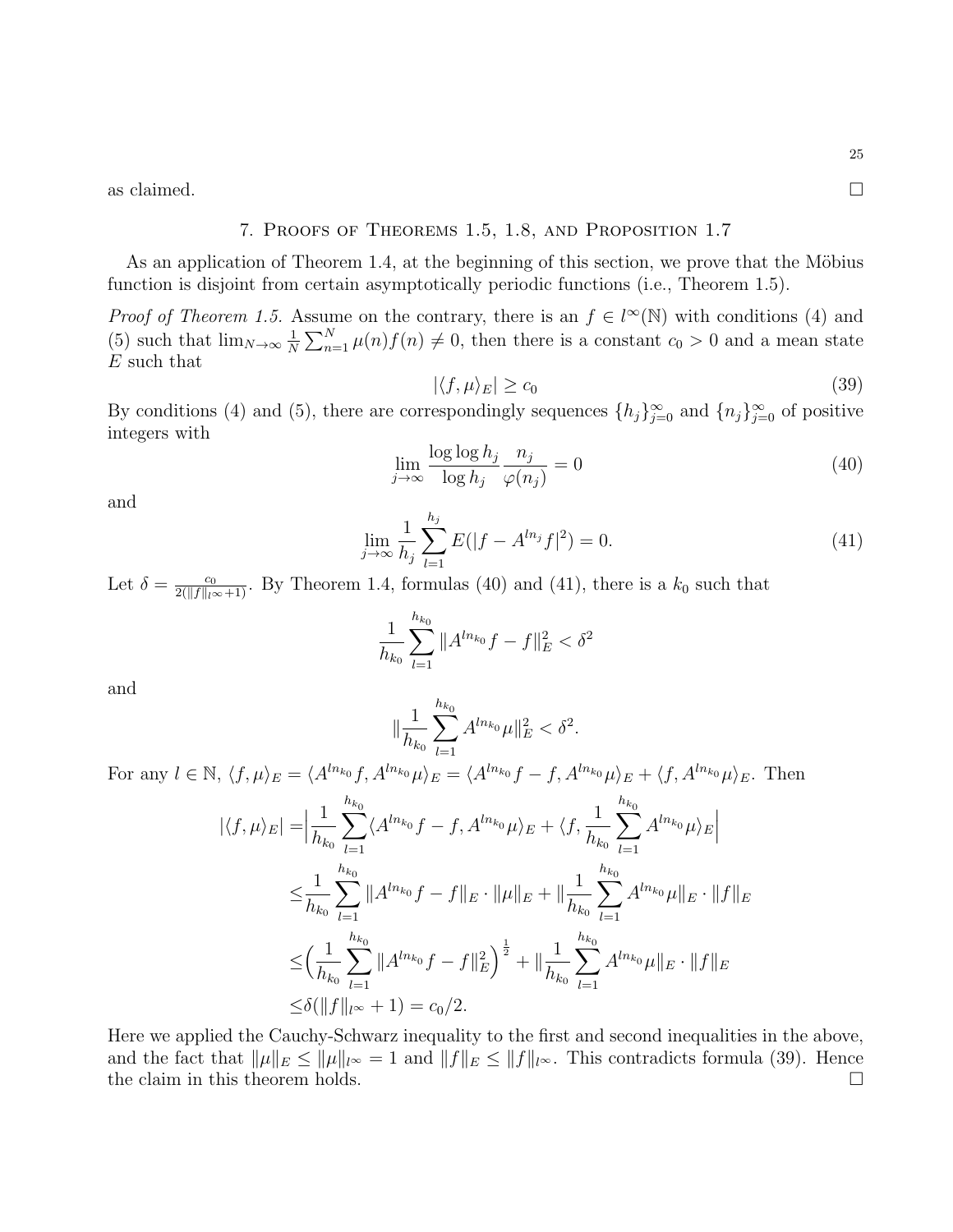as claimed. □

## 7. Proofs of Theorems 1.5, 1.8, and Proposition 1.7

As an application of Theorem 1.4, at the beginning of this section, we prove that the Möbius function is disjoint from certain asymptotically periodic functions (i.e., Theorem 1.5).

*Proof of Theorem 1.5.* Assume on the contrary, there is an $f \in l^\infty(\mathbb{N})$ with conditions (4) and (5) such that $\lim_{N\to\infty} \frac{1}{N}\sum_{n=1}^{N} \mu(n)f(n) \neq 0$, then there is a constant $c_0 > 0$ and a mean state $E$ such that

$$|\langle f, \mu\rangle_E| \geq c_0 \tag{39}$$

By conditions (4) and (5), there are correspondingly sequences $\{h_j\}_{j=0}^\infty$ and $\{n_j\}_{j=0}^\infty$ of positive integers with

$$\lim_{j\to\infty} \frac{\log\log h_j}{\log h_j}\frac{n_j}{\varphi(n_j)} = 0 \tag{40}$$

and

$$\lim_{j\to\infty} \frac{1}{h_j}\sum_{l=1}^{h_j} E(|f - A^{ln_j}f|^2) = 0. \tag{41}$$

Let $\delta = \frac{c_0}{2(\|f\|_{l^\infty}+1)}$. By Theorem 1.4, formulas (40) and (41), there is a $k_0$ such that

$$\frac{1}{h_{k_0}}\sum_{l=1}^{h_{k_0}} \|A^{ln_{k_0}}f - f\|_E^2 < \delta^2$$

and

$$\|\frac{1}{h_{k_0}}\sum_{l=1}^{h_{k_0}} A^{ln_{k_0}}\mu\|_E^2 < \delta^2.$$

For any $l \in \mathbb{N}$, $\langle f, \mu\rangle_E = \langle A^{ln_{k_0}}f, A^{ln_{k_0}}\mu\rangle_E = \langle A^{ln_{k_0}}f - f, A^{ln_{k_0}}\mu\rangle_E + \langle f, A^{ln_{k_0}}\mu\rangle_E$. Then

$$\begin{aligned}
|\langle f, \mu\rangle_E| =& \Big|\frac{1}{h_{k_0}}\sum_{l=1}^{h_{k_0}} \langle A^{ln_{k_0}}f - f, A^{ln_{k_0}}\mu\rangle_E + \langle f, \frac{1}{h_{k_0}}\sum_{l=1}^{h_{k_0}} A^{ln_{k_0}}\mu\rangle_E\Big| \\
\leq& \frac{1}{h_{k_0}}\sum_{l=1}^{h_{k_0}} \|A^{ln_{k_0}}f - f\|_E \cdot \|\mu\|_E + \|\frac{1}{h_{k_0}}\sum_{l=1}^{h_{k_0}} A^{ln_{k_0}}\mu\|_E \cdot \|f\|_E \\
\leq& \Big(\frac{1}{h_{k_0}}\sum_{l=1}^{h_{k_0}} \|A^{ln_{k_0}}f - f\|_E^2\Big)^{\frac{1}{2}} + \|\frac{1}{h_{k_0}}\sum_{l=1}^{h_{k_0}} A^{ln_{k_0}}\mu\|_E \cdot \|f\|_E \\
\leq& \delta(\|f\|_{l^\infty} + 1) = c_0/2.
\end{aligned}$$

Here we applied the Cauchy-Schwarz inequality to the first and second inequalities in the above, and the fact that $\|\mu\|_E \leq \|\mu\|_{l^\infty} = 1$ and $\|f\|_E \leq \|f\|_{l^\infty}$. This contradicts formula (39). Hence the claim in this theorem holds. □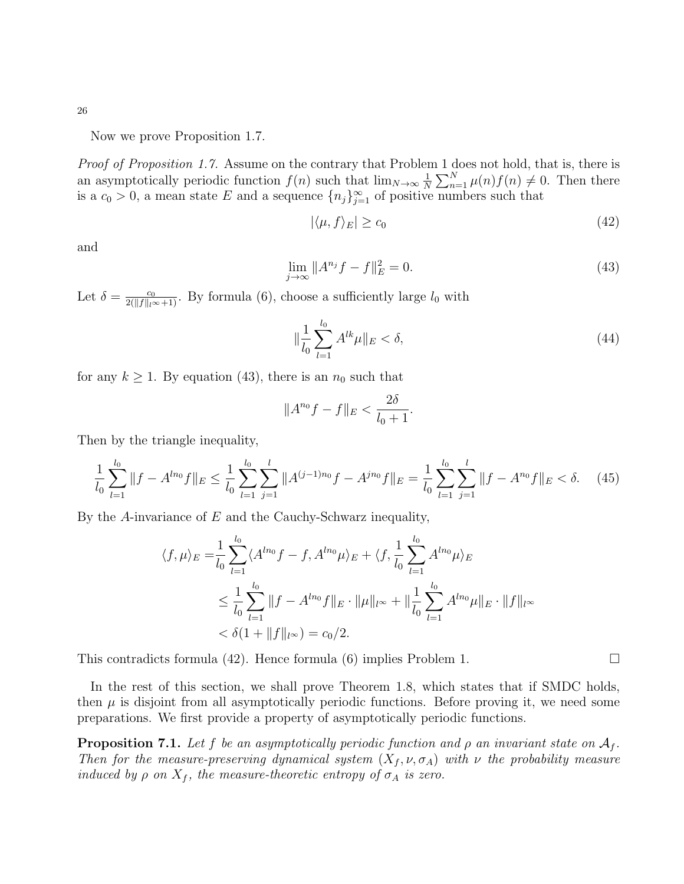Now we prove Proposition 1.7.

*Proof of Proposition 1.7.* Assume on the contrary that Problem 1 does not hold, that is, there is an asymptotically periodic function $f(n)$ such that $\lim_{N\to\infty} \frac{1}{N}\sum_{n=1}^{N} \mu(n)f(n) \neq 0$. Then there is a $c_0 > 0$, a mean state $E$ and a sequence $\{n_j\}_{j=1}^{\infty}$ of positive numbers such that

$$|\langle \mu, f\rangle_E| \geq c_0 \tag{42}$$

and

$$\lim_{j\to\infty} \|A^{n_j} f - f\|_E^2 = 0. \tag{43}$$

Let $\delta = \frac{c_0}{2(\|f\|_{l^\infty}+1)}$. By formula (6), choose a sufficiently large $l_0$ with

$$\|\frac{1}{l_0}\sum_{l=1}^{l_0} A^{lk}\mu\|_E < \delta, \tag{44}$$

for any $k \geq 1$. By equation (43), there is an $n_0$ such that

$$\|A^{n_0} f - f\|_E < \frac{2\delta}{l_0+1}.$$

Then by the triangle inequality,

$$\frac{1}{l_0}\sum_{l=1}^{l_0} \|f - A^{ln_0} f\|_E \leq \frac{1}{l_0}\sum_{l=1}^{l_0}\sum_{j=1}^{l} \|A^{(j-1)n_0} f - A^{jn_0} f\|_E = \frac{1}{l_0}\sum_{l=1}^{l_0}\sum_{j=1}^{l} \|f - A^{n_0} f\|_E < \delta. \tag{45}$$

By the $A$-invariance of $E$ and the Cauchy-Schwarz inequality,

$$\begin{aligned}
\langle f, \mu\rangle_E =& \frac{1}{l_0}\sum_{l=1}^{l_0} \langle A^{ln_0} f - f, A^{ln_0}\mu\rangle_E + \langle f, \frac{1}{l_0}\sum_{l=1}^{l_0} A^{ln_0}\mu\rangle_E \\
&\leq \frac{1}{l_0}\sum_{l=1}^{l_0} \|f - A^{ln_0} f\|_E \cdot \|\mu\|_{l^\infty} + \|\frac{1}{l_0}\sum_{l=1}^{l_0} A^{ln_0}\mu\|_E \cdot \|f\|_{l^\infty} \\
&< \delta(1 + \|f\|_{l^\infty}) = c_0/2.
\end{aligned}$$

This contradicts formula (42). Hence formula (6) implies Problem 1. □

In the rest of this section, we shall prove Theorem 1.8, which states that if SMDC holds, then $\mu$ is disjoint from all asymptotically periodic functions. Before proving it, we need some preparations. We first provide a property of asymptotically periodic functions.

**Proposition 7.1.** *Let $f$ be an asymptotically periodic function and $\rho$ an invariant state on $\mathcal{A}_f$. Then for the measure-preserving dynamical system $(X_f, \nu, \sigma_A)$ with $\nu$ the probability measure induced by $\rho$ on $X_f$, the measure-theoretic entropy of $\sigma_A$ is zero.*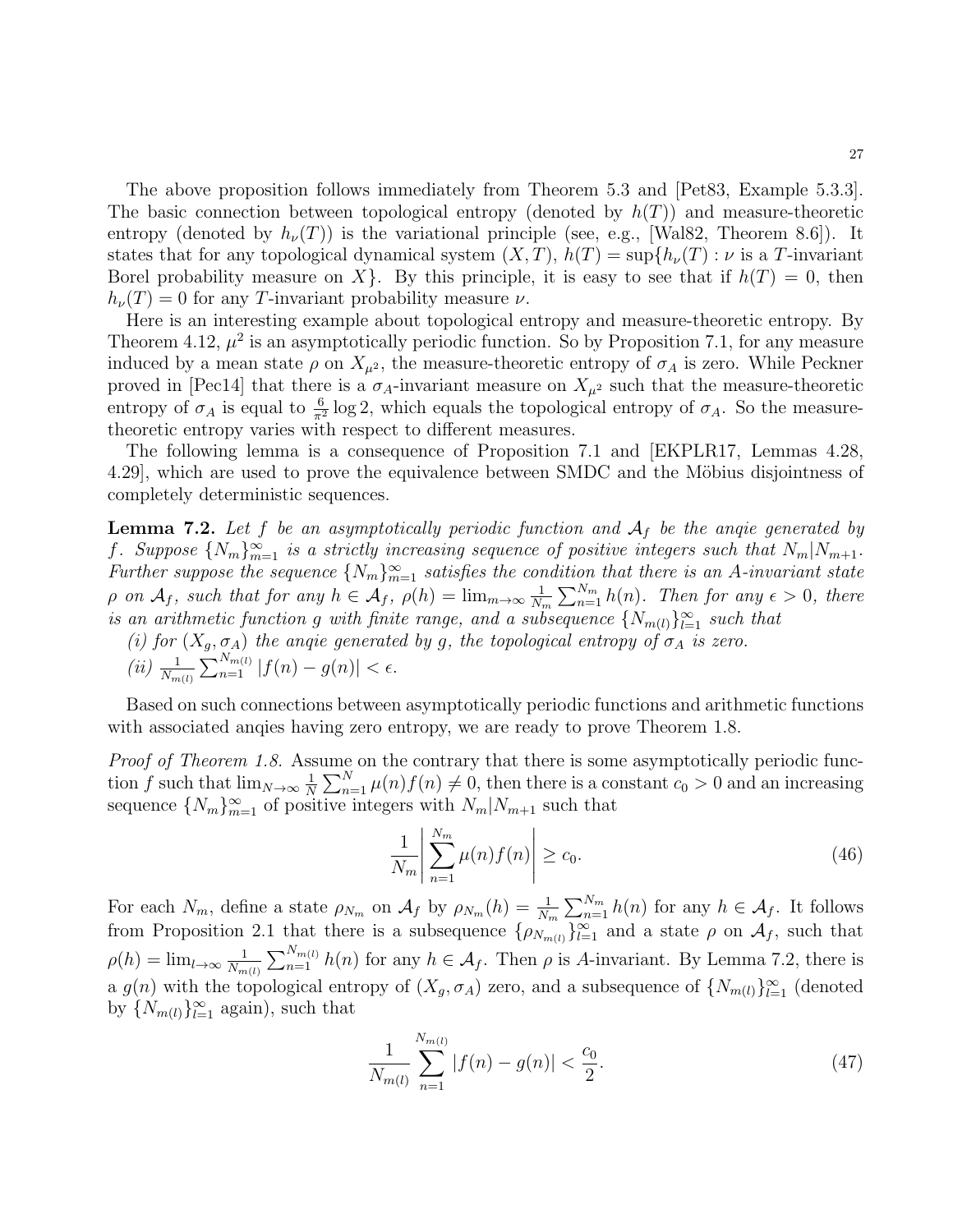The above proposition follows immediately from Theorem 5.3 and [Pet83, Example 5.3.3]. The basic connection between topological entropy (denoted by $h(T)$) and measure-theoretic entropy (denoted by $h_\nu(T)$) is the variational principle (see, e.g., [Wal82, Theorem 8.6]). It states that for any topological dynamical system $(X, T)$, $h(T) = \sup\{h_\nu(T) : \nu$ is a $T$-invariant Borel probability measure on $X\}$. By this principle, it is easy to see that if $h(T) = 0$, then $h_\nu(T) = 0$ for any $T$-invariant probability measure $\nu$.

Here is an interesting example about topological entropy and measure-theoretic entropy. By Theorem 4.12, $\mu^2$ is an asymptotically periodic function. So by Proposition 7.1, for any measure induced by a mean state $\rho$ on $X_{\mu^2}$, the measure-theoretic entropy of $\sigma_A$ is zero. While Peckner proved in [Pec14] that there is a $\sigma_A$-invariant measure on $X_{\mu^2}$ such that the measure-theoretic entropy of $\sigma_A$ is equal to $\frac{6}{\pi^2}\log 2$, which equals the topological entropy of $\sigma_A$. So the measure-theoretic entropy varies with respect to different measures.

The following lemma is a consequence of Proposition 7.1 and [EKPLR17, Lemmas 4.28, 4.29], which are used to prove the equivalence between SMDC and the Möbius disjointness of completely deterministic sequences.

**Lemma 7.2.** *Let $f$ be an asymptotically periodic function and $\mathcal{A}_f$ be the anqie generated by $f$. Suppose $\{N_m\}_{m=1}^\infty$ is a strictly increasing sequence of positive integers such that $N_m | N_{m+1}$. Further suppose the sequence $\{N_m\}_{m=1}^\infty$ satisfies the condition that there is an $A$-invariant state $\rho$ on $\mathcal{A}_f$, such that for any $h \in \mathcal{A}_f$, $\rho(h) = \lim_{m\to\infty} \frac{1}{N_m}\sum_{n=1}^{N_m} h(n)$. Then for any $\epsilon > 0$, there is an arithmetic function $g$ with finite range, and a subsequence $\{N_{m(l)}\}_{l=1}^\infty$ such that*

*(i) for $(X_g, \sigma_A)$ the anqie generated by $g$, the topological entropy of $\sigma_A$ is zero.*

*(ii) $\frac{1}{N_{m(l)}}\sum_{n=1}^{N_{m(l)}} |f(n) - g(n)| < \epsilon$.*

Based on such connections between asymptotically periodic functions and arithmetic functions with associated anqies having zero entropy, we are ready to prove Theorem 1.8.

*Proof of Theorem 1.8.* Assume on the contrary that there is some asymptotically periodic function $f$ such that $\lim_{N\to\infty} \frac{1}{N}\sum_{n=1}^{N} \mu(n)f(n) \neq 0$, then there is a constant $c_0 > 0$ and an increasing sequence $\{N_m\}_{m=1}^\infty$ of positive integers with $N_m|N_{m+1}$ such that

$$\frac{1}{N_m}\left|\sum_{n=1}^{N_m} \mu(n)f(n)\right| \geq c_0. \tag{46}$$

For each $N_m$, define a state $\rho_{N_m}$ on $\mathcal{A}_f$ by $\rho_{N_m}(h) = \frac{1}{N_m}\sum_{n=1}^{N_m} h(n)$ for any $h \in \mathcal{A}_f$. It follows from Proposition 2.1 that there is a subsequence $\{\rho_{N_{m(l)}}\}_{l=1}^\infty$ and a state $\rho$ on $\mathcal{A}_f$, such that $\rho(h) = \lim_{l\to\infty} \frac{1}{N_{m(l)}}\sum_{n=1}^{N_{m(l)}} h(n)$ for any $h \in \mathcal{A}_f$. Then $\rho$ is $A$-invariant. By Lemma 7.2, there is a $g(n)$ with the topological entropy of $(X_g, \sigma_A)$ zero, and a subsequence of $\{N_{m(l)}\}_{l=1}^\infty$ (denoted by $\{N_{m(l)}\}_{l=1}^\infty$ again), such that

$$\frac{1}{N_{m(l)}}\sum_{n=1}^{N_{m(l)}} |f(n) - g(n)| < \frac{c_0}{2}. \tag{47}$$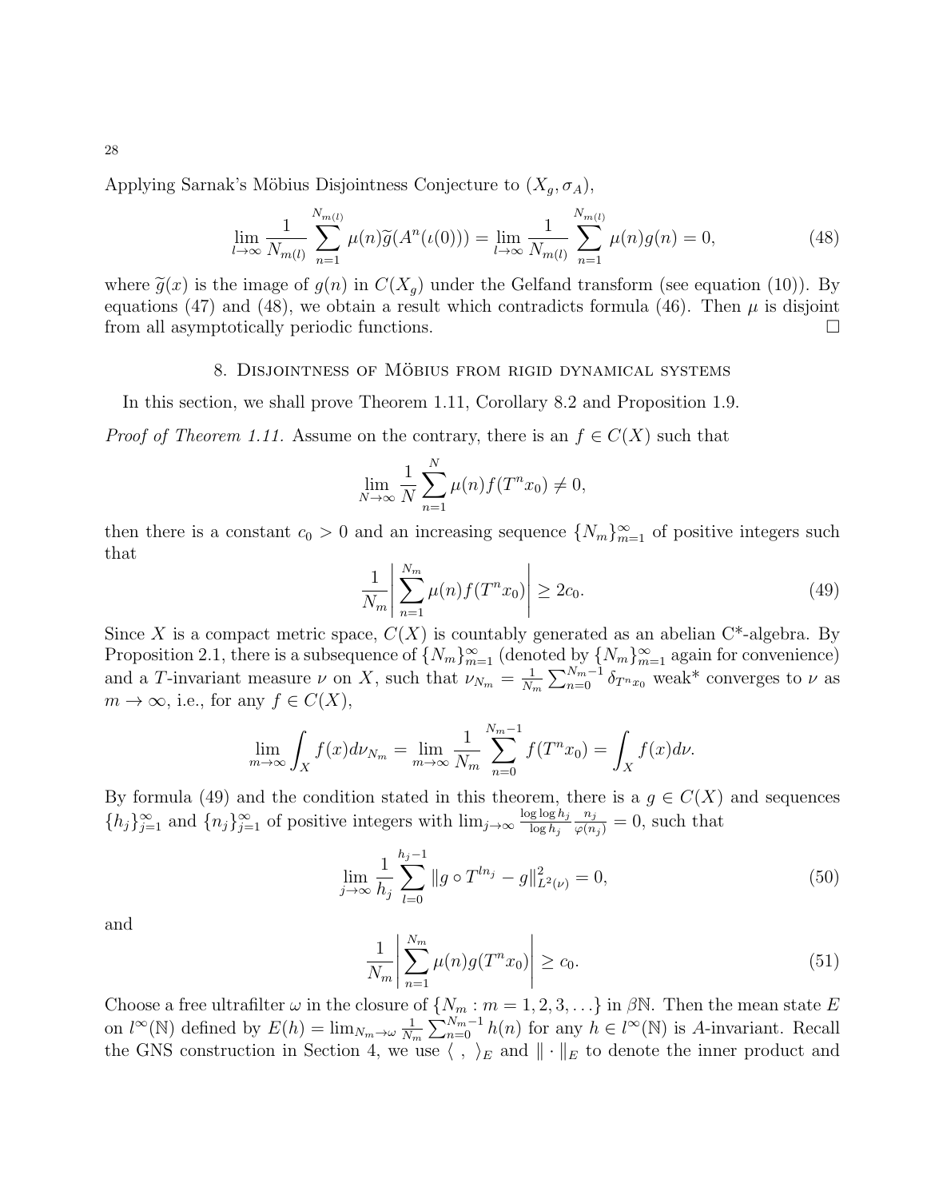Applying Sarnak's Möbius Disjointness Conjecture to $(X_g, \sigma_A)$,

$$\lim_{l\to\infty} \frac{1}{N_{m(l)}} \sum_{n=1}^{N_{m(l)}} \mu(n)\widetilde{g}(A^n(\iota(0))) = \lim_{l\to\infty} \frac{1}{N_{m(l)}} \sum_{n=1}^{N_{m(l)}} \mu(n)g(n) = 0, \tag{48}$$

where $\widetilde{g}(x)$ is the image of $g(n)$ in $C(X_g)$ under the Gelfand transform (see equation (10)). By equations (47) and (48), we obtain a result which contradicts formula (46). Then $\mu$ is disjoint from all asymptotically periodic functions. $\square$

## 8. Disjointness of Möbius from rigid dynamical systems

In this section, we shall prove Theorem 1.11, Corollary 8.2 and Proposition 1.9.

*Proof of Theorem 1.11.* Assume on the contrary, there is an $f \in C(X)$ such that

$$\lim_{N\to\infty} \frac{1}{N} \sum_{n=1}^{N} \mu(n) f(T^n x_0) \neq 0,$$

then there is a constant $c_0 > 0$ and an increasing sequence $\{N_m\}_{m=1}^{\infty}$ of positive integers such that

$$\frac{1}{N_m} \left| \sum_{n=1}^{N_m} \mu(n) f(T^n x_0) \right| \geq 2c_0. \tag{49}$$

Since $X$ is a compact metric space, $C(X)$ is countably generated as an abelian C*-algebra. By Proposition 2.1, there is a subsequence of $\{N_m\}_{m=1}^{\infty}$ (denoted by $\{N_m\}_{m=1}^{\infty}$ again for convenience) and a $T$-invariant measure $\nu$ on $X$, such that $\nu_{N_m} = \frac{1}{N_m}\sum_{n=0}^{N_m-1} \delta_{T^n x_0}$ weak* converges to $\nu$ as $m \to \infty$, i.e., for any $f \in C(X)$,

$$\lim_{m\to\infty} \int_X f(x) d\nu_{N_m} = \lim_{m\to\infty} \frac{1}{N_m} \sum_{n=0}^{N_m-1} f(T^n x_0) = \int_X f(x) d\nu.$$

By formula (49) and the condition stated in this theorem, there is a $g \in C(X)$ and sequences $\{h_j\}_{j=1}^{\infty}$ and $\{n_j\}_{j=1}^{\infty}$ of positive integers with $\lim_{j\to\infty} \frac{\log\log h_j}{\log h_j} \frac{n_j}{\varphi(n_j)} = 0$, such that

$$\lim_{j\to\infty} \frac{1}{h_j} \sum_{l=0}^{h_j-1} \|g \circ T^{ln_j} - g\|_{L^2(\nu)}^2 = 0, \tag{50}$$

and

$$\frac{1}{N_m} \left| \sum_{n=1}^{N_m} \mu(n) g(T^n x_0) \right| \geq c_0. \tag{51}$$

Choose a free ultrafilter $\omega$ in the closure of $\{N_m : m = 1, 2, 3, \ldots\}$ in $\beta\mathbb{N}$. Then the mean state $E$ on $l^\infty(\mathbb{N})$ defined by $E(h) = \lim_{N_m\to\omega} \frac{1}{N_m}\sum_{n=0}^{N_m-1} h(n)$ for any $h \in l^\infty(\mathbb{N})$ is $A$-invariant. Recall the GNS construction in Section 4, we use $\langle \ , \ \rangle_E$ and $\|\cdot\|_E$ to denote the inner product and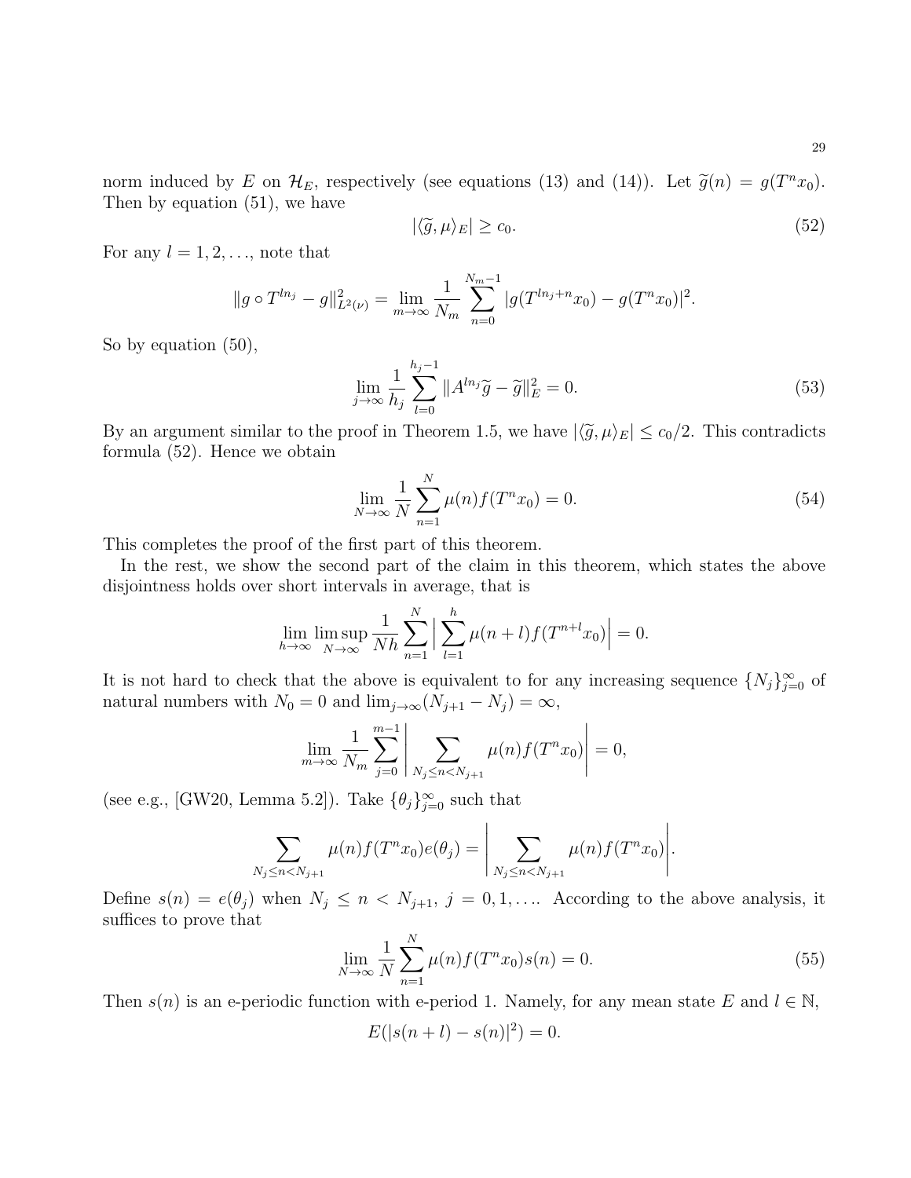norm induced by $E$ on $\mathcal{H}_E$, respectively (see equations (13) and (14)). Let $\widetilde{g}(n) = g(T^n x_0)$. Then by equation (51), we have

$$|\langle \widetilde{g}, \mu \rangle_E| \geq c_0. \tag{52}$$

For any $l = 1, 2, \ldots$, note that

$$\|g \circ T^{ln_j} - g\|_{L^2(\nu)}^2 = \lim_{m \to \infty} \frac{1}{N_m} \sum_{n=0}^{N_m - 1} |g(T^{ln_j + n} x_0) - g(T^n x_0)|^2.$$

So by equation (50),

$$\lim_{j \to \infty} \frac{1}{h_j} \sum_{l=0}^{h_j - 1} \|A^{ln_j} \widetilde{g} - \widetilde{g}\|_E^2 = 0. \tag{53}$$

By an argument similar to the proof in Theorem 1.5, we have $|\langle \widetilde{g}, \mu \rangle_E| \leq c_0/2$. This contradicts formula (52). Hence we obtain

$$\lim_{N \to \infty} \frac{1}{N} \sum_{n=1}^{N} \mu(n) f(T^n x_0) = 0. \tag{54}$$

This completes the proof of the first part of this theorem.

In the rest, we show the second part of the claim in this theorem, which states the above disjointness holds over short intervals in average, that is

$$\lim_{h \to \infty} \limsup_{N \to \infty} \frac{1}{Nh} \sum_{n=1}^{N} \Big| \sum_{l=1}^{h} \mu(n+l) f(T^{n+l} x_0) \Big| = 0.$$

It is not hard to check that the above is equivalent to for any increasing sequence $\{N_j\}_{j=0}^{\infty}$ of natural numbers with $N_0 = 0$ and $\lim_{j \to \infty} (N_{j+1} - N_j) = \infty$,

$$\lim_{m \to \infty} \frac{1}{N_m} \sum_{j=0}^{m-1} \left| \sum_{N_j \leq n < N_{j+1}} \mu(n) f(T^n x_0) \right| = 0,$$

(see e.g., [GW20, Lemma 5.2]). Take $\{\theta_j\}_{j=0}^{\infty}$ such that

$$\sum_{N_j \leq n < N_{j+1}} \mu(n) f(T^n x_0) e(\theta_j) = \left| \sum_{N_j \leq n < N_{j+1}} \mu(n) f(T^n x_0) \right|.$$

Define $s(n) = e(\theta_j)$ when $N_j \leq n < N_{j+1}$, $j = 0, 1, \ldots$. According to the above analysis, it suffices to prove that

$$\lim_{N \to \infty} \frac{1}{N} \sum_{n=1}^{N} \mu(n) f(T^n x_0) s(n) = 0. \tag{55}$$

Then $s(n)$ is an e-periodic function with e-period 1. Namely, for any mean state $E$ and $l \in \mathbb{N}$,

$$E(|s(n+l) - s(n)|^2) = 0.$$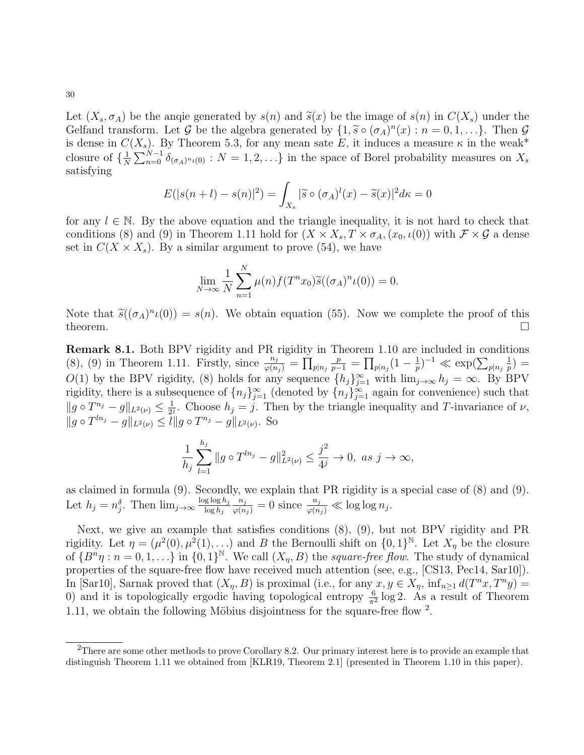Let $(X_s, \sigma_A)$ be the anqie generated by $s(n)$ and $\widetilde{s}(x)$ be the image of $s(n)$ in $C(X_s)$ under the Gelfand transform. Let $\mathcal{G}$ be the algebra generated by $\{1, \widetilde{s} \circ (\sigma_A)^n(x) : n = 0, 1, \ldots\}$. Then $\mathcal{G}$ is dense in $C(X_s)$. By Theorem 5.3, for any mean sate $E$, it induces a measure $\kappa$ in the weak* closure of $\{\frac{1}{N}\sum_{n=0}^{N-1} \delta_{(\sigma_A)^n \iota(0)} : N = 1, 2, \ldots\}$ in the space of Borel probability measures on $X_s$ satisfying

$$E(|s(n+l) - s(n)|^2) = \int_{X_s} |\widetilde{s} \circ (\sigma_A)^l(x) - \widetilde{s}(x)|^2 d\kappa = 0$$

for any $l \in \mathbb{N}$. By the above equation and the triangle inequality, it is not hard to check that conditions (8) and (9) in Theorem 1.11 hold for $(X \times X_s, T \times \sigma_A, (x_0, \iota(0))$ with $\mathcal{F} \times \mathcal{G}$ a dense set in $C(X \times X_s)$. By a similar argument to prove (54), we have

$$\lim_{N\to\infty} \frac{1}{N} \sum_{n=1}^{N} \mu(n) f(T^n x_0) \widetilde{s}((\sigma_A)^n \iota(0)) = 0.$$

Note that $\widetilde{s}((\sigma_A)^n \iota(0)) = s(n)$. We obtain equation (55). Now we complete the proof of this theorem. □

**Remark 8.1.** Both BPV rigidity and PR rigidity in Theorem 1.10 are included in conditions (8), (9) in Theorem 1.11. Firstly, since $\frac{n_j}{\varphi(n_j)} = \prod_{p|n_j} \frac{p}{p-1} = \prod_{p|n_j}(1 - \frac{1}{p})^{-1} \ll \exp(\sum_{p|n_j} \frac{1}{p}) = O(1)$ by the BPV rigidity, (8) holds for any sequence $\{h_j\}_{j=1}^{\infty}$ with $\lim_{j\to\infty} h_j = \infty$. By BPV rigidity, there is a subsequence of $\{n_j\}_{j=1}^{\infty}$ (denoted by $\{n_j\}_{j=1}^{\infty}$ again for convenience) such that $\|g \circ T^{n_j} - g\|_{L^2(\nu)} \le \frac{1}{2^j}$. Choose $h_j = j$. Then by the triangle inequality and $T$-invariance of $\nu$, $\|g \circ T^{l n_j} - g\|_{L^2(\nu)} \le l \|g \circ T^{n_j} - g\|_{L^2(\nu)}$. So

$$\frac{1}{h_j} \sum_{l=1}^{h_j} \|g \circ T^{l n_j} - g\|_{L^2(\nu)}^2 \le \frac{j^2}{4^j} \to 0, \ as \ j \to \infty,$$

as claimed in formula (9). Secondly, we explain that PR rigidity is a special case of (8) and (9). Let $h_j = n_j^{\delta}$. Then $\lim_{j\to\infty} \frac{\log\log h_j}{\log h_j} \frac{n_j}{\varphi(n_j)} = 0$ since $\frac{n_j}{\varphi(n_j)} \ll \log\log n_j$.

Next, we give an example that satisfies conditions (8), (9), but not BPV rigidity and PR rigidity. Let $\eta = (\mu^2(0), \mu^2(1), \ldots)$ and $B$ the Bernoulli shift on $\{0,1\}^{\mathbb{N}}$. Let $X_\eta$ be the closure of $\{B^n \eta : n = 0, 1, \ldots\}$ in $\{0,1\}^{\mathbb{N}}$. We call $(X_\eta, B)$ the *square-free flow*. The study of dynamical properties of the square-free flow have received much attention (see, e.g., [CS13, Pec14, Sar10]). In [Sar10], Sarnak proved that $(X_\eta, B)$ is proximal (i.e., for any $x, y \in X_\eta$, $\inf_{n\ge1} d(T^n x, T^n y) = 0$) and it is topologically ergodic having topological entropy $\frac{6}{\pi^2}\log 2$. As a result of Theorem 1.11, we obtain the following Möbius disjointness for the square-free flow [2].

[2]There are some other methods to prove Corollary 8.2. Our primary interest here is to provide an example that distinguish Theorem 1.11 we obtained from [KLR19, Theorem 2.1] (presented in Theorem 1.10 in this paper).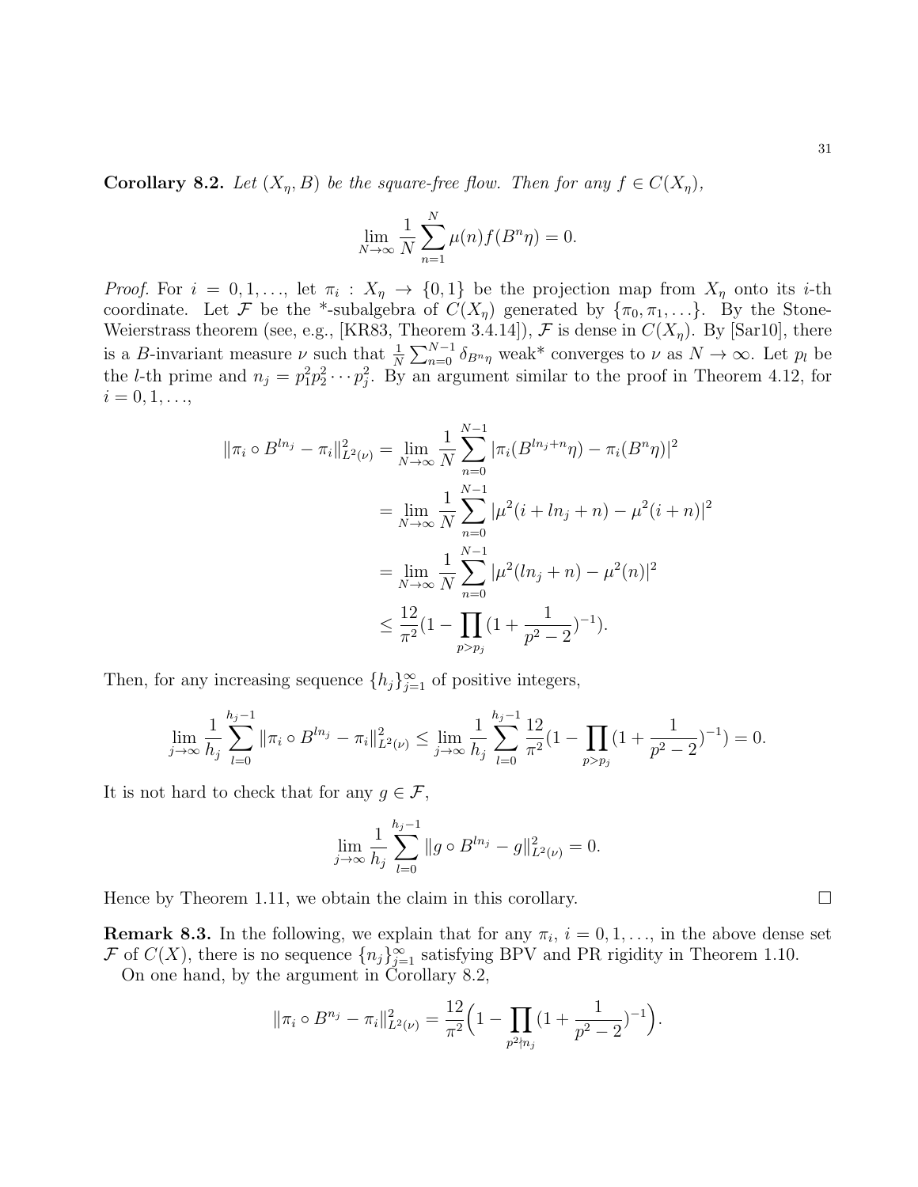**Corollary 8.2.** *Let $(X_\eta, B)$ be the square-free flow. Then for any $f \in C(X_\eta)$,*

$$\lim_{N\to\infty} \frac{1}{N}\sum_{n=1}^{N} \mu(n) f(B^n \eta) = 0.$$

*Proof.* For $i = 0, 1, \ldots$, let $\pi_i : X_\eta \to \{0, 1\}$ be the projection map from $X_\eta$ onto its $i$-th coordinate. Let $\mathcal{F}$ be the *-subalgebra of $C(X_\eta)$ generated by $\{\pi_0, \pi_1, \ldots\}$. By the Stone-Weierstrass theorem (see, e.g., [KR83, Theorem 3.4.14]), $\mathcal{F}$ is dense in $C(X_\eta)$. By [Sar10], there is a $B$-invariant measure $\nu$ such that $\frac{1}{N}\sum_{n=0}^{N-1} \delta_{B^n \eta}$ weak* converges to $\nu$ as $N \to \infty$. Let $p_l$ be the $l$-th prime and $n_j = p_1^2 p_2^2 \cdots p_j^2$. By an argument similar to the proof in Theorem 4.12, for $i = 0, 1, \ldots$,

$$\begin{aligned}
\|\pi_i \circ B^{ln_j} - \pi_i\|^2_{L^2(\nu)} &= \lim_{N\to\infty} \frac{1}{N}\sum_{n=0}^{N-1} |\pi_i(B^{ln_j + n}\eta) - \pi_i(B^n\eta)|^2 \\
&= \lim_{N\to\infty} \frac{1}{N}\sum_{n=0}^{N-1} |\mu^2(i + ln_j + n) - \mu^2(i+n)|^2 \\
&= \lim_{N\to\infty} \frac{1}{N}\sum_{n=0}^{N-1} |\mu^2(ln_j + n) - \mu^2(n)|^2 \\
&\leq \frac{12}{\pi^2}\Big(1 - \prod_{p > p_j}\big(1 + \frac{1}{p^2-2}\big)^{-1}\Big).
\end{aligned}$$

Then, for any increasing sequence $\{h_j\}_{j=1}^{\infty}$ of positive integers,

$$\lim_{j\to\infty} \frac{1}{h_j}\sum_{l=0}^{h_j - 1} \|\pi_i \circ B^{ln_j} - \pi_i\|^2_{L^2(\nu)} \leq \lim_{j\to\infty} \frac{1}{h_j}\sum_{l=0}^{h_j-1} \frac{12}{\pi^2}\Big(1 - \prod_{p>p_j}\big(1 + \frac{1}{p^2-2}\big)^{-1}\Big) = 0.$$

It is not hard to check that for any $g \in \mathcal{F}$,

$$\lim_{j\to\infty} \frac{1}{h_j}\sum_{l=0}^{h_j-1} \|g \circ B^{ln_j} - g\|^2_{L^2(\nu)} = 0.$$

Hence by Theorem 1.11, we obtain the claim in this corollary. $\square$

**Remark 8.3.** In the following, we explain that for any $\pi_i$, $i = 0, 1, \ldots$, in the above dense set $\mathcal{F}$ of $C(X)$, there is no sequence $\{n_j\}_{j=1}^{\infty}$ satisfying BPV and PR rigidity in Theorem 1.10.

On one hand, by the argument in Corollary 8.2,

$$\|\pi_i \circ B^{n_j} - \pi_i\|^2_{L^2(\nu)} = \frac{12}{\pi^2}\Big(1 - \prod_{p^2 \nmid n_j}\big(1 + \frac{1}{p^2-2}\big)^{-1}\Big).$$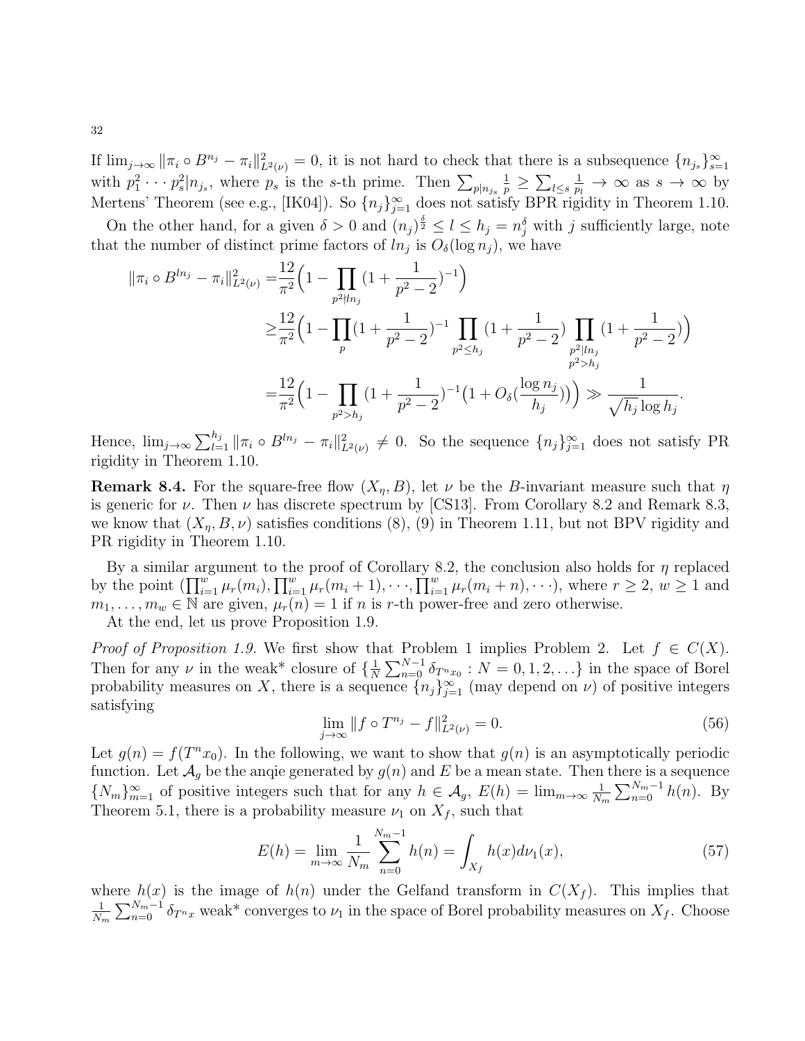If $\lim_{j\to\infty} \|\pi_i \circ B^{n_j} - \pi_i\|^2_{L^2(\nu)} = 0$, it is not hard to check that there is a subsequence $\{n_{j_s}\}_{s=1}^\infty$ with $p_1^2 \cdots p_s^2 | n_{j_s}$, where $p_s$ is the $s$-th prime. Then $\sum_{p|n_{j_s}} \frac{1}{p} \geq \sum_{l\leq s} \frac{1}{p_l} \to \infty$ as $s \to \infty$ by Mertens' Theorem (see e.g., [IK04]). So $\{n_j\}_{j=1}^\infty$ does not satisfy BPR rigidity in Theorem 1.10.

On the other hand, for a given $\delta > 0$ and $(n_j)^{\frac{\delta}{2}} \leq l \leq h_j = n_j^\delta$ with $j$ sufficiently large, note that the number of distinct prime factors of $ln_j$ is $O_\delta(\log n_j)$, we have

$$
\begin{aligned}
\|\pi_i \circ B^{ln_j} - \pi_i\|^2_{L^2(\nu)} =& \frac{12}{\pi^2}\Big(1 - \prod_{p^2 \nmid ln_j} (1 + \frac{1}{p^2-2})^{-1}\Big) \\
\geq& \frac{12}{\pi^2}\Big(1 - \prod_{p} (1 + \frac{1}{p^2-2})^{-1} \prod_{p^2 \leq h_j} (1 + \frac{1}{p^2-2}) \prod_{\substack{p^2 | ln_j \\ p^2 > h_j}} (1 + \frac{1}{p^2-2})\Big) \\
=& \frac{12}{\pi^2}\Big(1 - \prod_{p^2 > h_j} (1 + \frac{1}{p^2-2})^{-1}\big(1 + O_\delta(\frac{\log n_j}{h_j})\big)\Big) \gg \frac{1}{\sqrt{h_j}\log h_j}.
\end{aligned}
$$

Hence, $\lim_{j\to\infty} \sum_{l=1}^{h_j} \|\pi_i \circ B^{ln_j} - \pi_i\|^2_{L^2(\nu)} \neq 0$. So the sequence $\{n_j\}_{j=1}^\infty$ does not satisfy PR rigidity in Theorem 1.10.

**Remark 8.4.** For the square-free flow $(X_\eta, B)$, let $\nu$ be the $B$-invariant measure such that $\eta$ is generic for $\nu$. Then $\nu$ has discrete spectrum by [CS13]. From Corollary 8.2 and Remark 8.3, we know that $(X_\eta, B, \nu)$ satisfies conditions (8), (9) in Theorem 1.11, but not BPV rigidity and PR rigidity in Theorem 1.10.

By a similar argument to the proof of Corollary 8.2, the conclusion also holds for $\eta$ replaced by the point $(\prod_{i=1}^w \mu_r(m_i), \prod_{i=1}^w \mu_r(m_i+1), \cdots, \prod_{i=1}^w \mu_r(m_i+n), \cdots)$, where $r \geq 2$, $w \geq 1$ and $m_1, \ldots, m_w \in \mathbb{N}$ are given, $\mu_r(n) = 1$ if $n$ is $r$-th power-free and zero otherwise.

At the end, let us prove Proposition 1.9.

*Proof of Proposition 1.9.* We first show that Problem 1 implies Problem 2. Let $f \in C(X)$. Then for any $\nu$ in the weak* closure of $\{\frac{1}{N}\sum_{n=0}^{N-1} \delta_{T^n x_0} : N = 0, 1, 2, \ldots\}$ in the space of Borel probability measures on $X$, there is a sequence $\{n_j\}_{j=1}^\infty$ (may depend on $\nu$) of positive integers satisfying

$$
\lim_{j\to\infty} \|f \circ T^{n_j} - f\|^2_{L^2(\nu)} = 0. \tag{56}
$$

Let $g(n) = f(T^n x_0)$. In the following, we want to show that $g(n)$ is an asymptotically periodic function. Let $\mathcal{A}_g$ be the anqie generated by $g(n)$ and $E$ be a mean state. Then there is a sequence $\{N_m\}_{m=1}^\infty$ of positive integers such that for any $h \in \mathcal{A}_g$, $E(h) = \lim_{m\to\infty} \frac{1}{N_m}\sum_{n=0}^{N_m-1} h(n)$. By Theorem 5.1, there is a probability measure $\nu_1$ on $X_f$, such that

$$
E(h) = \lim_{m\to\infty} \frac{1}{N_m}\sum_{n=0}^{N_m-1} h(n) = \int_{X_f} h(x) d\nu_1(x), \tag{57}
$$

where $h(x)$ is the image of $h(n)$ under the Gelfand transform in $C(X_f)$. This implies that $\frac{1}{N_m}\sum_{n=0}^{N_m-1} \delta_{T^n x}$ weak* converges to $\nu_1$ in the space of Borel probability measures on $X_f$. Choose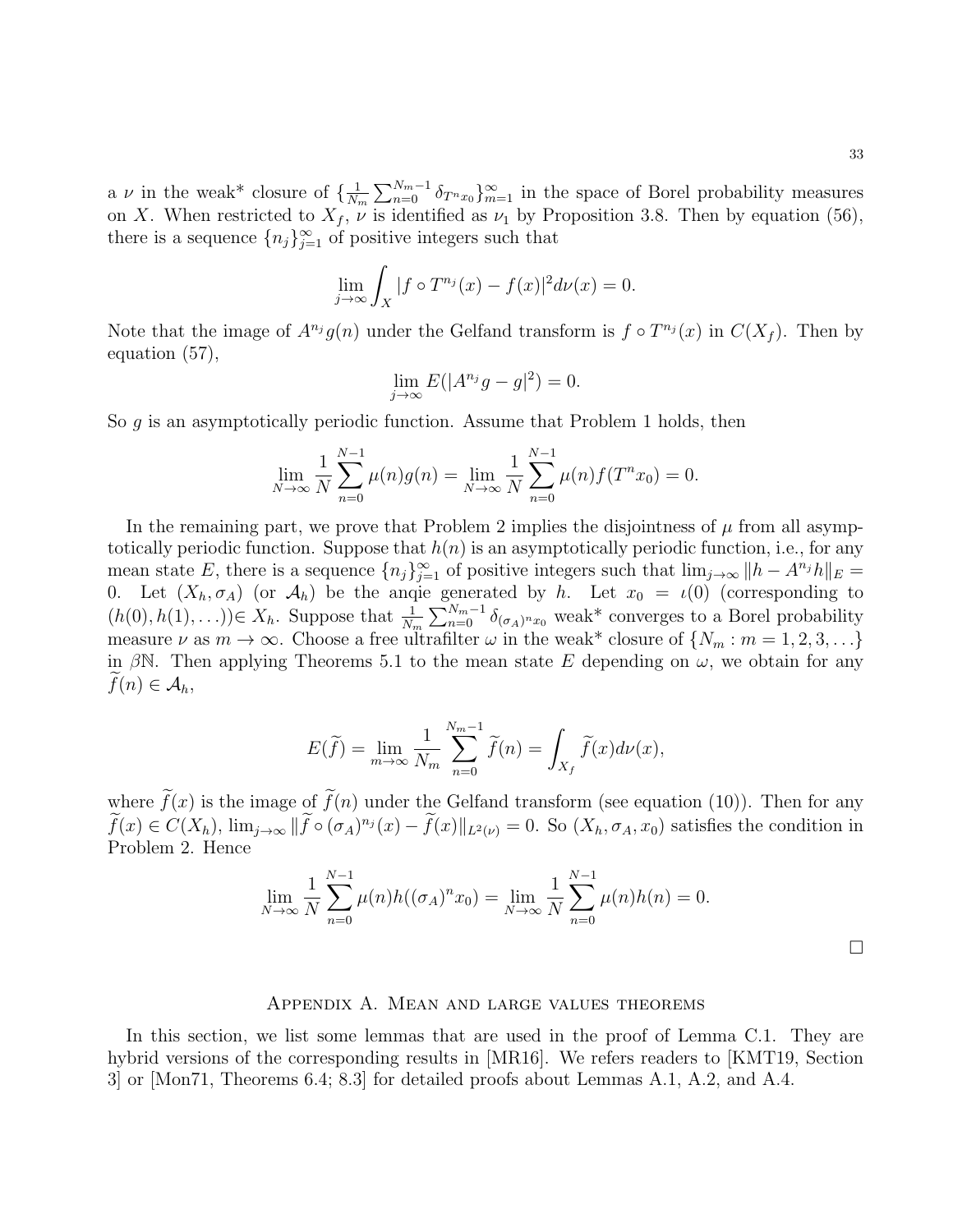a $\nu$ in the weak* closure of $\{\frac{1}{N_m}\sum_{n=0}^{N_m-1}\delta_{T^n x_0}\}_{m=1}^{\infty}$ in the space of Borel probability measures on $X$. When restricted to $X_f$, $\nu$ is identified as $\nu_1$ by Proposition 3.8. Then by equation (56), there is a sequence $\{n_j\}_{j=1}^{\infty}$ of positive integers such that

$$\lim_{j\to\infty}\int_X |f\circ T^{n_j}(x) - f(x)|^2 d\nu(x) = 0.$$

Note that the image of $A^{n_j}g(n)$ under the Gelfand transform is $f\circ T^{n_j}(x)$ in $C(X_f)$. Then by equation (57),

$$\lim_{j\to\infty} E(|A^{n_j}g - g|^2) = 0.$$

So $g$ is an asymptotically periodic function. Assume that Problem 1 holds, then

$$\lim_{N\to\infty}\frac{1}{N}\sum_{n=0}^{N-1}\mu(n)g(n) = \lim_{N\to\infty}\frac{1}{N}\sum_{n=0}^{N-1}\mu(n)f(T^n x_0) = 0.$$

In the remaining part, we prove that Problem 2 implies the disjointness of $\mu$ from all asymptotically periodic function. Suppose that $h(n)$ is an asymptotically periodic function, i.e., for any mean state $E$, there is a sequence $\{n_j\}_{j=1}^{\infty}$ of positive integers such that $\lim_{j\to\infty}\|h - A^{n_j}h\|_E = 0$. Let $(X_h, \sigma_A)$ (or $\mathcal{A}_h$) be the anqie generated by $h$. Let $x_0 = \iota(0)$ (corresponding to $(h(0), h(1), \ldots)$) $\in X_h$. Suppose that $\frac{1}{N_m}\sum_{n=0}^{N_m-1}\delta_{(\sigma_A)^n x_0}$ weak* converges to a Borel probability measure $\nu$ as $m\to\infty$. Choose a free ultrafilter $\omega$ in the weak* closure of $\{N_m : m = 1, 2, 3, \ldots\}$ in $\beta\mathbb{N}$. Then applying Theorems 5.1 to the mean state $E$ depending on $\omega$, we obtain for any $\widetilde{f}(n) \in \mathcal{A}_h$,

$$E(\widetilde{f}) = \lim_{m\to\infty}\frac{1}{N_m}\sum_{n=0}^{N_m-1}\widetilde{f}(n) = \int_{X_f}\widetilde{f}(x)d\nu(x),$$

where $\widetilde{f}(x)$ is the image of $\widetilde{f}(n)$ under the Gelfand transform (see equation (10)). Then for any $\widetilde{f}(x) \in C(X_h)$, $\lim_{j\to\infty}\|\widetilde{f}\circ(\sigma_A)^{n_j}(x) - \widetilde{f}(x)\|_{L^2(\nu)} = 0$. So $(X_h, \sigma_A, x_0)$ satisfies the condition in Problem 2. Hence

$$\lim_{N\to\infty}\frac{1}{N}\sum_{n=0}^{N-1}\mu(n)h((\sigma_A)^n x_0) = \lim_{N\to\infty}\frac{1}{N}\sum_{n=0}^{N-1}\mu(n)h(n) = 0.$$

□

## Appendix A. Mean and large values theorems

In this section, we list some lemmas that are used in the proof of Lemma C.1. They are hybrid versions of the corresponding results in [MR16]. We refers readers to [KMT19, Section 3] or [Mon71, Theorems 6.4; 8.3] for detailed proofs about Lemmas A.1, A.2, and A.4.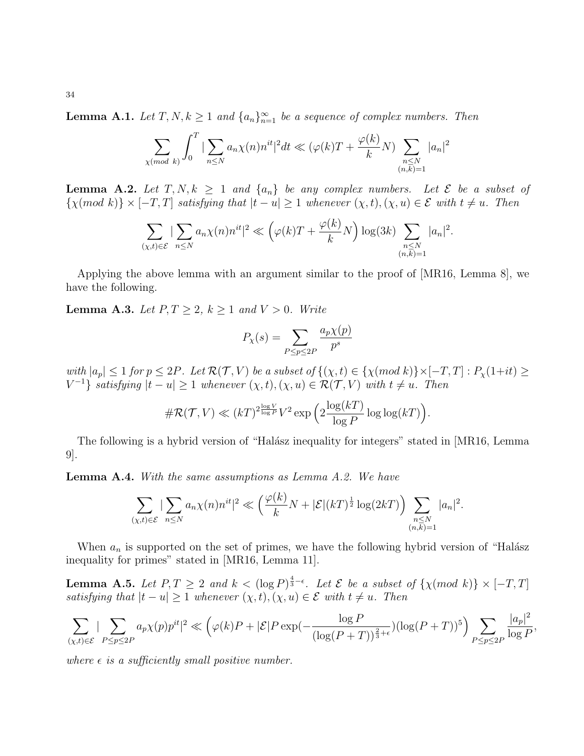**Lemma A.1.** *Let $T, N, k \geq 1$ and $\{a_n\}_{n=1}^{\infty}$ be a sequence of complex numbers. Then*

$$\sum_{\chi (mod\ k)} \int_0^T |\sum_{n\leq N} a_n \chi(n) n^{it}|^2 dt \ll (\varphi(k)T + \frac{\varphi(k)}{k}N) \sum_{\substack{n\leq N \\ (n,k)=1}} |a_n|^2$$

**Lemma A.2.** *Let $T, N, k \geq 1$ and $\{a_n\}$ be any complex numbers. Let $\mathcal{E}$ be a subset of $\{\chi (mod\ k)\} \times [-T, T]$ satisfying that $|t-u| \geq 1$ whenever $(\chi, t), (\chi, u) \in \mathcal{E}$ with $t \neq u$. Then*

$$\sum_{(\chi,t)\in\mathcal{E}} |\sum_{n\leq N} a_n \chi(n) n^{it}|^2 \ll \Big(\varphi(k)T + \frac{\varphi(k)}{k}N\Big) \log(3k) \sum_{\substack{n\leq N \\ (n,k)=1}} |a_n|^2.$$

Applying the above lemma with an argument similar to the proof of [MR16, Lemma 8], we have the following.

**Lemma A.3.** *Let $P, T \geq 2$, $k \geq 1$ and $V > 0$. Write*

$$P_\chi(s) = \sum_{P\leq p\leq 2P} \frac{a_p \chi(p)}{p^s}$$

*with $|a_p| \leq 1$ for $p \leq 2P$. Let $\mathcal{R}(\mathcal{T}, V)$ be a subset of $\{(\chi, t) \in \{\chi (mod\ k)\} \times [-T, T] : P_\chi(1+it) \geq V^{-1}\}$ satisfying $|t-u| \geq 1$ whenever $(\chi, t), (\chi, u) \in \mathcal{R}(\mathcal{T}, V)$ with $t \neq u$. Then*

$$\#\mathcal{R}(\mathcal{T}, V) \ll (kT)^{2\frac{\log V}{\log P}} V^2 \exp\Big(2\frac{\log(kT)}{\log P} \log\log(kT)\Big).$$

The following is a hybrid version of "Halász inequality for integers" stated in [MR16, Lemma 9].

**Lemma A.4.** *With the same assumptions as Lemma A.2. We have*

$$\sum_{(\chi,t)\in\mathcal{E}} |\sum_{n\leq N} a_n \chi(n) n^{it}|^2 \ll \Big(\frac{\varphi(k)}{k}N + |\mathcal{E}|(kT)^{\frac{1}{2}} \log(2kT)\Big) \sum_{\substack{n\leq N \\ (n,k)=1}} |a_n|^2.$$

When $a_n$ is supported on the set of primes, we have the following hybrid version of "Halász inequality for primes" stated in [MR16, Lemma 11].

**Lemma A.5.** *Let $P, T \geq 2$ and $k < (\log P)^{\frac{4}{3}-\epsilon}$. Let $\mathcal{E}$ be a subset of $\{\chi (mod\ k)\} \times [-T, T]$ satisfying that $|t-u| \geq 1$ whenever $(\chi, t), (\chi, u) \in \mathcal{E}$ with $t \neq u$. Then*

$$\sum_{(\chi,t)\in\mathcal{E}} |\sum_{P\leq p\leq 2P} a_p \chi(p) p^{it}|^2 \ll \Big(\varphi(k)P + |\mathcal{E}| P \exp(-\frac{\log P}{(\log(P+T))^{\frac{2}{3}+\epsilon}})(\log(P+T))^5\Big) \sum_{P\leq p\leq 2P} \frac{|a_p|^2}{\log P},$$

*where $\epsilon$ is a sufficiently small positive number.*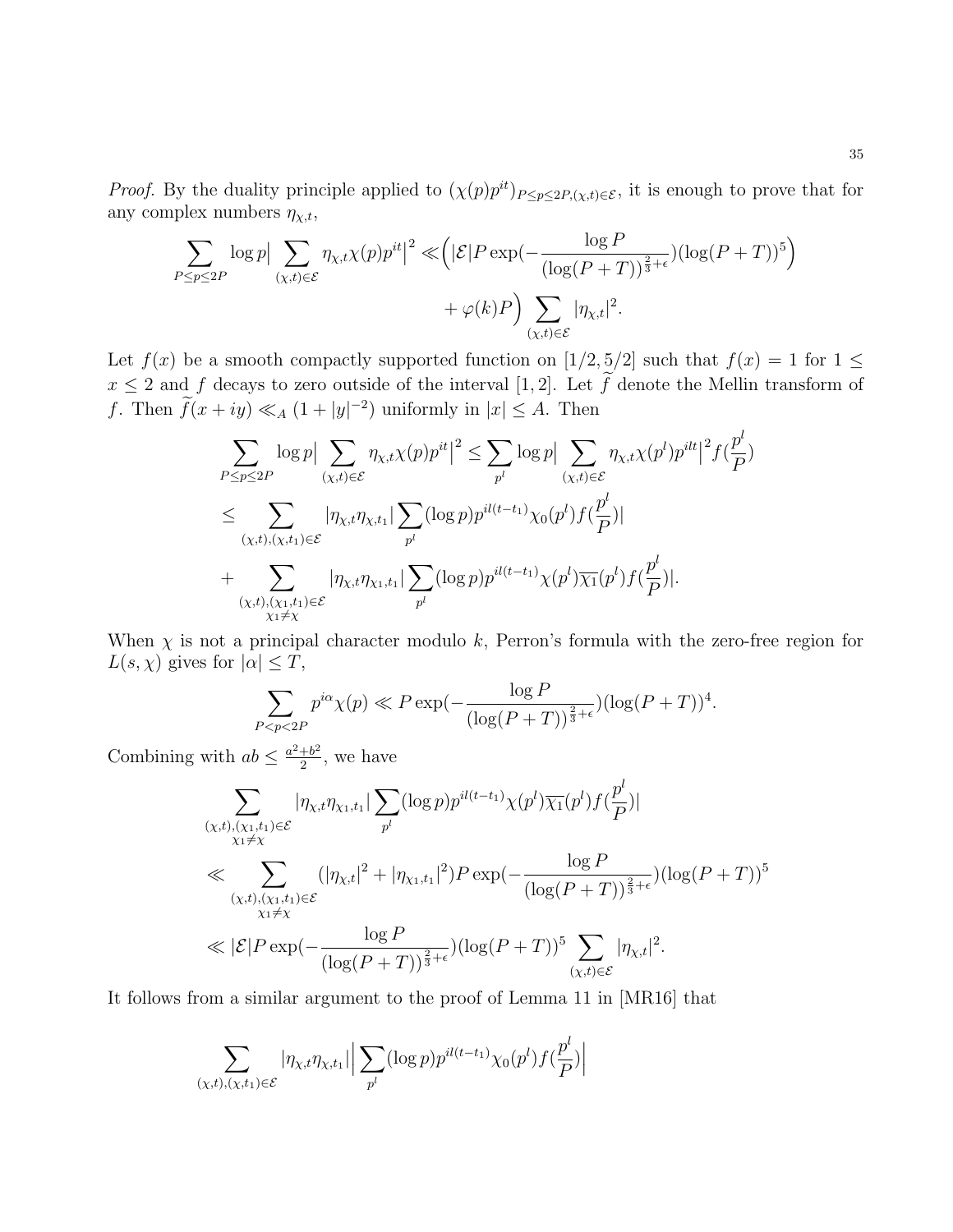*Proof.* By the duality principle applied to $(\chi(p)p^{it})_{P\le p\le 2P,(\chi,t)\in\mathcal{E}}$, it is enough to prove that for any complex numbers $\eta_{\chi,t}$,

$$\sum_{P\le p\le 2P}\log p\Big|\sum_{(\chi,t)\in\mathcal{E}}\eta_{\chi,t}\chi(p)p^{it}\Big|^2 \ll \Big(|\mathcal{E}|P\exp(-\frac{\log P}{(\log(P+T))^{\frac{2}{3}+\epsilon}})(\log(P+T))^5\Big) + \varphi(k)P\Big)\sum_{(\chi,t)\in\mathcal{E}}|\eta_{\chi,t}|^2.$$

Let $f(x)$ be a smooth compactly supported function on $[1/2,5/2]$ such that $f(x)=1$ for $1\le x\le 2$ and $f$ decays to zero outside of the interval $[1,2]$. Let $\widetilde{f}$ denote the Mellin transform of $f$. Then $\widetilde{f}(x+iy)\ll_A(1+|y|^{-2})$ uniformly in $|x|\le A$. Then

$$\begin{aligned}
&\sum_{P\le p\le 2P}\log p\Big|\sum_{(\chi,t)\in\mathcal{E}}\eta_{\chi,t}\chi(p)p^{it}\Big|^2 \le \sum_{p^l}\log p\Big|\sum_{(\chi,t)\in\mathcal{E}}\eta_{\chi,t}\chi(p^l)p^{ilt}\Big|^2 f(\frac{p^l}{P})\\
&\le \sum_{(\chi,t),(\chi,t_1)\in\mathcal{E}}|\eta_{\chi,t}\eta_{\chi,t_1}|\Big|\sum_{p^l}(\log p)p^{il(t-t_1)}\chi_0(p^l)f(\frac{p^l}{P})\Big|\\
&+\sum_{\substack{(\chi,t),(\chi_1,t_1)\in\mathcal{E}\\ \chi_1\ne\chi}}|\eta_{\chi,t}\eta_{\chi_1,t_1}|\Big|\sum_{p^l}(\log p)p^{il(t-t_1)}\chi(p^l)\overline{\chi_1}(p^l)f(\frac{p^l}{P})\Big|.
\end{aligned}$$

When $\chi$ is not a principal character modulo $k$, Perron's formula with the zero-free region for $L(s,\chi)$ gives for $|\alpha|\le T$,

$$\sum_{P<p<2P}p^{i\alpha}\chi(p)\ll P\exp(-\frac{\log P}{(\log(P+T))^{\frac{2}{3}+\epsilon}})(\log(P+T))^4.$$

Combining with $ab\le\frac{a^2+b^2}{2}$, we have

$$\begin{aligned}
&\sum_{\substack{(\chi,t),(\chi_1,t_1)\in\mathcal{E}\\ \chi_1\ne\chi}}|\eta_{\chi,t}\eta_{\chi_1,t_1}|\Big|\sum_{p^l}(\log p)p^{il(t-t_1)}\chi(p^l)\overline{\chi_1}(p^l)f(\frac{p^l}{P})\Big|\\
&\ll \sum_{\substack{(\chi,t),(\chi_1,t_1)\in\mathcal{E}\\ \chi_1\ne\chi}}(|\eta_{\chi,t}|^2+|\eta_{\chi_1,t_1}|^2)P\exp(-\frac{\log P}{(\log(P+T))^{\frac{2}{3}+\epsilon}})(\log(P+T))^5\\
&\ll |\mathcal{E}|P\exp(-\frac{\log P}{(\log(P+T))^{\frac{2}{3}+\epsilon}})(\log(P+T))^5\sum_{(\chi,t)\in\mathcal{E}}|\eta_{\chi,t}|^2.
\end{aligned}$$

It follows from a similar argument to the proof of Lemma 11 in [MR16] that

$$\sum_{(\chi,t),(\chi,t_1)\in\mathcal{E}}|\eta_{\chi,t}\eta_{\chi,t_1}|\Big|\sum_{p^l}(\log p)p^{il(t-t_1)}\chi_0(p^l)f(\frac{p^l}{P})\Big|$$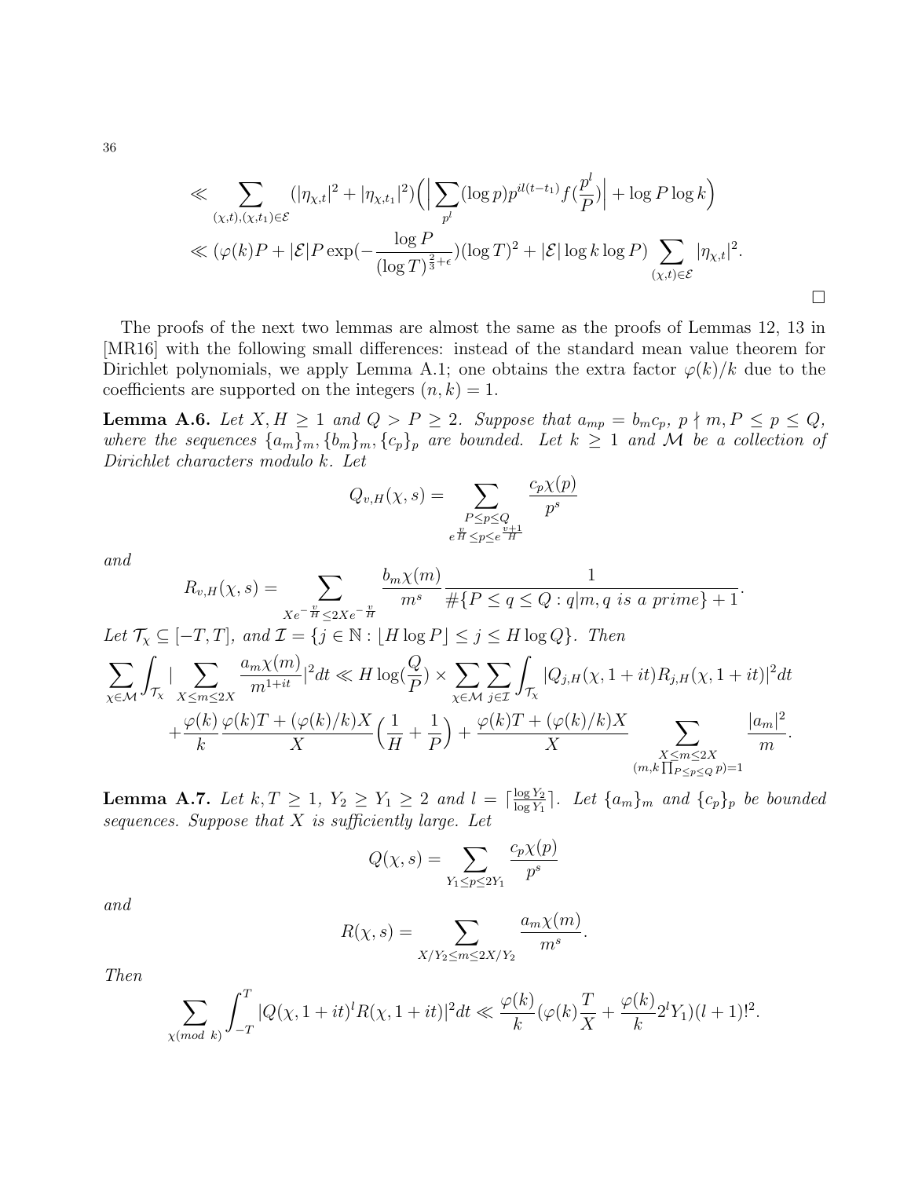$$\ll \sum_{(\chi,t),(\chi,t_1)\in\mathcal{E}} (|\eta_{\chi,t}|^2+|\eta_{\chi,t_1}|^2)\Big(\Big|\sum_{p^l}(\log p)p^{il(t-t_1)}f(\frac{p^l}{P})\Big|+\log P\log k\Big)$$

$$\ll (\varphi(k)P+|\mathcal{E}|P\exp(-\frac{\log P}{(\log T)^{\frac{2}{3}+\epsilon}})(\log T)^2+|\mathcal{E}|\log k\log P)\sum_{(\chi,t)\in\mathcal{E}}|\eta_{\chi,t}|^2.$$

□

The proofs of the next two lemmas are almost the same as the proofs of Lemmas 12, 13 in [MR16] with the following small differences: instead of the standard mean value theorem for Dirichlet polynomials, we apply Lemma A.1; one obtains the extra factor $\varphi(k)/k$ due to the coefficients are supported on the integers $(n,k)=1$.

**Lemma A.6.** *Let $X,H\geq 1$ and $Q>P\geq 2$. Suppose that $a_{mp}=b_mc_p$, $p\nmid m$, $P\leq p\leq Q$, where the sequences $\{a_m\}_m,\{b_m\}_m,\{c_p\}_p$ are bounded. Let $k\geq 1$ and $\mathcal{M}$ be a collection of Dirichlet characters modulo $k$. Let*

$$Q_{v,H}(\chi,s)=\sum_{\substack{P\leq p\leq Q\\ e^{\frac{v}{H}}\leq p\leq e^{\frac{v+1}{H}}}}\frac{c_p\chi(p)}{p^s}$$

*and*

$$R_{v,H}(\chi,s)=\sum_{Xe^{-\frac{v}{H}}\leq 2Xe^{-\frac{v}{H}}}\frac{b_m\chi(m)}{m^s}\frac{1}{\#\{P\leq q\leq Q: q|m, q \text{ is a prime}\}+1}.$$

*Let $\mathcal{T}_\chi\subseteq[-T,T]$, and $\mathcal{I}=\{j\in\mathbb{N}:\lfloor H\log P\rfloor\leq j\leq H\log Q\}$. Then*

$$\sum_{\chi\in\mathcal{M}}\int_{\mathcal{T}_\chi}|\sum_{X\leq m\leq 2X}\frac{a_m\chi(m)}{m^{1+it}}|^2dt\ll H\log(\frac{Q}{P})\times\sum_{\chi\in\mathcal{M}}\sum_{j\in\mathcal{I}}\int_{\mathcal{T}_\chi}|Q_{j,H}(\chi,1+it)R_{j,H}(\chi,1+it)|^2dt$$
$$+\frac{\varphi(k)}{k}\frac{\varphi(k)T+(\varphi(k)/k)X}{X}\Big(\frac{1}{H}+\frac{1}{P}\Big)+\frac{\varphi(k)T+(\varphi(k)/k)X}{X}\sum_{\substack{X\leq m\leq 2X\\ (m,k\prod_{P\leq p\leq Q}p)=1}}\frac{|a_m|^2}{m}.$$

**Lemma A.7.** *Let $k,T\geq 1$, $Y_2\geq Y_1\geq 2$ and $l=\lceil\frac{\log Y_2}{\log Y_1}\rceil$. Let $\{a_m\}_m$ and $\{c_p\}_p$ be bounded sequences. Suppose that $X$ is sufficiently large. Let*

$$Q(\chi,s)=\sum_{Y_1\leq p\leq 2Y_1}\frac{c_p\chi(p)}{p^s}$$

*and*

$$R(\chi,s)=\sum_{X/Y_2\leq m\leq 2X/Y_2}\frac{a_m\chi(m)}{m^s}.$$

*Then*

$$\sum_{\chi(mod\ k)}\int_{-T}^{T}|Q(\chi,1+it)^lR(\chi,1+it)|^2dt\ll\frac{\varphi(k)}{k}(\varphi(k)\frac{T}{X}+\frac{\varphi(k)}{k}2^lY_1)(l+1)!^2.$$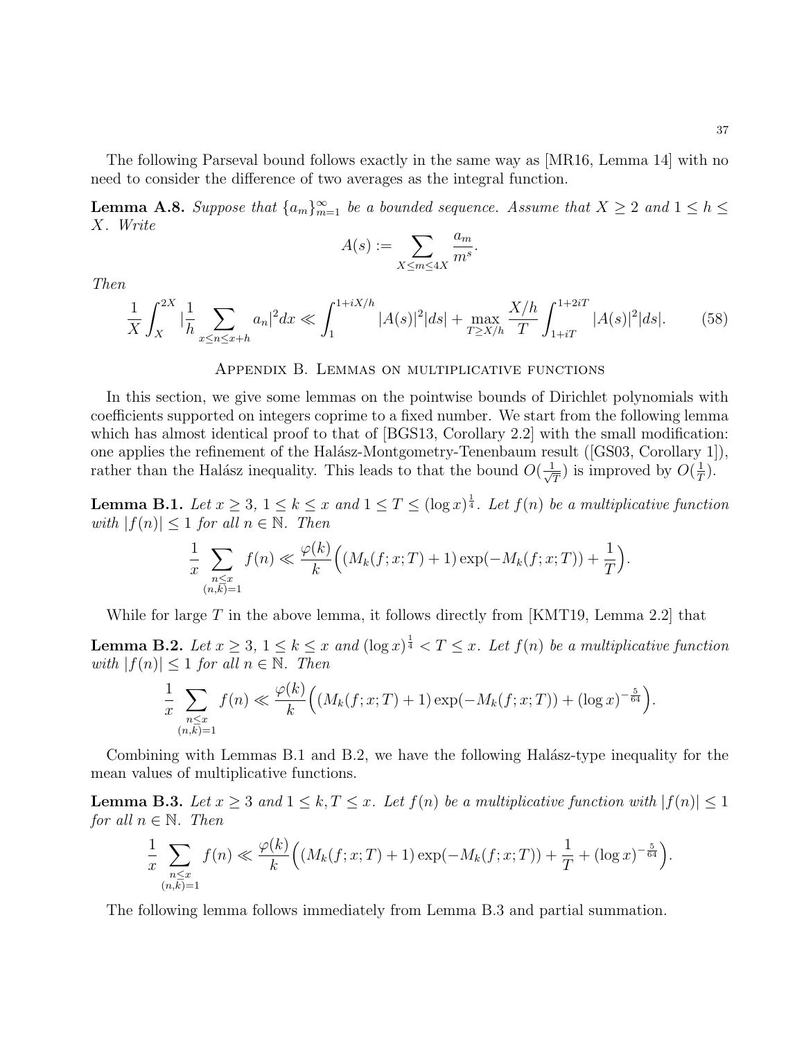The following Parseval bound follows exactly in the same way as [MR16, Lemma 14] with no need to consider the difference of two averages as the integral function.

**Lemma A.8.** *Suppose that $\{a_m\}_{m=1}^{\infty}$ be a bounded sequence. Assume that $X \geq 2$ and $1 \leq h \leq X$. Write*

$$A(s) := \sum_{X \leq m \leq 4X} \frac{a_m}{m^s}.$$

*Then*

$$\frac{1}{X}\int_X^{2X} |\frac{1}{h}\sum_{x \leq n \leq x+h} a_n|^2 dx \ll \int_1^{1+iX/h} |A(s)|^2 |ds| + \max_{T \geq X/h} \frac{X/h}{T} \int_{1+iT}^{1+2iT} |A(s)|^2 |ds|. \tag{58}$$

## Appendix B. Lemmas on multiplicative functions

In this section, we give some lemmas on the pointwise bounds of Dirichlet polynomials with coefficients supported on integers coprime to a fixed number. We start from the following lemma which has almost identical proof to that of [BGS13, Corollary 2.2] with the small modification: one applies the refinement of the Halász-Montgometry-Tenenbaum result ([GS03, Corollary 1]), rather than the Halász inequality. This leads to that the bound $O(\frac{1}{\sqrt{T}})$ is improved by $O(\frac{1}{T})$.

**Lemma B.1.** *Let $x \geq 3$, $1 \leq k \leq x$ and $1 \leq T \leq (\log x)^{\frac{1}{4}}$. Let $f(n)$ be a multiplicative function with $|f(n)| \leq 1$ for all $n \in \mathbb{N}$. Then*

$$\frac{1}{x}\sum_{\substack{n \leq x \\ (n,k)=1}} f(n) \ll \frac{\varphi(k)}{k}\Big((M_k(f;x;T)+1)\exp(-M_k(f;x;T)) + \frac{1}{T}\Big).$$

While for large $T$ in the above lemma, it follows directly from [KMT19, Lemma 2.2] that

**Lemma B.2.** *Let $x \geq 3$, $1 \leq k \leq x$ and $(\log x)^{\frac{1}{4}} < T \leq x$. Let $f(n)$ be a multiplicative function with $|f(n)| \leq 1$ for all $n \in \mathbb{N}$. Then*

$$\frac{1}{x}\sum_{\substack{n \leq x \\ (n,k)=1}} f(n) \ll \frac{\varphi(k)}{k}\Big((M_k(f;x;T)+1)\exp(-M_k(f;x;T)) + (\log x)^{-\frac{5}{64}}\Big).$$

Combining with Lemmas B.1 and B.2, we have the following Halász-type inequality for the mean values of multiplicative functions.

**Lemma B.3.** *Let $x \geq 3$ and $1 \leq k, T \leq x$. Let $f(n)$ be a multiplicative function with $|f(n)| \leq 1$ for all $n \in \mathbb{N}$. Then*

$$\frac{1}{x}\sum_{\substack{n \leq x \\ (n,k)=1}} f(n) \ll \frac{\varphi(k)}{k}\Big((M_k(f;x;T)+1)\exp(-M_k(f;x;T)) + \frac{1}{T} + (\log x)^{-\frac{5}{64}}\Big).$$

The following lemma follows immediately from Lemma B.3 and partial summation.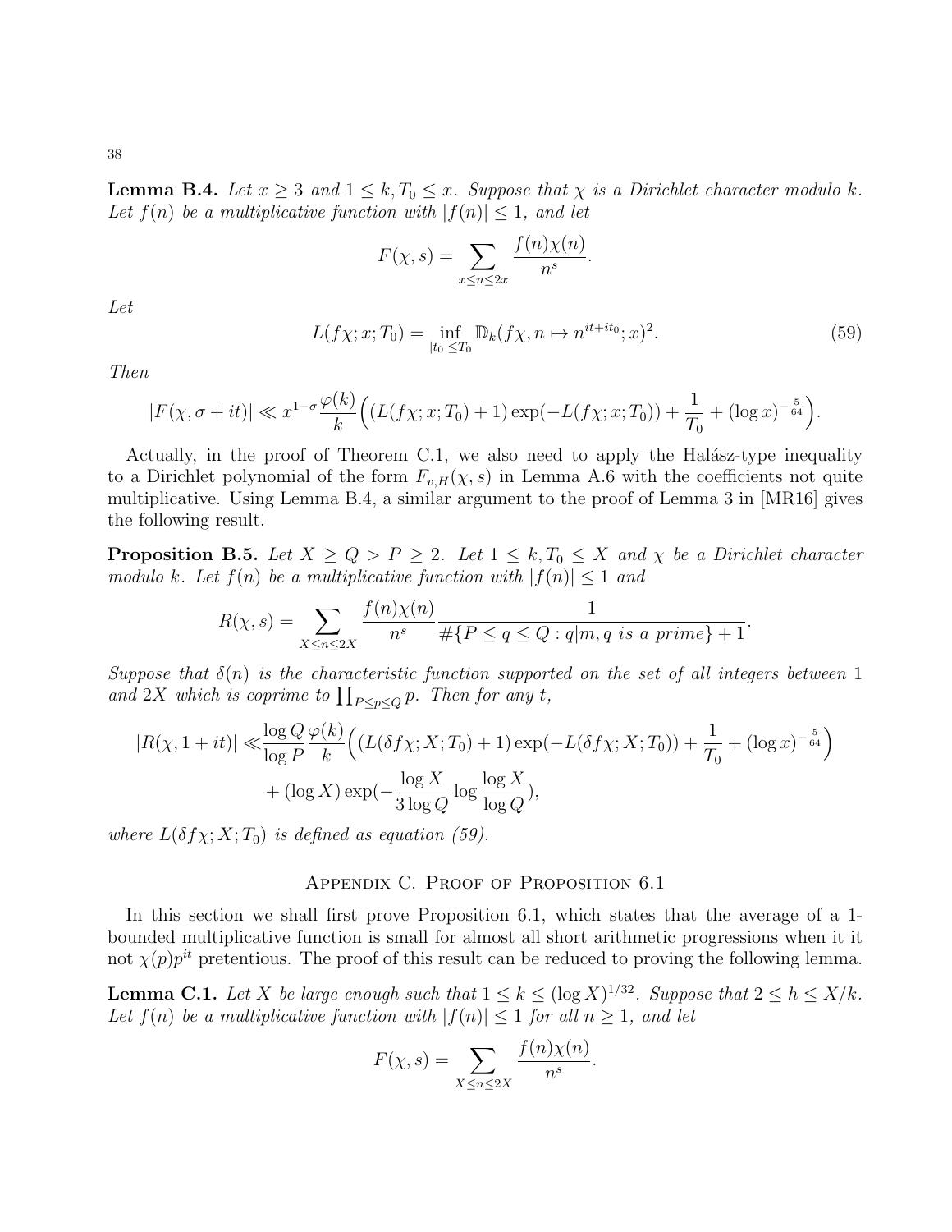**Lemma B.4.** *Let $x \geq 3$ and $1 \leq k, T_0 \leq x$. Suppose that $\chi$ is a Dirichlet character modulo $k$. Let $f(n)$ be a multiplicative function with $|f(n)| \leq 1$, and let*

$$F(\chi, s) = \sum_{x \leq n \leq 2x} \frac{f(n)\chi(n)}{n^s}.$$

*Let*

$$L(f\chi; x; T_0) = \inf_{|t_0| \leq T_0} \mathbb{D}_k(f\chi, n \mapsto n^{it+it_0}; x)^2. \tag{59}$$

*Then*

$$|F(\chi, \sigma + it)| \ll x^{1-\sigma} \frac{\varphi(k)}{k} \Big( (L(f\chi; x; T_0) + 1) \exp(-L(f\chi; x; T_0)) + \frac{1}{T_0} + (\log x)^{-\frac{5}{64}} \Big).$$

Actually, in the proof of Theorem C.1, we also need to apply the Halász-type inequality to a Dirichlet polynomial of the form $F_{v,H}(\chi, s)$ in Lemma A.6 with the coefficients not quite multiplicative. Using Lemma B.4, a similar argument to the proof of Lemma 3 in [MR16] gives the following result.

**Proposition B.5.** *Let $X \geq Q > P \geq 2$. Let $1 \leq k, T_0 \leq X$ and $\chi$ be a Dirichlet character modulo $k$. Let $f(n)$ be a multiplicative function with $|f(n)| \leq 1$ and*

$$R(\chi, s) = \sum_{X \leq n \leq 2X} \frac{f(n)\chi(n)}{n^s} \frac{1}{\#\{P \leq q \leq Q : q|m, q \text{ is a prime}\} + 1}.$$

*Suppose that $\delta(n)$ is the characteristic function supported on the set of all integers between $1$ and $2X$ which is coprime to $\prod_{P \leq p \leq Q} p$. Then for any $t$,*

$$\begin{aligned} |R(\chi, 1+it)| \ll & \frac{\log Q}{\log P} \frac{\varphi(k)}{k} \Big( (L(\delta f\chi; X; T_0) + 1) \exp(-L(\delta f\chi; X; T_0)) + \frac{1}{T_0} + (\log x)^{-\frac{5}{64}} \Big) \\ & + (\log X) \exp(-\frac{\log X}{3 \log Q} \log \frac{\log X}{\log Q}), \end{aligned}$$

*where $L(\delta f\chi; X; T_0)$ is defined as equation (59).*

## Appendix C. Proof of Proposition 6.1

In this section we shall first prove Proposition 6.1, which states that the average of a 1-bounded multiplicative function is small for almost all short arithmetic progressions when it it not $\chi(p)p^{it}$ pretentious. The proof of this result can be reduced to proving the following lemma.

**Lemma C.1.** *Let $X$ be large enough such that $1 \leq k \leq (\log X)^{1/32}$. Suppose that $2 \leq h \leq X/k$. Let $f(n)$ be a multiplicative function with $|f(n)| \leq 1$ for all $n \geq 1$, and let*

$$F(\chi, s) = \sum_{X \leq n \leq 2X} \frac{f(n)\chi(n)}{n^s}.$$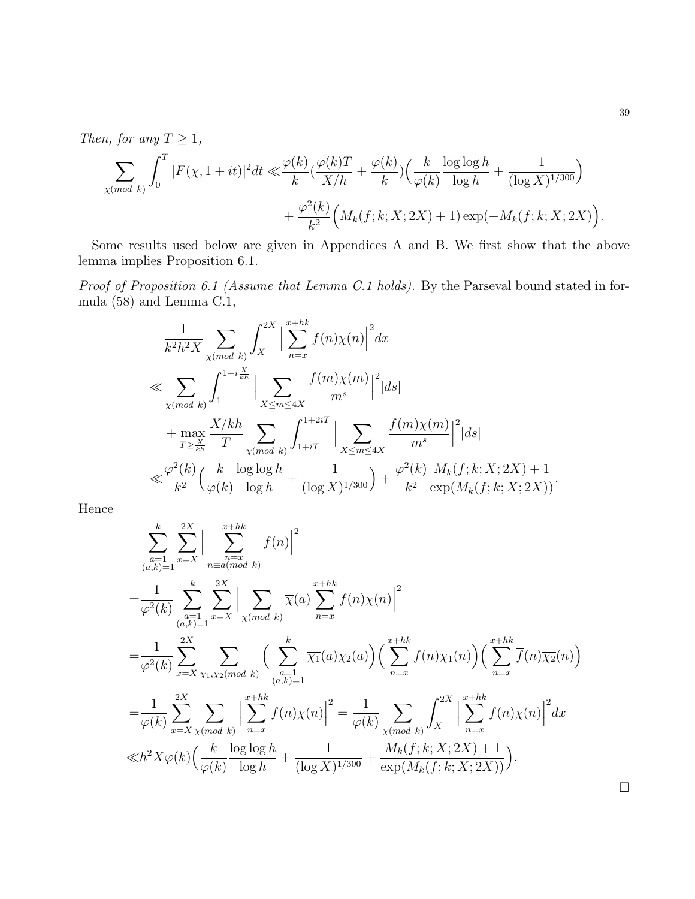*Then, for any $T \geq 1$,*

$$\sum_{\chi (mod\ k)} \int_0^T |F(\chi, 1+it)|^2 dt \ll \frac{\varphi(k)}{k}(\frac{\varphi(k)T}{X/h} + \frac{\varphi(k)}{k})\Big(\frac{k}{\varphi(k)}\frac{\log\log h}{\log h} + \frac{1}{(\log X)^{1/300}}\Big) + \frac{\varphi^2(k)}{k^2}\Big(M_k(f;k;X;2X)+1)\exp(-M_k(f;k;X;2X)\Big).$$

Some results used below are given in Appendices A and B. We first show that the above lemma implies Proposition 6.1.

*Proof of Proposition 6.1 (Assume that Lemma C.1 holds).* By the Parseval bound stated in formula (58) and Lemma C.1,

$$\begin{aligned}
&\frac{1}{k^2h^2X}\sum_{\chi (mod\ k)}\int_X^{2X}\Big|\sum_{n=x}^{x+hk} f(n)\chi(n)\Big|^2 dx \\
\ll &\sum_{\chi (mod\ k)}\int_1^{1+i\frac{X}{kh}}\Big|\sum_{X\leq m\leq 4X}\frac{f(m)\chi(m)}{m^s}\Big|^2|ds| \\
&+\max_{T\geq \frac{X}{kh}}\frac{X/kh}{T}\sum_{\chi (mod\ k)}\int_{1+iT}^{1+2iT}\Big|\sum_{X\leq m\leq 4X}\frac{f(m)\chi(m)}{m^s}\Big|^2|ds| \\
\ll &\frac{\varphi^2(k)}{k^2}\Big(\frac{k}{\varphi(k)}\frac{\log\log h}{\log h}+\frac{1}{(\log X)^{1/300}}\Big)+\frac{\varphi^2(k)}{k^2}\frac{M_k(f;k;X;2X)+1}{\exp(M_k(f;k;X;2X))}.
\end{aligned}$$

Hence

$$\begin{aligned}
&\sum_{\substack{a=1\\(a,k)=1}}^{k}\sum_{x=X}^{2X}\Big|\sum_{\substack{n=x\\ n\equiv a(mod\ k)}}^{x+hk} f(n)\Big|^2 \\
=&\frac{1}{\varphi^2(k)}\sum_{\substack{a=1\\(a,k)=1}}^{k}\sum_{x=X}^{2X}\Big|\sum_{\chi (mod\ k)}\overline{\chi}(a)\sum_{n=x}^{x+hk} f(n)\chi(n)\Big|^2 \\
=&\frac{1}{\varphi^2(k)}\sum_{x=X}^{2X}\sum_{\chi_1,\chi_2 (mod\ k)}\Big(\sum_{\substack{a=1\\(a,k)=1}}^{k}\overline{\chi_1}(a)\chi_2(a)\Big)\Big(\sum_{n=x}^{x+hk} f(n)\chi_1(n)\Big)\Big(\sum_{n=x}^{x+hk}\overline{f}(n)\overline{\chi_2}(n)\Big) \\
=&\frac{1}{\varphi(k)}\sum_{x=X}^{2X}\sum_{\chi (mod\ k)}\Big|\sum_{n=x}^{x+hk} f(n)\chi(n)\Big|^2 = \frac{1}{\varphi(k)}\sum_{\chi (mod\ k)}\int_X^{2X}\Big|\sum_{n=x}^{x+hk} f(n)\chi(n)\Big|^2 dx \\
\ll &h^2X\varphi(k)\Big(\frac{k}{\varphi(k)}\frac{\log\log h}{\log h}+\frac{1}{(\log X)^{1/300}}+\frac{M_k(f;k;X;2X)+1}{\exp(M_k(f;k;X;2X))}\Big).
\end{aligned}$$

$\square$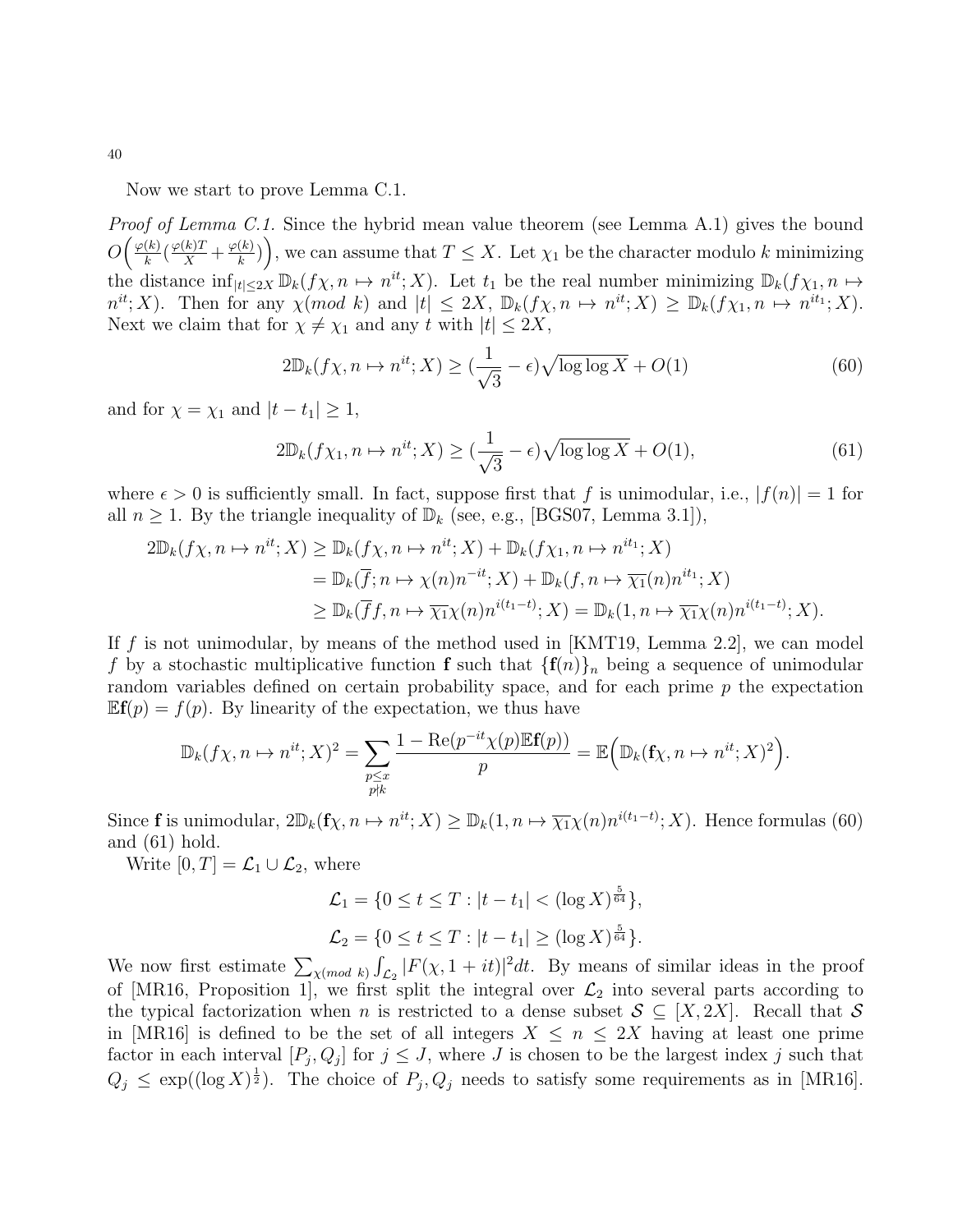Now we start to prove Lemma C.1.

*Proof of Lemma C.1.* Since the hybrid mean value theorem (see Lemma A.1) gives the bound $O\Big(\frac{\varphi(k)}{k}(\frac{\varphi(k)T}{X}+\frac{\varphi(k)}{k})\Big)$, we can assume that $T \leq X$. Let $\chi_1$ be the character modulo $k$ minimizing the distance $\inf_{|t|\leq 2X}\mathbb{D}_k(f\chi, n\mapsto n^{it};X)$. Let $t_1$ be the real number minimizing $\mathbb{D}_k(f\chi_1, n\mapsto n^{it};X)$. Then for any $\chi (mod\ k)$ and $|t|\leq 2X$, $\mathbb{D}_k(f\chi, n\mapsto n^{it};X)\geq \mathbb{D}_k(f\chi_1, n\mapsto n^{it_1};X)$. Next we claim that for $\chi\neq\chi_1$ and any $t$ with $|t|\leq 2X$,

$$2\mathbb{D}_k(f\chi, n\mapsto n^{it};X)\geq (\frac{1}{\sqrt{3}}-\epsilon)\sqrt{\log\log X}+O(1) \tag{60}$$

and for $\chi=\chi_1$ and $|t-t_1|\geq 1$,

$$2\mathbb{D}_k(f\chi_1, n\mapsto n^{it};X)\geq (\frac{1}{\sqrt{3}}-\epsilon)\sqrt{\log\log X}+O(1), \tag{61}$$

where $\epsilon>0$ is sufficiently small. In fact, suppose first that $f$ is unimodular, i.e., $|f(n)|=1$ for all $n\geq 1$. By the triangle inequality of $\mathbb{D}_k$ (see, e.g., [BGS07, Lemma 3.1]),

$$\begin{aligned}
2\mathbb{D}_k(f\chi, n\mapsto n^{it};X) &\geq \mathbb{D}_k(f\chi, n\mapsto n^{it};X)+\mathbb{D}_k(f\chi_1, n\mapsto n^{it_1};X)\\
&= \mathbb{D}_k(\overline{f}; n\mapsto \chi(n)n^{-it};X)+\mathbb{D}_k(f, n\mapsto \overline{\chi_1}(n)n^{it_1};X)\\
&\geq \mathbb{D}_k(\overline{f}f, n\mapsto \overline{\chi_1}\chi(n)n^{i(t_1-t)};X)=\mathbb{D}_k(1, n\mapsto \overline{\chi_1}\chi(n)n^{i(t_1-t)};X).
\end{aligned}$$

If $f$ is not unimodular, by means of the method used in [KMT19, Lemma 2.2], we can model $f$ by a stochastic multiplicative function $\mathbf{f}$ such that $\{\mathbf{f}(n)\}_n$ being a sequence of unimodular random variables defined on certain probability space, and for each prime $p$ the expectation $\mathbb{E}\mathbf{f}(p)=f(p)$. By linearity of the expectation, we thus have

$$\mathbb{D}_k(f\chi, n\mapsto n^{it};X)^2=\sum_{\substack{p\leq x\\ p\nmid k}}\frac{1-\mathrm{Re}(p^{-it}\chi(p)\mathbb{E}\mathbf{f}(p))}{p}=\mathbb{E}\Big(\mathbb{D}_k(\mathbf{f}\chi, n\mapsto n^{it};X)^2\Big).$$

Since $\mathbf{f}$ is unimodular, $2\mathbb{D}_k(\mathbf{f}\chi, n\mapsto n^{it};X)\geq \mathbb{D}_k(1, n\mapsto \overline{\chi_1}\chi(n)n^{i(t_1-t)};X)$. Hence formulas (60) and (61) hold.

Write $[0,T]=\mathcal{L}_1\cup\mathcal{L}_2$, where

$$\mathcal{L}_1=\{0\leq t\leq T: |t-t_1|<(\log X)^{\frac{5}{64}}\},$$

$$\mathcal{L}_2=\{0\leq t\leq T: |t-t_1|\geq(\log X)^{\frac{5}{64}}\}.$$

We now first estimate $\sum_{\chi (mod\ k)}\int_{\mathcal{L}_2}|F(\chi,1+it)|^2dt$. By means of similar ideas in the proof of [MR16, Proposition 1], we first split the integral over $\mathcal{L}_2$ into several parts according to the typical factorization when $n$ is restricted to a dense subset $\mathcal{S}\subseteq[X,2X]$. Recall that $\mathcal{S}$ in [MR16] is defined to be the set of all integers $X\leq n\leq 2X$ having at least one prime factor in each interval $[P_j,Q_j]$ for $j\leq J$, where $J$ is chosen to be the largest index $j$ such that $Q_j\leq \exp((\log X)^{\frac{1}{2}})$. The choice of $P_j,Q_j$ needs to satisfy some requirements as in [MR16].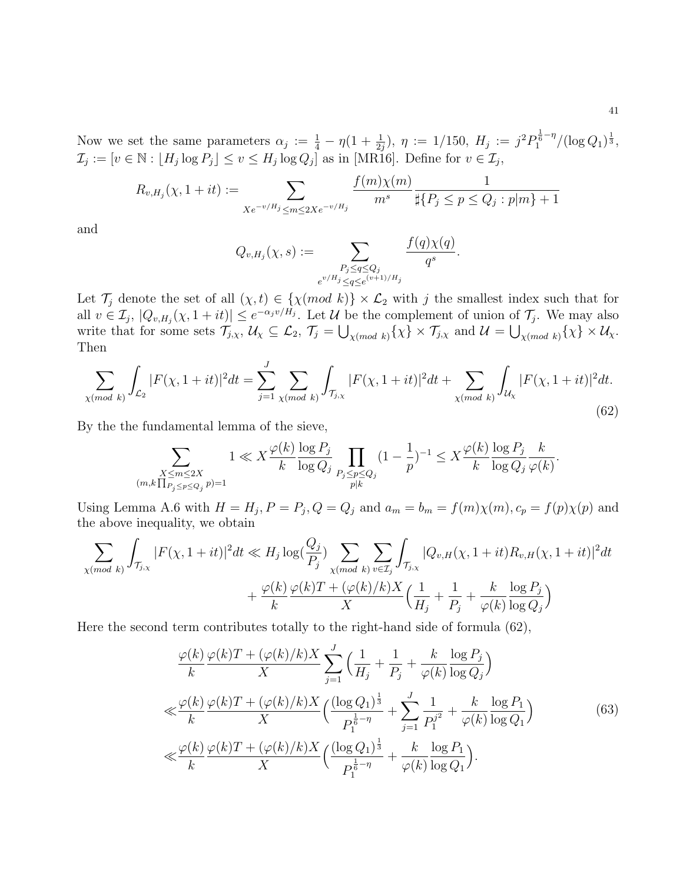Now we set the same parameters $\alpha_j := \frac{1}{4} - \eta(1 + \frac{1}{2j})$, $\eta := 1/150$, $H_j := j^2 P_1^{\frac{1}{6}-\eta}/(\log Q_1)^{\frac{1}{3}}$, $\mathcal{I}_j := [v \in \mathbb{N} : \lfloor H_j \log P_j \rfloor \leq v \leq H_j \log Q_j]$ as in [MR16]. Define for $v \in \mathcal{I}_j$,

$$R_{v,H_j}(\chi, 1+it) := \sum_{Xe^{-v/H_j} \leq m \leq 2Xe^{-v/H_j}} \frac{f(m)\chi(m)}{m^s} \frac{1}{\sharp\{P_j \leq p \leq Q_j : p|m\} + 1}$$

and

$$Q_{v,H_j}(\chi, s) := \sum_{\substack{P_j \leq q \leq Q_j \\ e^{v/H_j} \leq q \leq e^{(v+1)/H_j}}} \frac{f(q)\chi(q)}{q^s}.$$

Let $\mathcal{T}_j$ denote the set of all $(\chi, t) \in \{\chi(mod\ k)\} \times \mathcal{L}_2$ with $j$ the smallest index such that for all $v \in \mathcal{I}_j$, $|Q_{v,H_j}(\chi, 1+it)| \leq e^{-\alpha_j v/H_j}$. Let $\mathcal{U}$ be the complement of union of $\mathcal{T}_j$. We may also write that for some sets $\mathcal{T}_{j,\chi}, \mathcal{U}_\chi \subseteq \mathcal{L}_2$, $\mathcal{T}_j = \bigcup_{\chi(mod\ k)} \{\chi\} \times \mathcal{T}_{j,\chi}$ and $\mathcal{U} = \bigcup_{\chi(mod\ k)} \{\chi\} \times \mathcal{U}_\chi$. Then

$$\sum_{\chi(mod\ k)} \int_{\mathcal{L}_2} |F(\chi, 1+it)|^2 dt = \sum_{j=1}^{J} \sum_{\chi(mod\ k)} \int_{\mathcal{T}_{j,\chi}} |F(\chi, 1+it)|^2 dt + \sum_{\chi(mod\ k)} \int_{\mathcal{U}_\chi} |F(\chi, 1+it)|^2 dt. \tag{62}$$

By the the fundamental lemma of the sieve,

$$\sum_{\substack{X \leq m \leq 2X \\ (m, k\prod_{P_j \leq p \leq Q_j} p)=1}} 1 \ll X \frac{\varphi(k)}{k} \frac{\log P_j}{\log Q_j} \prod_{\substack{P_j \leq p \leq Q_j \\ p|k}} (1 - \frac{1}{p})^{-1} \leq X \frac{\varphi(k)}{k} \frac{\log P_j}{\log Q_j} \frac{k}{\varphi(k)}.$$

Using Lemma A.6 with $H = H_j, P = P_j, Q = Q_j$ and $a_m = b_m = f(m)\chi(m), c_p = f(p)\chi(p)$ and the above inequality, we obtain

$$\begin{aligned}
\sum_{\chi(mod\ k)} \int_{\mathcal{T}_{j,\chi}} |F(\chi, 1+it)|^2 dt \ll H_j \log(\frac{Q_j}{P_j}) \sum_{\chi(mod\ k)} \sum_{v \in \mathcal{I}_j} \int_{\mathcal{T}_{j,\chi}} |Q_{v,H}(\chi, 1+it) R_{v,H}(\chi, 1+it)|^2 dt \\
+ \frac{\varphi(k)}{k} \frac{\varphi(k)T + (\varphi(k)/k)X}{X} \Big( \frac{1}{H_j} + \frac{1}{P_j} + \frac{k}{\varphi(k)} \frac{\log P_j}{\log Q_j} \Big)
\end{aligned}$$

Here the second term contributes totally to the right-hand side of formula (62),

$$\begin{aligned}
&\frac{\varphi(k)}{k} \frac{\varphi(k)T + (\varphi(k)/k)X}{X} \sum_{j=1}^{J} \Big( \frac{1}{H_j} + \frac{1}{P_j} + \frac{k}{\varphi(k)} \frac{\log P_j}{\log Q_j} \Big) \\
\ll& \frac{\varphi(k)}{k} \frac{\varphi(k)T + (\varphi(k)/k)X}{X} \Big( \frac{(\log Q_1)^{\frac{1}{3}}}{P_1^{\frac{1}{6}-\eta}} + \sum_{j=1}^{J} \frac{1}{P_1^{j^2}} + \frac{k}{\varphi(k)} \frac{\log P_1}{\log Q_1} \Big) \\
\ll& \frac{\varphi(k)}{k} \frac{\varphi(k)T + (\varphi(k)/k)X}{X} \Big( \frac{(\log Q_1)^{\frac{1}{3}}}{P_1^{\frac{1}{6}-\eta}} + \frac{k}{\varphi(k)} \frac{\log P_1}{\log Q_1} \Big).
\end{aligned} \tag{63}$$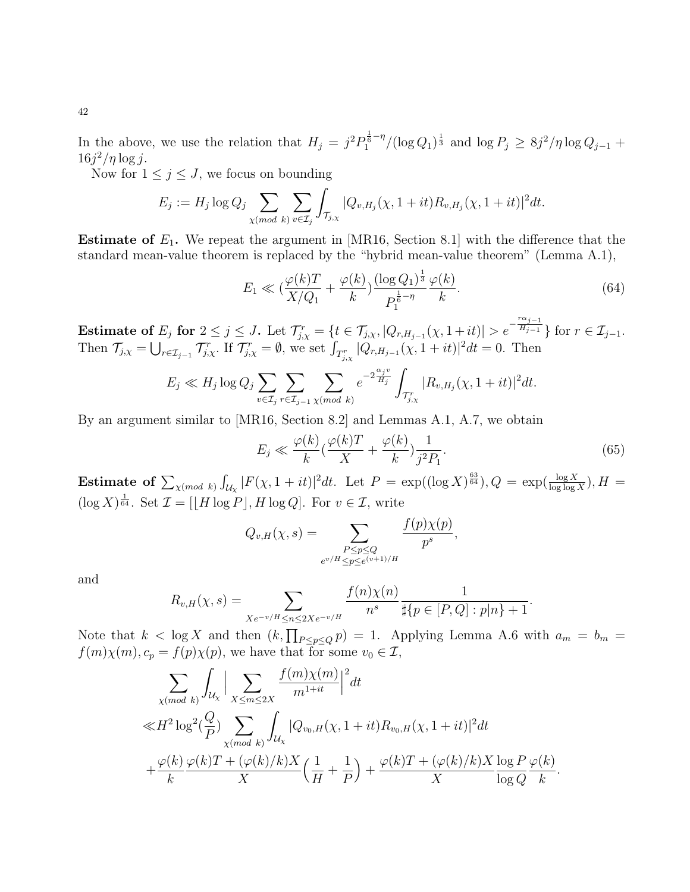In the above, we use the relation that $H_j = j^2 P_1^{\frac{1}{6}-\eta}/(\log Q_1)^{\frac{1}{3}}$ and $\log P_j \geq 8j^2/\eta \log Q_{j-1} + 16j^2/\eta \log j$.

Now for $1 \leq j \leq J$, we focus on bounding

$$E_j := H_j \log Q_j \sum_{\chi (mod\ k)} \sum_{v \in \mathcal{I}_j} \int_{\mathcal{T}_{j,\chi}} |Q_{v,H_j}(\chi, 1+it) R_{v,H_j}(\chi, 1+it)|^2 dt.$$

**Estimate of $E_1$.** We repeat the argument in [MR16, Section 8.1] with the difference that the standard mean-value theorem is replaced by the "hybrid mean-value theorem" (Lemma A.1),

$$E_1 \ll \left(\frac{\varphi(k)T}{X/Q_1} + \frac{\varphi(k)}{k}\right) \frac{(\log Q_1)^{\frac{1}{3}}}{P_1^{\frac{1}{6}-\eta}} \frac{\varphi(k)}{k}. \tag{64}$$

**Estimate of $E_j$ for $2 \leq j \leq J$.** Let $\mathcal{T}_{j,\chi}^r = \{t \in \mathcal{T}_{j,\chi}, |Q_{r,H_{j-1}}(\chi, 1+it)| > e^{-\frac{r\alpha_{j-1}}{H_{j-1}}}\}$ for $r \in \mathcal{I}_{j-1}$. Then $\mathcal{T}_{j,\chi} = \bigcup_{r \in \mathcal{I}_{j-1}} \mathcal{T}_{j,\chi}^r$. If $\mathcal{T}_{j,\chi}^r = \emptyset$, we set $\int_{T_{j,\chi}^r} |Q_{r,H_{j-1}}(\chi, 1+it)|^2 dt = 0$. Then

$$E_j \ll H_j \log Q_j \sum_{v \in \mathcal{I}_j} \sum_{r \in \mathcal{I}_{j-1}} \sum_{\chi (mod\ k)} e^{-2\frac{\alpha_j v}{H_j}} \int_{\mathcal{T}_{j,\chi}^r} |R_{v,H_j}(\chi, 1+it)|^2 dt.$$

By an argument similar to [MR16, Section 8.2] and Lemmas A.1, A.7, we obtain

$$E_j \ll \frac{\varphi(k)}{k} \left(\frac{\varphi(k)T}{X} + \frac{\varphi(k)}{k}\right) \frac{1}{j^2 P_1}. \tag{65}$$

**Estimate of $\sum_{\chi (mod\ k)} \int_{\mathcal{U}_\chi} |F(\chi, 1+it)|^2 dt$.** Let $P = \exp((\log X)^{\frac{63}{64}}), Q = \exp(\frac{\log X}{\log \log X}), H = (\log X)^{\frac{1}{64}}$. Set $\mathcal{I} = [\lfloor H \log P \rfloor, H \log Q]$. For $v \in \mathcal{I}$, write

$$Q_{v,H}(\chi, s) = \sum_{\substack{P \leq p \leq Q \\ e^{v/H} \leq p \leq e^{(v+1)/H}}} \frac{f(p)\chi(p)}{p^s},$$

and

$$R_{v,H}(\chi, s) = \sum_{Xe^{-v/H} \leq n \leq 2Xe^{-v/H}} \frac{f(n)\chi(n)}{n^s} \frac{1}{\sharp\{p \in [P,Q] : p|n\} + 1}.$$

Note that $k < \log X$ and then $(k, \prod_{P \leq p \leq Q} p) = 1$. Applying Lemma A.6 with $a_m = b_m = f(m)\chi(m), c_p = f(p)\chi(p)$, we have that for some $v_0 \in \mathcal{I}$,

$$\begin{aligned}
&\sum_{\chi (mod\ k)} \int_{\mathcal{U}_\chi} \Big| \sum_{X \leq m \leq 2X} \frac{f(m)\chi(m)}{m^{1+it}} \Big|^2 dt \\
\ll & H^2 \log^2\left(\frac{Q}{P}\right) \sum_{\chi (mod\ k)} \int_{\mathcal{U}_\chi} |Q_{v_0,H}(\chi, 1+it) R_{v_0,H}(\chi, 1+it)|^2 dt \\
&+ \frac{\varphi(k)}{k} \frac{\varphi(k)T + (\varphi(k)/k)X}{X} \Big(\frac{1}{H} + \frac{1}{P}\Big) + \frac{\varphi(k)T + (\varphi(k)/k)X}{X} \frac{\log P}{\log Q} \frac{\varphi(k)}{k}.
\end{aligned}$$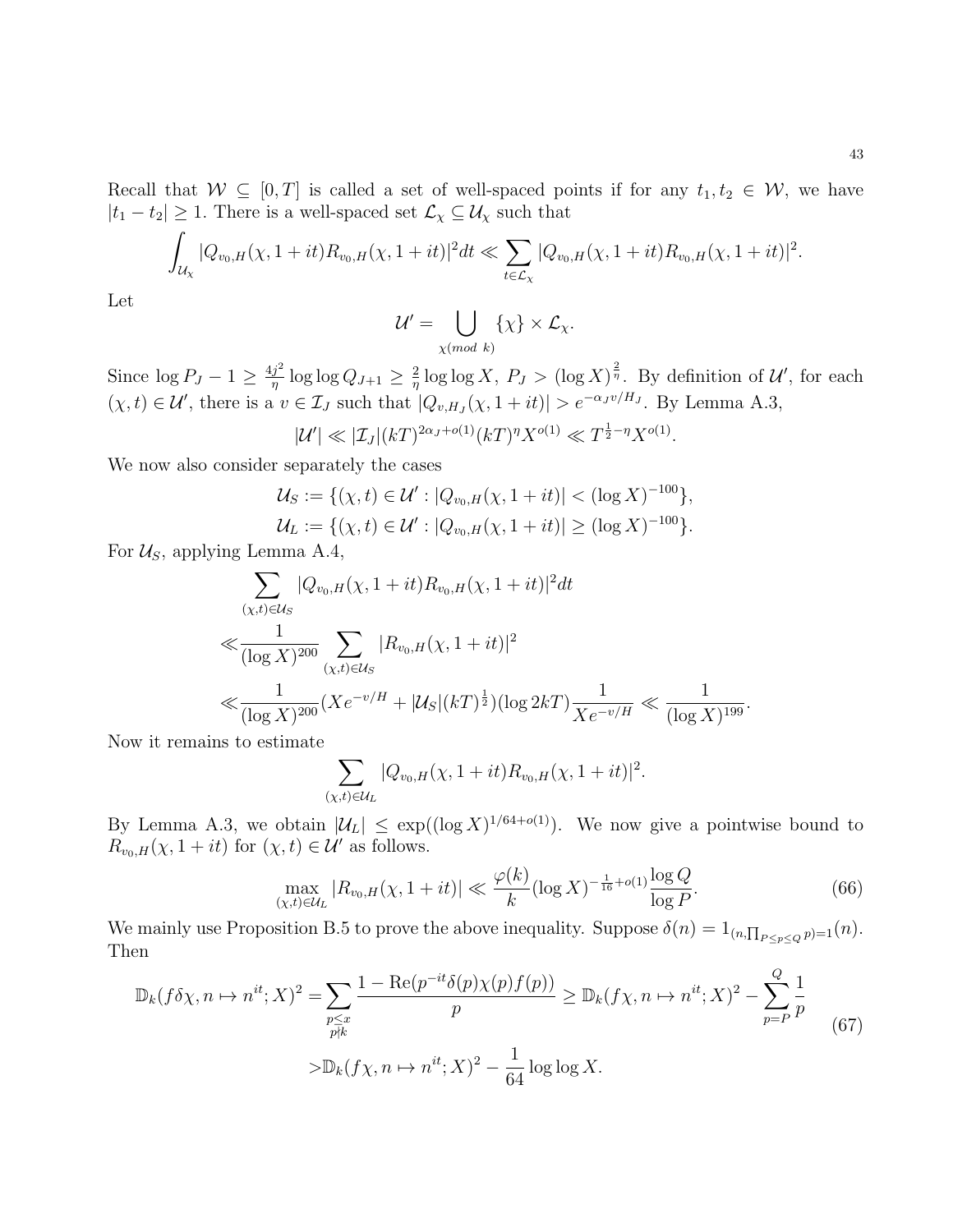Recall that $\mathcal{W} \subseteq [0,T]$ is called a set of well-spaced points if for any $t_1, t_2 \in \mathcal{W}$, we have $|t_1 - t_2| \geq 1$. There is a well-spaced set $\mathcal{L}_\chi \subseteq \mathcal{U}_\chi$ such that

$$\int_{\mathcal{U}_\chi} |Q_{v_0,H}(\chi, 1+it)R_{v_0,H}(\chi, 1+it)|^2 dt \ll \sum_{t \in \mathcal{L}_\chi} |Q_{v_0,H}(\chi, 1+it)R_{v_0,H}(\chi, 1+it)|^2.$$

Let

$$\mathcal{U}' = \bigcup_{\chi (mod\ k)} \{\chi\} \times \mathcal{L}_\chi.$$

Since $\log P_J - 1 \geq \frac{4j^2}{\eta} \log\log Q_{J+1} \geq \frac{2}{\eta} \log\log X$, $P_J > (\log X)^{\frac{2}{\eta}}$. By definition of $\mathcal{U}'$, for each $(\chi, t) \in \mathcal{U}'$, there is a $v \in \mathcal{I}_J$ such that $|Q_{v,H_J}(\chi, 1+it)| > e^{-\alpha_J v/H_J}$. By Lemma A.3,

$$|\mathcal{U}'| \ll |\mathcal{I}_J|(kT)^{2\alpha_J + o(1)}(kT)^{\eta} X^{o(1)} \ll T^{\frac{1}{2}-\eta} X^{o(1)}.$$

We now also consider separately the cases

$$\mathcal{U}_S := \{(\chi, t) \in \mathcal{U}' : |Q_{v_0,H}(\chi, 1+it)| < (\log X)^{-100}\},$$
$$\mathcal{U}_L := \{(\chi, t) \in \mathcal{U}' : |Q_{v_0,H}(\chi, 1+it)| \geq (\log X)^{-100}\}.$$

For $\mathcal{U}_S$, applying Lemma A.4,

$$\begin{aligned}
&\sum_{(\chi,t) \in \mathcal{U}_S} |Q_{v_0,H}(\chi, 1+it)R_{v_0,H}(\chi, 1+it)|^2 dt \\
\ll &\frac{1}{(\log X)^{200}} \sum_{(\chi,t) \in \mathcal{U}_S} |R_{v_0,H}(\chi, 1+it)|^2 \\
\ll &\frac{1}{(\log X)^{200}} (Xe^{-v/H} + |\mathcal{U}_S|(kT)^{\frac{1}{2}})(\log 2kT) \frac{1}{Xe^{-v/H}} \ll \frac{1}{(\log X)^{199}}.
\end{aligned}$$

Now it remains to estimate

$$\sum_{(\chi,t) \in \mathcal{U}_L} |Q_{v_0,H}(\chi, 1+it)R_{v_0,H}(\chi, 1+it)|^2.$$

By Lemma A.3, we obtain $|\mathcal{U}_L| \leq \exp((\log X)^{1/64+o(1)})$. We now give a pointwise bound to $R_{v_0,H}(\chi, 1+it)$ for $(\chi, t) \in \mathcal{U}'$ as follows.

$$\max_{(\chi,t) \in \mathcal{U}_L} |R_{v_0,H}(\chi, 1+it)| \ll \frac{\varphi(k)}{k} (\log X)^{-\frac{1}{16}+o(1)} \frac{\log Q}{\log P}. \tag{66}$$

We mainly use Proposition B.5 to prove the above inequality. Suppose $\delta(n) = 1_{(n, \prod_{P \leq p \leq Q} p)=1}(n)$. Then

$$\begin{aligned}
\mathbb{D}_k(f\delta\chi, n \mapsto n^{it}; X)^2 = &\sum_{\substack{p \leq x \\ p \nmid k}} \frac{1 - \mathrm{Re}(p^{-it}\delta(p)\chi(p)f(p))}{p} \geq \mathbb{D}_k(f\chi, n \mapsto n^{it}; X)^2 - \sum_{p=P}^{Q} \frac{1}{p} \\
> &\mathbb{D}_k(f\chi, n \mapsto n^{it}; X)^2 - \frac{1}{64} \log\log X.
\end{aligned} \tag{67}$$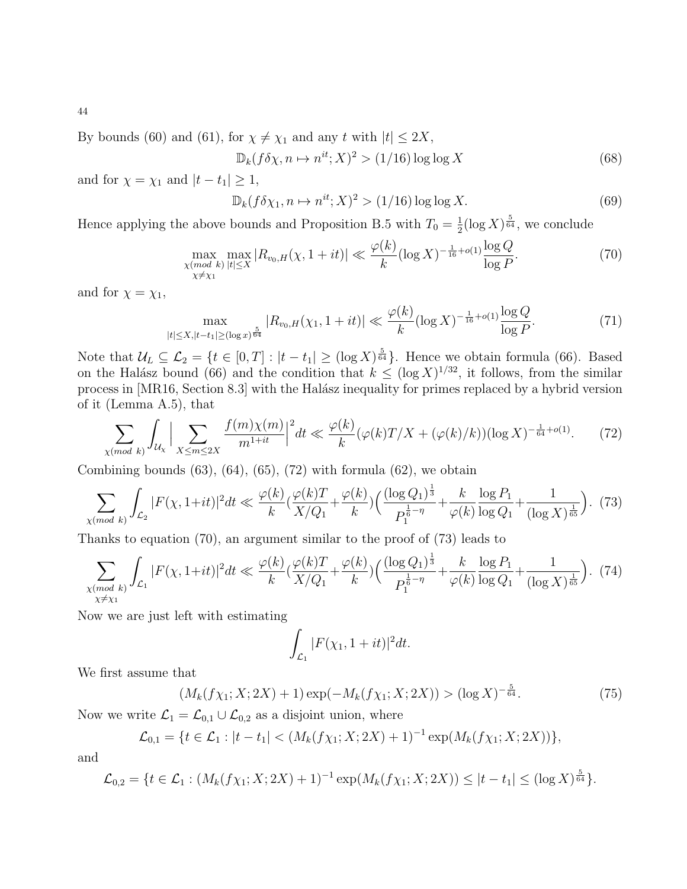By bounds (60) and (61), for $\chi \neq \chi_1$ and any $t$ with $|t| \leq 2X$,

$$\mathbb{D}_k(f\delta\chi, n \mapsto n^{it}; X)^2 > (1/16)\log\log X \tag{68}$$

and for $\chi = \chi_1$ and $|t - t_1| \geq 1$,

$$\mathbb{D}_k(f\delta\chi_1, n \mapsto n^{it}; X)^2 > (1/16)\log\log X. \tag{69}$$

Hence applying the above bounds and Proposition B.5 with $T_0 = \frac{1}{2}(\log X)^{\frac{5}{64}}$, we conclude

$$\max_{\substack{\chi (mod\ k) \\ \chi \neq \chi_1}} \max_{|t|\leq X} |R_{v_0,H}(\chi, 1+it)| \ll \frac{\varphi(k)}{k}(\log X)^{-\frac{1}{16}+o(1)}\frac{\log Q}{\log P}. \tag{70}$$

and for $\chi = \chi_1$,

$$\max_{|t|\leq X, |t-t_1|\geq (\log x)^{\frac{5}{64}}} |R_{v_0,H}(\chi_1, 1+it)| \ll \frac{\varphi(k)}{k}(\log X)^{-\frac{1}{16}+o(1)}\frac{\log Q}{\log P}. \tag{71}$$

Note that $\mathcal{U}_L \subseteq \mathcal{L}_2 = \{t \in [0,T] : |t - t_1| \geq (\log X)^{\frac{5}{64}}\}$. Hence we obtain formula (66). Based on the Halász bound (66) and the condition that $k \leq (\log X)^{1/32}$, it follows, from the similar process in [MR16, Section 8.3] with the Halász inequality for primes replaced by a hybrid version of it (Lemma A.5), that

$$\sum_{\chi (mod\ k)} \int_{\mathcal{U}_\chi} \Big| \sum_{X\leq m\leq 2X} \frac{f(m)\chi(m)}{m^{1+it}} \Big|^2 dt \ll \frac{\varphi(k)}{k}(\varphi(k)T/X + (\varphi(k)/k))(\log X)^{-\frac{1}{64}+o(1)}. \tag{72}$$

Combining bounds (63), (64), (65), (72) with formula (62), we obtain

$$\sum_{\chi (mod\ k)} \int_{\mathcal{L}_2} |F(\chi, 1+it)|^2 dt \ll \frac{\varphi(k)}{k}\Big(\frac{\varphi(k)T}{X/Q_1} + \frac{\varphi(k)}{k}\Big)\Big(\frac{(\log Q_1)^{\frac{1}{3}}}{P_1^{\frac{1}{6}-\eta}} + \frac{k}{\varphi(k)}\frac{\log P_1}{\log Q_1} + \frac{1}{(\log X)^{\frac{1}{65}}}\Big). \tag{73}$$

Thanks to equation (70), an argument similar to the proof of (73) leads to

$$\sum_{\substack{\chi (mod\ k) \\ \chi \neq \chi_1}} \int_{\mathcal{L}_1} |F(\chi, 1+it)|^2 dt \ll \frac{\varphi(k)}{k}\Big(\frac{\varphi(k)T}{X/Q_1} + \frac{\varphi(k)}{k}\Big)\Big(\frac{(\log Q_1)^{\frac{1}{3}}}{P_1^{\frac{1}{6}-\eta}} + \frac{k}{\varphi(k)}\frac{\log P_1}{\log Q_1} + \frac{1}{(\log X)^{\frac{1}{65}}}\Big). \tag{74}$$

Now we are just left with estimating

$$\int_{\mathcal{L}_1} |F(\chi_1, 1+it)|^2 dt.$$

We first assume that

$$(M_k(f\chi_1; X; 2X) + 1)\exp(-M_k(f\chi_1; X; 2X)) > (\log X)^{-\frac{5}{64}}. \tag{75}$$

Now we write $\mathcal{L}_1 = \mathcal{L}_{0,1} \cup \mathcal{L}_{0,2}$ as a disjoint union, where

$$\mathcal{L}_{0,1} = \{t \in \mathcal{L}_1 : |t - t_1| < (M_k(f\chi_1; X; 2X) + 1)^{-1}\exp(M_k(f\chi_1; X; 2X))\},$$

and

$$\mathcal{L}_{0,2} = \{t \in \mathcal{L}_1 : (M_k(f\chi_1; X; 2X) + 1)^{-1}\exp(M_k(f\chi_1; X; 2X)) \leq |t - t_1| \leq (\log X)^{\frac{5}{64}}\}.$$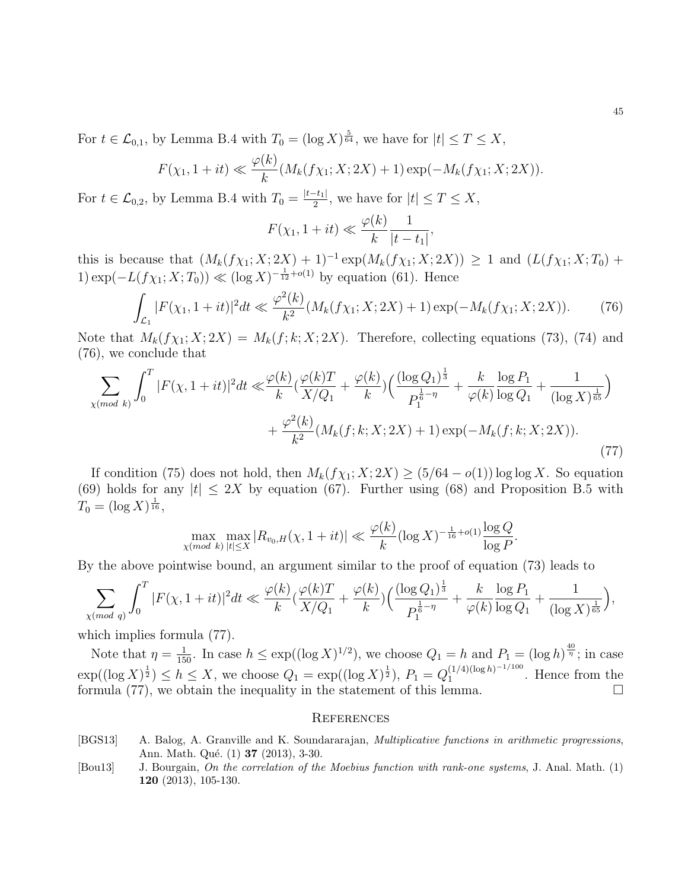For $t \in \mathcal{L}_{0,1}$, by Lemma B.4 with $T_0 = (\log X)^{\frac{5}{64}}$, we have for $|t| \leq T \leq X$,

$$F(\chi_1, 1+it) \ll \frac{\varphi(k)}{k}(M_k(f\chi_1; X; 2X) + 1)\exp(-M_k(f\chi_1; X; 2X)).$$

For $t \in \mathcal{L}_{0,2}$, by Lemma B.4 with $T_0 = \frac{|t-t_1|}{2}$, we have for $|t| \leq T \leq X$,

$$F(\chi_1, 1+it) \ll \frac{\varphi(k)}{k}\frac{1}{|t-t_1|},$$

this is because that $(M_k(f\chi_1; X; 2X) + 1)^{-1}\exp(M_k(f\chi_1; X; 2X)) \geq 1$ and $(L(f\chi_1; X; T_0) + 1)\exp(-L(f\chi_1; X; T_0)) \ll (\log X)^{-\frac{1}{12}+o(1)}$ by equation (61). Hence

$$\int_{\mathcal{L}_1} |F(\chi_1, 1+it)|^2 dt \ll \frac{\varphi^2(k)}{k^2}(M_k(f\chi_1; X; 2X) + 1)\exp(-M_k(f\chi_1; X; 2X)). \tag{76}$$

Note that $M_k(f\chi_1; X; 2X) = M_k(f; k; X; 2X)$. Therefore, collecting equations (73), (74) and (76), we conclude that

$$\begin{aligned}\sum_{\chi (mod\ k)} \int_0^T |F(\chi, 1+it)|^2 dt \ll & \frac{\varphi(k)}{k}\Big(\frac{\varphi(k)T}{X/Q_1} + \frac{\varphi(k)}{k}\Big)\Big(\frac{(\log Q_1)^{\frac{1}{3}}}{P_1^{\frac{1}{6}-\eta}} + \frac{k}{\varphi(k)}\frac{\log P_1}{\log Q_1} + \frac{1}{(\log X)^{\frac{1}{65}}}\Big) \\ & + \frac{\varphi^2(k)}{k^2}(M_k(f; k; X; 2X) + 1)\exp(-M_k(f; k; X; 2X)).\end{aligned} \tag{77}$$

If condition (75) does not hold, then $M_k(f\chi_1; X; 2X) \geq (5/64 - o(1))\log\log X$. So equation (69) holds for any $|t| \leq 2X$ by equation (67). Further using (68) and Proposition B.5 with $T_0 = (\log X)^{\frac{1}{16}}$,

$$\max_{\chi (mod\ k)} \max_{|t| \leq X} |R_{v_0,H}(\chi, 1+it)| \ll \frac{\varphi(k)}{k}(\log X)^{-\frac{1}{16}+o(1)}\frac{\log Q}{\log P}.$$

By the above pointwise bound, an argument similar to the proof of equation (73) leads to

$$\sum_{\chi (mod\ q)} \int_0^T |F(\chi, 1+it)|^2 dt \ll \frac{\varphi(k)}{k}\Big(\frac{\varphi(k)T}{X/Q_1} + \frac{\varphi(k)}{k}\Big)\Big(\frac{(\log Q_1)^{\frac{1}{3}}}{P_1^{\frac{1}{6}-\eta}} + \frac{k}{\varphi(k)}\frac{\log P_1}{\log Q_1} + \frac{1}{(\log X)^{\frac{1}{65}}}\Big),$$

which implies formula (77).

Note that $\eta = \frac{1}{150}$. In case $h \leq \exp((\log X)^{1/2})$, we choose $Q_1 = h$ and $P_1 = (\log h)^{\frac{40}{\eta}}$; in case $\exp((\log X)^{\frac{1}{2}}) \leq h \leq X$, we choose $Q_1 = \exp((\log X)^{\frac{1}{2}})$, $P_1 = Q_1^{(1/4)(\log h)^{-1/100}}$. Hence from the formula (77), we obtain the inequality in the statement of this lemma. $\square$

## References

[BGS13] A. Balog, A. Granville and K. Soundararajan, *Multiplicative functions in arithmetic progressions*, Ann. Math. Qué. (1) **37** (2013), 3-30.

[Bou13] J. Bourgain, *On the correlation of the Moebius function with rank-one systems*, J. Anal. Math. (1) **120** (2013), 105-130.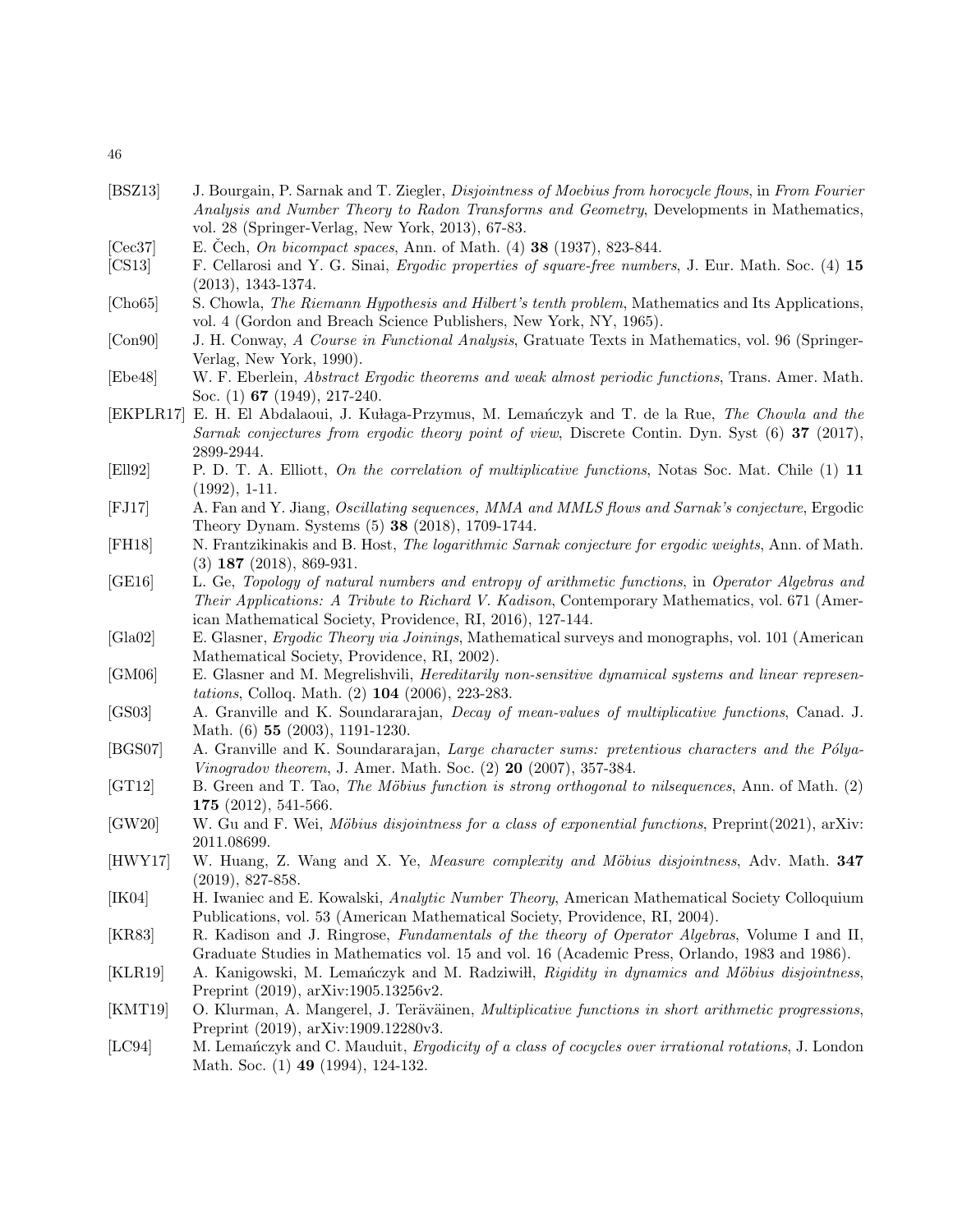[BSZ13] J. Bourgain, P. Sarnak and T. Ziegler, *Disjointness of Moebius from horocycle flows*, in *From Fourier Analysis and Number Theory to Radon Transforms and Geometry*, Developments in Mathematics, vol. 28 (Springer-Verlag, New York, 2013), 67-83.

[Cec37] E. Čech, *On bicompact spaces*, Ann. of Math. (4) **38** (1937), 823-844.

[CS13] F. Cellarosi and Y. G. Sinai, *Ergodic properties of square-free numbers*, J. Eur. Math. Soc. (4) **15** (2013), 1343-1374.

[Cho65] S. Chowla, *The Riemann Hypothesis and Hilbert's tenth problem*, Mathematics and Its Applications, vol. 4 (Gordon and Breach Science Publishers, New York, NY, 1965).

[Con90] J. H. Conway, *A Course in Functional Analysis*, Gratuate Texts in Mathematics, vol. 96 (Springer-Verlag, New York, 1990).

[Ebe48] W. F. Eberlein, *Abstract Ergodic theorems and weak almost periodic functions*, Trans. Amer. Math. Soc. (1) **67** (1949), 217-240.

[EKPLR17] E. H. El Abdalaoui, J. Kułaga-Przymus, M. Lemańczyk and T. de la Rue, *The Chowla and the Sarnak conjectures from ergodic theory point of view*, Discrete Contin. Dyn. Syst (6) **37** (2017), 2899-2944.

[Ell92] P. D. T. A. Elliott, *On the correlation of multiplicative functions*, Notas Soc. Mat. Chile (1) **11** (1992), 1-11.

[FJ17] A. Fan and Y. Jiang, *Oscillating sequences, MMA and MMLS flows and Sarnak's conjecture*, Ergodic Theory Dynam. Systems (5) **38** (2018), 1709-1744.

[FH18] N. Frantzikinakis and B. Host, *The logarithmic Sarnak conjecture for ergodic weights*, Ann. of Math. (3) **187** (2018), 869-931.

[GE16] L. Ge, *Topology of natural numbers and entropy of arithmetic functions*, in *Operator Algebras and Their Applications: A Tribute to Richard V. Kadison*, Contemporary Mathematics, vol. 671 (American Mathematical Society, Providence, RI, 2016), 127-144.

[Gla02] E. Glasner, *Ergodic Theory via Joinings*, Mathematical surveys and monographs, vol. 101 (American Mathematical Society, Providence, RI, 2002).

[GM06] E. Glasner and M. Megrelishvili, *Hereditarily non-sensitive dynamical systems and linear representations*, Colloq. Math. (2) **104** (2006), 223-283.

[GS03] A. Granville and K. Soundararajan, *Decay of mean-values of multiplicative functions*, Canad. J. Math. (6) **55** (2003), 1191-1230.

[BGS07] A. Granville and K. Soundararajan, *Large character sums: pretentious characters and the Pólya-Vinogradov theorem*, J. Amer. Math. Soc. (2) **20** (2007), 357-384.

[GT12] B. Green and T. Tao, *The Möbius function is strong orthogonal to nilsequences*, Ann. of Math. (2) **175** (2012), 541-566.

[GW20] W. Gu and F. Wei, *Möbius disjointness for a class of exponential functions*, Preprint(2021), arXiv: 2011.08699.

[HWY17] W. Huang, Z. Wang and X. Ye, *Measure complexity and Möbius disjointness*, Adv. Math. **347** (2019), 827-858.

[IK04] H. Iwaniec and E. Kowalski, *Analytic Number Theory*, American Mathematical Society Colloquium Publications, vol. 53 (American Mathematical Society, Providence, RI, 2004).

[KR83] R. Kadison and J. Ringrose, *Fundamentals of the theory of Operator Algebras*, Volume I and II, Graduate Studies in Mathematics vol. 15 and vol. 16 (Academic Press, Orlando, 1983 and 1986).

[KLR19] A. Kanigowski, M. Lemańczyk and M. Radziwiłł, *Rigidity in dynamics and Möbius disjointness*, Preprint (2019), arXiv:1905.13256v2.

[KMT19] O. Klurman, A. Mangerel, J. Teräväinen, *Multiplicative functions in short arithmetic progressions*, Preprint (2019), arXiv:1909.12280v3.

[LC94] M. Lemańczyk and C. Mauduit, *Ergodicity of a class of cocycles over irrational rotations*, J. London Math. Soc. (1) **49** (1994), 124-132.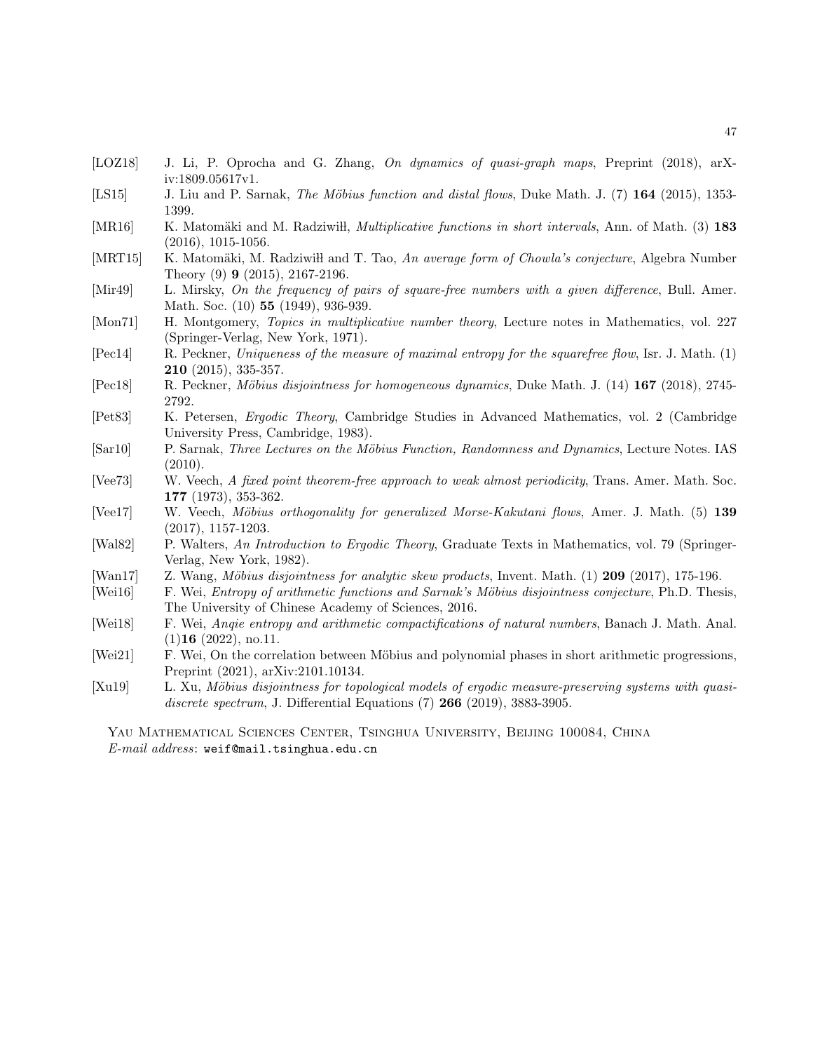- [LOZ18] J. Li, P. Oprocha and G. Zhang, *On dynamics of quasi-graph maps*, Preprint (2018), arXiv:1809.05617v1.
- [LS15] J. Liu and P. Sarnak, *The Möbius function and distal flows*, Duke Math. J. (7) **164** (2015), 1353-1399.
- [MR16] K. Matomäki and M. Radziwiłł, *Multiplicative functions in short intervals*, Ann. of Math. (3) **183** (2016), 1015-1056.
- [MRT15] K. Matomäki, M. Radziwiłł and T. Tao, *An average form of Chowla's conjecture*, Algebra Number Theory (9) **9** (2015), 2167-2196.
- [Mir49] L. Mirsky, *On the frequency of pairs of square-free numbers with a given difference*, Bull. Amer. Math. Soc. (10) **55** (1949), 936-939.
- [Mon71] H. Montgomery, *Topics in multiplicative number theory*, Lecture notes in Mathematics, vol. 227 (Springer-Verlag, New York, 1971).
- [Pec14] R. Peckner, *Uniqueness of the measure of maximal entropy for the squarefree flow*, Isr. J. Math. (1) **210** (2015), 335-357.
- [Pec18] R. Peckner, *Möbius disjointness for homogeneous dynamics*, Duke Math. J. (14) **167** (2018), 2745-2792.
- [Pet83] K. Petersen, *Ergodic Theory*, Cambridge Studies in Advanced Mathematics, vol. 2 (Cambridge University Press, Cambridge, 1983).
- [Sar10] P. Sarnak, *Three Lectures on the Möbius Function, Randomness and Dynamics*, Lecture Notes. IAS (2010).
- [Vee73] W. Veech, *A fixed point theorem-free approach to weak almost periodicity*, Trans. Amer. Math. Soc. **177** (1973), 353-362.
- [Vee17] W. Veech, *Möbius orthogonality for generalized Morse-Kakutani flows*, Amer. J. Math. (5) **139** (2017), 1157-1203.
- [Wal82] P. Walters, *An Introduction to Ergodic Theory*, Graduate Texts in Mathematics, vol. 79 (Springer-Verlag, New York, 1982).
- [Wan17] Z. Wang, *Möbius disjointness for analytic skew products*, Invent. Math. (1) **209** (2017), 175-196.
- [Wei16] F. Wei, *Entropy of arithmetic functions and Sarnak's Möbius disjointness conjecture*, Ph.D. Thesis, The University of Chinese Academy of Sciences, 2016.
- [Wei18] F. Wei, *Anqie entropy and arithmetic compactifications of natural numbers*, Banach J. Math. Anal. (1)**16** (2022), no.11.
- [Wei21] F. Wei, On the correlation between Möbius and polynomial phases in short arithmetic progressions, Preprint (2021), arXiv:2101.10134.
- [Xu19] L. Xu, *Möbius disjointness for topological models of ergodic measure-preserving systems with quasi-discrete spectrum*, J. Differential Equations (7) **266** (2019), 3883-3905.

Yau Mathematical Sciences Center, Tsinghua University, Beijing 100084, China
*E-mail address*: `weif@mail.tsinghua.edu.cn`